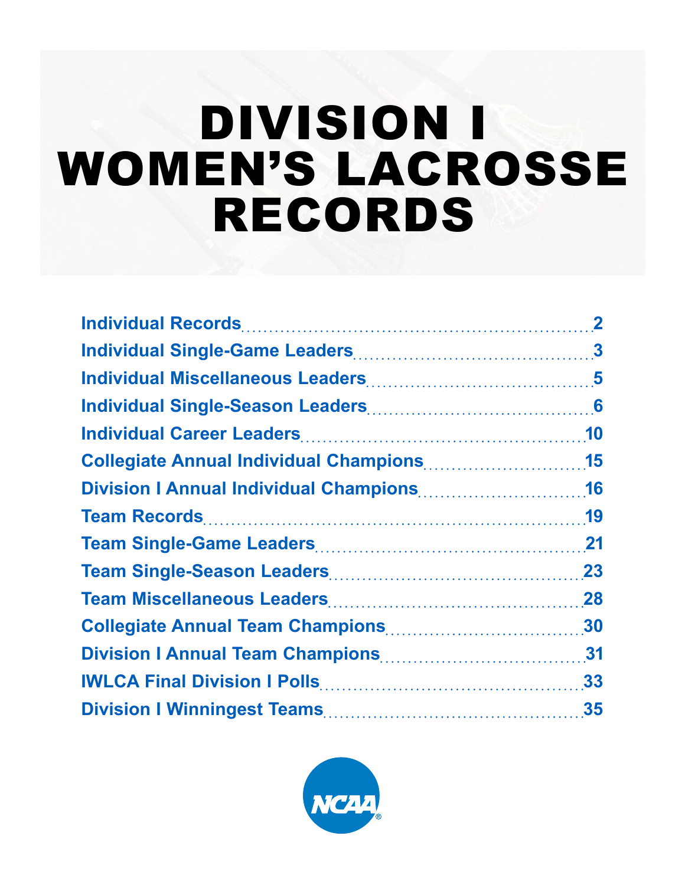# DIVISION I WOMEN'S LACROSSE RECORDS

| | |
|---|---|
| Individual Records | 2 |
| Individual Single-Game Leaders | 3 |
| Individual Miscellaneous Leaders | 5 |
| Individual Single-Season Leaders | 6 |
| Individual Career Leaders | 10 |
| Collegiate Annual Individual Champions | 15 |
| Division I Annual Individual Champions | 16 |
| Team Records | 19 |
| Team Single-Game Leaders | 21 |
| Team Single-Season Leaders | 23 |
| Team Miscellaneous Leaders | 28 |
| Collegiate Annual Team Champions | 30 |
| Division I Annual Team Champions | 31 |
| IWLCA Final Division I Polls | 33 |
| Division I Winningest Teams | 35 |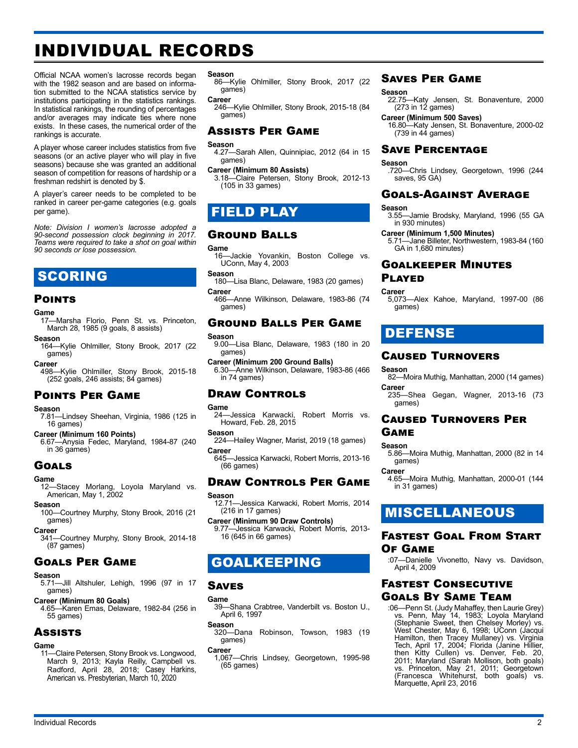# INDIVIDUAL RECORDS

Official NCAA women's lacrosse records began with the 1982 season and are based on information submitted to the NCAA statistics service by institutions participating in the statistics rankings. In statistical rankings, the rounding of percentages and/or averages may indicate ties where none exists. In these cases, the numerical order of the rankings is accurate.

A player whose career includes statistics from five seasons (or an active player who will play in five seasons) because she was granted an additional season of competition for reasons of hardship or a freshman redshirt is denoted by $.

A player's career needs to be completed to be ranked in career per-game categories (e.g. goals per game).

*Note: Division I women's lacrosse adopted a 90-second possession clock beginning in 2017. Teams were required to take a shot on goal within 90 seconds or lose possession.*

## SCORING

### Points

**Game**
17—Marsha Florio, Penn St. vs. Princeton, March 28, 1985 (9 goals, 8 assists)

**Season**
164—Kylie Ohlmiller, Stony Brook, 2017 (22 games)

**Career**
498—Kylie Ohlmiller, Stony Brook, 2015-18 (252 goals, 246 assists; 84 games)

### Points Per Game

**Season**
7.81—Lindsey Sheehan, Virginia, 1986 (125 in 16 games)

**Career (Minimum 160 Points)**
6.67—Anysia Fedec, Maryland, 1984-87 (240 in 36 games)

### Goals

**Game**
12—Stacey Morlang, Loyola Maryland vs. American, May 1, 2002

**Season**
100—Courtney Murphy, Stony Brook, 2016 (21 games)

**Career**
341—Courtney Murphy, Stony Brook, 2014-18 (87 games)

### Goals Per Game

**Season**
5.71—Jill Altshuler, Lehigh, 1996 (97 in 17 games)

**Career (Minimum 80 Goals)**
4.65—Karen Emas, Delaware, 1982-84 (256 in 55 games)

### Assists

**Game**
11—Claire Petersen, Stony Brook vs. Longwood, March 9, 2013; Kayla Reilly, Campbell vs. Radford, April 28, 2018; Casey Harkins, American vs. Presbyterian, March 10, 2020

**Season**
86—Kylie Ohlmiller, Stony Brook, 2017 (22 games)

**Career**
246—Kylie Ohlmiller, Stony Brook, 2015-18 (84 games)

### Assists Per Game

**Season**
4.27—Sarah Allen, Quinnipiac, 2012 (64 in 15 games)

**Career (Minimum 80 Assists)**
3.18—Claire Petersen, Stony Brook, 2012-13 (105 in 33 games)

## FIELD PLAY

### Ground Balls

**Game**
16—Jackie Yovankin, Boston College vs. UConn, May 4, 2003

**Season**
180—Lisa Blanc, Delaware, 1983 (20 games)

**Career**
466—Anne Wilkinson, Delaware, 1983-86 (74 games)

### Ground Balls Per Game

**Season**
9.00—Lisa Blanc, Delaware, 1983 (180 in 20 games)

**Career (Minimum 200 Ground Balls)**
6.30—Anne Wilkinson, Delaware, 1983-86 (466 in 74 games)

### Draw Controls

**Game**
24—Jessica Karwacki, Robert Morris vs. Howard, Feb. 28, 2015

**Season**
224—Hailey Wagner, Marist, 2019 (18 games)

**Career**
645—Jessica Karwacki, Robert Morris, 2013-16 (66 games)

### Draw Controls Per Game

**Season**
12.71—Jessica Karwacki, Robert Morris, 2014 (216 in 17 games)

**Career (Minimum 90 Draw Controls)**
9.77—Jessica Karwacki, Robert Morris, 2013-16 (645 in 66 games)

## GOALKEEPING

### Saves

**Game**
39—Shana Crabtree, Vanderbilt vs. Boston U., April 6, 1997

**Season**
320—Dana Robinson, Towson, 1983 (19 games)

**Career**
1,067—Chris Lindsey, Georgetown, 1995-98 (65 games)

### Saves Per Game

**Season**
22.75—Katy Jensen, St. Bonaventure, 2000 (273 in 12 games)

**Career (Minimum 500 Saves)**
16.80—Katy Jensen, St. Bonaventure, 2000-02 (739 in 44 games)

### Save Percentage

**Season**
.720—Chris Lindsey, Georgetown, 1996 (244 saves, 95 GA)

### Goals-Against Average

**Season**
3.55—Jamie Brodsky, Maryland, 1996 (55 GA in 930 minutes)

**Career (Minimum 1,500 Minutes)**
5.71—Jane Billeter, Northwestern, 1983-84 (160 GA in 1,680 minutes)

### Goalkeeper Minutes Played

**Career**
5,073—Alex Kahoe, Maryland, 1997-00 (86 games)

## DEFENSE

### Caused Turnovers

**Season**
82—Moira Muthig, Manhattan, 2000 (14 games)

**Career**
235—Shea Gegan, Wagner, 2013-16 (73 games)

### Caused Turnovers Per Game

**Season**
5.86—Moira Muthig, Manhattan, 2000 (82 in 14 games)

**Career**
4.65—Moira Muthig, Manhattan, 2000-01 (144 in 31 games)

## MISCELLANEOUS

### Fastest Goal From Start Of Game

:07—Danielle Vivonetto, Navy vs. Davidson, April 4, 2009

### Fastest Consecutive Goals By Same Team

:06—Penn St. (Judy Mahaffey, then Laurie Grey) vs. Penn, May 14, 1983; Loyola Maryland (Stephanie Sweet, then Chelsey Morley) vs. West Chester, May 6, 1998; UConn (Jacqui Hamilton, then Tracey Mullaney) vs. Virginia Tech, April 17, 2004; Florida (Janine Hillier, then Kitty Cullen) vs. Denver, Feb. 20, 2011; Maryland (Sarah Mollison, both goals) vs. Princeton, May 21, 2011; Georgetown (Francesca Whitehurst, both goals) vs. Marquette, April 23, 2016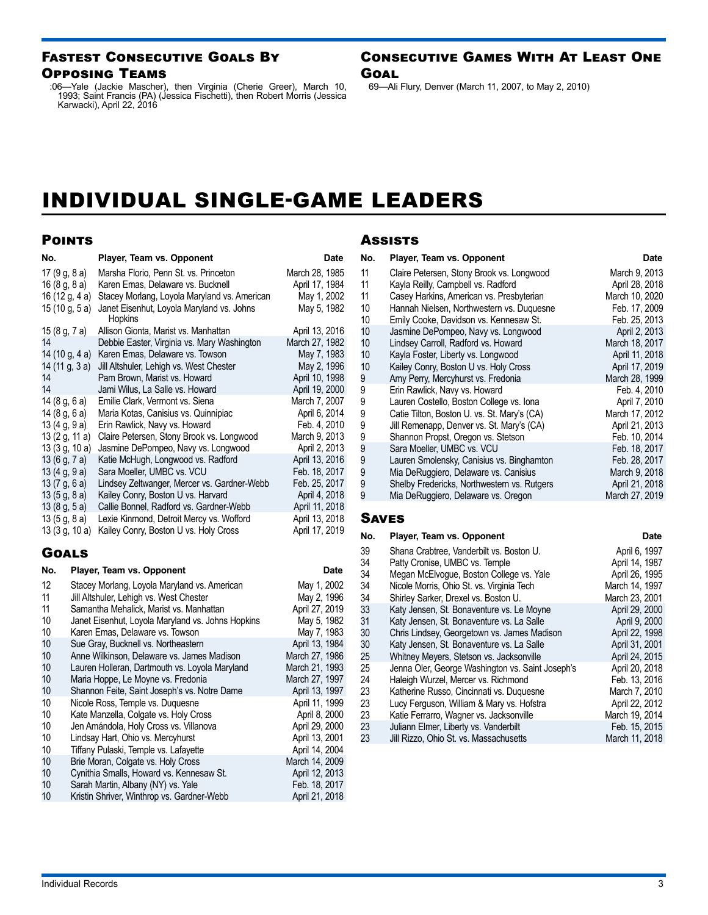## Fastest Consecutive Goals By Opposing Teams

:06—Yale (Jackie Mascher), then Virginia (Cherie Greer), March 10, 1993; Saint Francis (PA) (Jessica Fischetti), then Robert Morris (Jessica Karwacki), April 22, 2016

## Consecutive Games With At Least One Goal

69—Ali Flury, Denver (March 11, 2007, to May 2, 2010)

# INDIVIDUAL SINGLE-GAME LEADERS

## Points

| No. | Player, Team vs. Opponent | Date |
|---|---|---|
| 17 (9 g, 8 a) | Marsha Florio, Penn St. vs. Princeton | March 28, 1985 |
| 16 (8 g, 8 a) | Karen Emas, Delaware vs. Bucknell | April 17, 1984 |
| 16 (12 g, 4 a) | Stacey Morlang, Loyola Maryland vs. American | May 1, 2002 |
| 15 (10 g, 5 a) | Janet Eisenhut, Loyola Maryland vs. Johns Hopkins | May 5, 1982 |
| 15 (8 g, 7 a) | Allison Gionta, Marist vs. Manhattan | April 13, 2016 |
| 14 | Debbie Easter, Virginia vs. Mary Washington | March 27, 1982 |
| 14 (10 g, 4 a) | Karen Emas, Delaware vs. Towson | May 7, 1983 |
| 14 (11 g, 3 a) | Jill Altshuler, Lehigh vs. West Chester | May 2, 1996 |
| 14 | Pam Brown, Marist vs. Howard | April 10, 1998 |
| 14 | Jami Wilus, La Salle vs. Howard | April 19, 2000 |
| 14 (8 g, 6 a) | Emilie Clark, Vermont vs. Siena | March 7, 2007 |
| 14 (8 g, 6 a) | Maria Kotas, Canisius vs. Quinnipiac | April 6, 2014 |
| 13 (4 g, 9 a) | Erin Rawlick, Navy vs. Howard | Feb. 4, 2010 |
| 13 (2 g, 11 a) | Claire Petersen, Stony Brook vs. Longwood | March 9, 2013 |
| 13 (3 g, 10 a) | Jasmine DePompeo, Navy vs. Longwood | April 2, 2013 |
| 13 (6 g, 7 a) | Katie McHugh, Longwood vs. Radford | April 13, 2016 |
| 13 (4 g, 9 a) | Sara Moeller, UMBC vs. VCU | Feb. 18, 2017 |
| 13 (7 g, 6 a) | Lindsey Zeltwanger, Mercer vs. Gardner-Webb | Feb. 25, 2017 |
| 13 (5 g, 8 a) | Kailey Conry, Boston U vs. Harvard | April 4, 2018 |
| 13 (8 g, 5 a) | Callie Bonnel, Radford vs. Gardner-Webb | April 11, 2018 |
| 13 (5 g, 8 a) | Lexie Kinmond, Detroit Mercy vs. Wofford | April 13, 2018 |
| 13 (3 g, 10 a) | Kailey Conry, Boston U vs. Holy Cross | April 17, 2019 |

## Goals

| No. | Player, Team vs. Opponent | Date |
|---|---|---|
| 12 | Stacey Morlang, Loyola Maryland vs. American | May 1, 2002 |
| 11 | Jill Altshuler, Lehigh vs. West Chester | May 2, 1996 |
| 11 | Samantha Mehalick, Marist vs. Manhattan | April 27, 2019 |
| 10 | Janet Eisenhut, Loyola Maryland vs. Johns Hopkins | May 5, 1982 |
| 10 | Karen Emas, Delaware vs. Towson | May 7, 1983 |
| 10 | Sue Gray, Bucknell vs. Northeastern | April 13, 1984 |
| 10 | Anne Wilkinson, Delaware vs. James Madison | March 27, 1986 |
| 10 | Lauren Holleran, Dartmouth vs. Loyola Maryland | March 21, 1993 |
| 10 | Maria Hoppe, Le Moyne vs. Fredonia | March 27, 1997 |
| 10 | Shannon Feite, Saint Joseph's vs. Notre Dame | April 13, 1997 |
| 10 | Nicole Ross, Temple vs. Duquesne | April 11, 1999 |
| 10 | Kate Manzella, Colgate vs. Holy Cross | April 8, 2000 |
| 10 | Jen Amándola, Holy Cross vs. Villanova | April 29, 2000 |
| 10 | Lindsay Hart, Ohio vs. Mercyhurst | April 13, 2001 |
| 10 | Tiffany Pulaski, Temple vs. Lafayette | April 14, 2004 |
| 10 | Brie Moran, Colgate vs. Holy Cross | March 14, 2009 |
| 10 | Cynithia Smalls, Howard vs. Kennesaw St. | April 12, 2013 |
| 10 | Sarah Martin, Albany (NY) vs. Yale | Feb. 18, 2017 |
| 10 | Kristin Shriver, Winthrop vs. Gardner-Webb | April 21, 2018 |

## Assists

| No. | Player, Team vs. Opponent | Date |
|---|---|---|
| 11 | Claire Petersen, Stony Brook vs. Longwood | March 9, 2013 |
| 11 | Kayla Reilly, Campbell vs. Radford | April 28, 2018 |
| 11 | Casey Harkins, American vs. Presbyterian | March 10, 2020 |
| 10 | Hannah Nielsen, Northwestern vs. Duquesne | Feb. 17, 2009 |
| 10 | Emily Cooke, Davidson vs. Kennesaw St. | Feb. 25, 2013 |
| 10 | Jasmine DePompeo, Navy vs. Longwood | April 2, 2013 |
| 10 | Lindsey Carroll, Radford vs. Howard | March 18, 2017 |
| 10 | Kayla Foster, Liberty vs. Longwood | April 11, 2018 |
| 10 | Kailey Conry, Boston U vs. Holy Cross | April 17, 2019 |
| 9 | Amy Perry, Mercyhurst vs. Fredonia | March 28, 1999 |
| 9 | Erin Rawlick, Navy vs. Howard | Feb. 4, 2010 |
| 9 | Lauren Costello, Boston College vs. Iona | April 7, 2010 |
| 9 | Catie Tilton, Boston U. vs. St. Mary's (CA) | March 17, 2012 |
| 9 | Jill Remenapp, Denver vs. St. Mary's (CA) | April 21, 2013 |
| 9 | Shannon Propst, Oregon vs. Stetson | Feb. 10, 2014 |
| 9 | Sara Moeller, UMBC vs. VCU | Feb. 18, 2017 |
| 9 | Lauren Smolensky, Canisius vs. Binghamton | Feb. 28, 2017 |
| 9 | Mia DeRuggiero, Delaware vs. Canisius | March 9, 2018 |
| 9 | Shelby Fredericks, Northwestern vs. Rutgers | April 21, 2018 |
| 9 | Mia DeRuggiero, Delaware vs. Oregon | March 27, 2019 |

## Saves

| No. | Player, Team vs. Opponent | Date |
|---|---|---|
| 39 | Shana Crabtree, Vanderbilt vs. Boston U. | April 6, 1997 |
| 34 | Patty Cronise, UMBC vs. Temple | April 14, 1987 |
| 34 | Megan McElvogue, Boston College vs. Yale | April 26, 1995 |
| 34 | Nicole Morris, Ohio St. vs. Virginia Tech | March 14, 1997 |
| 34 | Shirley Sarker, Drexel vs. Boston U. | March 23, 2001 |
| 33 | Katy Jensen, St. Bonaventure vs. Le Moyne | April 29, 2000 |
| 31 | Katy Jensen, St. Bonaventure vs. La Salle | April 9, 2000 |
| 30 | Chris Lindsey, Georgetown vs. James Madison | April 22, 1998 |
| 30 | Katy Jensen, St. Bonaventure vs. La Salle | April 31, 2001 |
| 25 | Whitney Meyers, Stetson vs. Jacksonville | April 24, 2015 |
| 25 | Jenna Oler, George Washington vs. Saint Joseph's | April 20, 2018 |
| 24 | Haleigh Wurzel, Mercer vs. Richmond | Feb. 13, 2016 |
| 23 | Katherine Russo, Cincinnati vs. Duquesne | March 7, 2010 |
| 23 | Lucy Ferguson, William & Mary vs. Hofstra | April 22, 2012 |
| 23 | Katie Ferrarro, Wagner vs. Jacksonville | March 19, 2014 |
| 23 | Juliann Elmer, Liberty vs. Vanderbilt | Feb. 15, 2015 |
| 23 | Jill Rizzo, Ohio St. vs. Massachusetts | March 11, 2018 |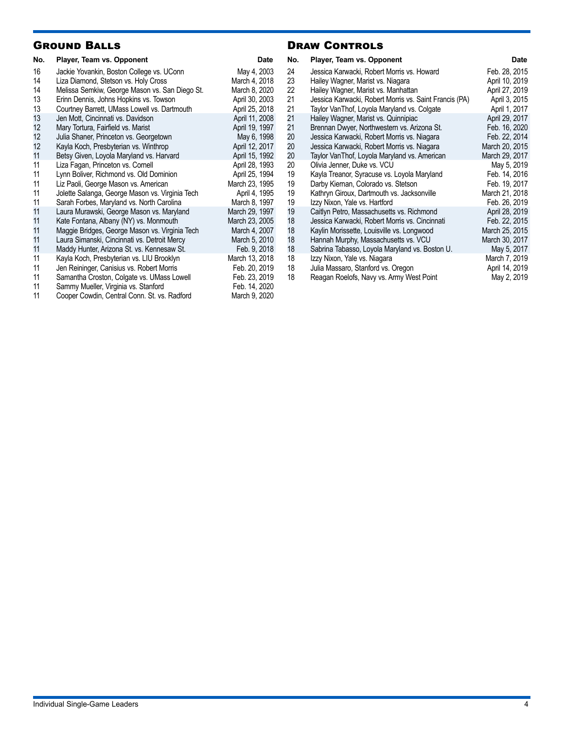## Ground Balls

| No. | Player, Team vs. Opponent | Date |
|---|---|---|
| 16 | Jackie Yovankin, Boston College vs. UConn | May 4, 2003 |
| 14 | Liza Diamond, Stetson vs. Holy Cross | March 4, 2018 |
| 14 | Melissa Semkiw, George Mason vs. San Diego St. | March 8, 2020 |
| 13 | Erinn Dennis, Johns Hopkins vs. Towson | April 30, 2003 |
| 13 | Courtney Barrett, UMass Lowell vs. Dartmouth | April 25, 2018 |
| 13 | Jen Mott, Cincinnati vs. Davidson | April 11, 2008 |
| 12 | Mary Tortura, Fairfield vs. Marist | April 19, 1997 |
| 12 | Julia Shaner, Princeton vs. Georgetown | May 6, 1998 |
| 12 | Kayla Koch, Presbyterian vs. Winthrop | April 12, 2017 |
| 11 | Betsy Given, Loyola Maryland vs. Harvard | April 15, 1992 |
| 11 | Liza Fagan, Princeton vs. Cornell | April 28, 1993 |
| 11 | Lynn Boliver, Richmond vs. Old Dominion | April 25, 1994 |
| 11 | Liz Paoli, George Mason vs. American | March 23, 1995 |
| 11 | Jolette Salanga, George Mason vs. Virginia Tech | April 4, 1995 |
| 11 | Sarah Forbes, Maryland vs. North Carolina | March 8, 1997 |
| 11 | Laura Murawski, George Mason vs. Maryland | March 29, 1997 |
| 11 | Kate Fontana, Albany (NY) vs. Monmouth | March 23, 2005 |
| 11 | Maggie Bridges, George Mason vs. Virginia Tech | March 4, 2007 |
| 11 | Laura Simanski, Cincinnati vs. Detroit Mercy | March 5, 2010 |
| 11 | Maddy Hunter, Arizona St. vs. Kennesaw St. | Feb. 9, 2018 |
| 11 | Kayla Koch, Presbyterian vs. LIU Brooklyn | March 13, 2018 |
| 11 | Jen Reininger, Canisius vs. Robert Morris | Feb. 20, 2019 |
| 11 | Samantha Croston, Colgate vs. UMass Lowell | Feb. 23, 2019 |
| 11 | Sammy Mueller, Virginia vs. Stanford | Feb. 14, 2020 |
| 11 | Cooper Cowdin, Central Conn. St. vs. Radford | March 9, 2020 |

## Draw Controls

| No. | Player, Team vs. Opponent | Date |
|---|---|---|
| 24 | Jessica Karwacki, Robert Morris vs. Howard | Feb. 28, 2015 |
| 23 | Hailey Wagner, Marist vs. Niagara | April 10, 2019 |
| 22 | Hailey Wagner, Marist vs. Manhattan | April 27, 2019 |
| 21 | Jessica Karwacki, Robert Morris vs. Saint Francis (PA) | April 3, 2015 |
| 21 | Taylor VanThof, Loyola Maryland vs. Colgate | April 1, 2017 |
| 21 | Hailey Wagner, Marist vs. Quinnipiac | April 29, 2017 |
| 21 | Brennan Dwyer, Northwestern vs. Arizona St. | Feb. 16, 2020 |
| 20 | Jessica Karwacki, Robert Morris vs. Niagara | Feb. 22, 2014 |
| 20 | Jessica Karwacki, Robert Morris vs. Niagara | March 20, 2015 |
| 20 | Taylor VanThof, Loyola Maryland vs. American | March 29, 2017 |
| 20 | Olivia Jenner, Duke vs. VCU | May 5, 2019 |
| 19 | Kayla Treanor, Syracuse vs. Loyola Maryland | Feb. 14, 2016 |
| 19 | Darby Kiernan, Colorado vs. Stetson | Feb. 19, 2017 |
| 19 | Kathryn Giroux, Dartmouth vs. Jacksonville | March 21, 2018 |
| 19 | Izzy Nixon, Yale vs. Hartford | Feb. 26, 2019 |
| 19 | Caitlyn Petro, Massachusetts vs. Richmond | April 28, 2019 |
| 18 | Jessica Karwacki, Robert Morris vs. Cincinnati | Feb. 22, 2015 |
| 18 | Kaylin Morissette, Louisville vs. Longwood | March 25, 2015 |
| 18 | Hannah Murphy, Massachusetts vs. VCU | March 30, 2017 |
| 18 | Sabrina Tabasso, Loyola Maryland vs. Boston U. | May 5, 2017 |
| 18 | Izzy Nixon, Yale vs. Niagara | March 7, 2019 |
| 18 | Julia Massaro, Stanford vs. Oregon | April 14, 2019 |
| 18 | Reagan Roelofs, Navy vs. Army West Point | May 2, 2019 |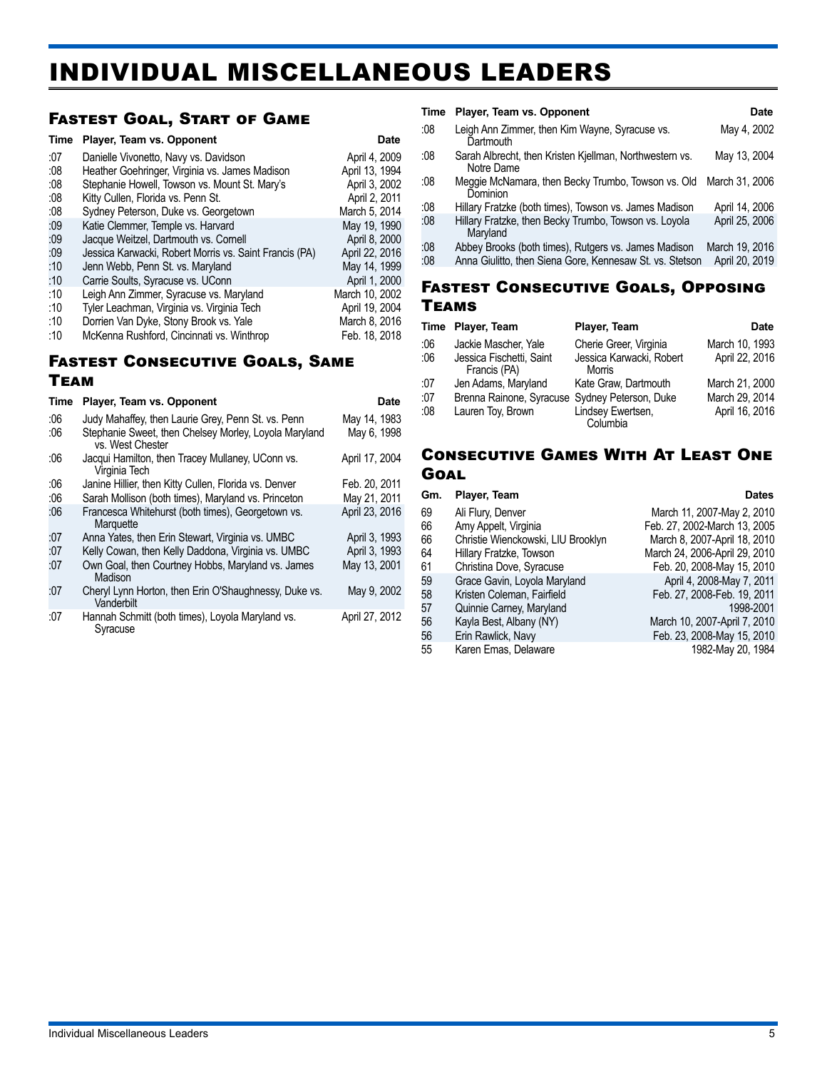# INDIVIDUAL MISCELLANEOUS LEADERS

## Fastest Goal, Start of Game

| Time | Player, Team vs. Opponent | Date |
|---|---|---|
| :07 | Danielle Vivonetto, Navy vs. Davidson | April 4, 2009 |
| :08 | Heather Goehringer, Virginia vs. James Madison | April 13, 1994 |
| :08 | Stephanie Howell, Towson vs. Mount St. Mary's | April 3, 2002 |
| :08 | Kitty Cullen, Florida vs. Penn St. | April 2, 2011 |
| :08 | Sydney Peterson, Duke vs. Georgetown | March 5, 2014 |
| :09 | Katie Clemmer, Temple vs. Harvard | May 19, 1990 |
| :09 | Jacque Weitzel, Dartmouth vs. Cornell | April 8, 2000 |
| :09 | Jessica Karwacki, Robert Morris vs. Saint Francis (PA) | April 22, 2016 |
| :10 | Jenn Webb, Penn St. vs. Maryland | May 14, 1999 |
| :10 | Carrie Soults, Syracuse vs. UConn | April 1, 2000 |
| :10 | Leigh Ann Zimmer, Syracuse vs. Maryland | March 10, 2002 |
| :10 | Tyler Leachman, Virginia vs. Virginia Tech | April 19, 2004 |
| :10 | Dorrien Van Dyke, Stony Brook vs. Yale | March 8, 2016 |
| :10 | McKenna Rushford, Cincinnati vs. Winthrop | Feb. 18, 2018 |

## Fastest Consecutive Goals, Same Team

| Time | Player, Team vs. Opponent | Date |
|---|---|---|
| :06 | Judy Mahaffey, then Laurie Grey, Penn St. vs. Penn | May 14, 1983 |
| :06 | Stephanie Sweet, then Chelsey Morley, Loyola Maryland vs. West Chester | May 6, 1998 |
| :06 | Jacqui Hamilton, then Tracey Mullaney, UConn vs. Virginia Tech | April 17, 2004 |
| :06 | Janine Hillier, then Kitty Cullen, Florida vs. Denver | Feb. 20, 2011 |
| :06 | Sarah Mollison (both times), Maryland vs. Princeton | May 21, 2011 |
| :06 | Francesca Whitehurst (both times), Georgetown vs. Marquette | April 23, 2016 |
| :07 | Anna Yates, then Erin Stewart, Virginia vs. UMBC | April 3, 1993 |
| :07 | Kelly Cowan, then Kelly Daddona, Virginia vs. UMBC | April 3, 1993 |
| :07 | Own Goal, then Courtney Hobbs, Maryland vs. James Madison | May 13, 2001 |
| :07 | Cheryl Lynn Horton, then Erin O'Shaughnessy, Duke vs. Vanderbilt | May 9, 2002 |
| :07 | Hannah Schmitt (both times), Loyola Maryland vs. Syracuse | April 27, 2012 |
| :08 | Leigh Ann Zimmer, then Kim Wayne, Syracuse vs. Dartmouth | May 4, 2002 |
| :08 | Sarah Albrecht, then Kristen Kjellman, Northwestern vs. Notre Dame | May 13, 2004 |
| :08 | Meggie McNamara, then Becky Trumbo, Towson vs. Old Dominion | March 31, 2006 |
| :08 | Hillary Fratzke (both times), Towson vs. James Madison | April 14, 2006 |
| :08 | Hillary Fratzke, then Becky Trumbo, Towson vs. Loyola Maryland | April 25, 2006 |
| :08 | Abbey Brooks (both times), Rutgers vs. James Madison | March 19, 2016 |
| :08 | Anna Giulitto, then Siena Gore, Kennesaw St. vs. Stetson | April 20, 2019 |

## Fastest Consecutive Goals, Opposing Teams

| Time | Player, Team | Player, Team | Date |
|---|---|---|---|
| :06 | Jackie Mascher, Yale | Cherie Greer, Virginia | March 10, 1993 |
| :06 | Jessica Fischetti, Saint Francis (PA) | Jessica Karwacki, Robert Morris | April 22, 2016 |
| :07 | Jen Adams, Maryland | Kate Graw, Dartmouth | March 21, 2000 |
| :07 | Brenna Rainone, Syracuse | Sydney Peterson, Duke | March 29, 2014 |
| :08 | Lauren Toy, Brown | Lindsey Ewertsen, Columbia | April 16, 2016 |

## Consecutive Games With At Least One Goal

| Gm. | Player, Team | Dates |
|---|---|---|
| 69 | Ali Flury, Denver | March 11, 2007-May 2, 2010 |
| 66 | Amy Appelt, Virginia | Feb. 27, 2002-March 13, 2005 |
| 66 | Christie Wienckowski, LIU Brooklyn | March 8, 2007-April 18, 2010 |
| 64 | Hillary Fratzke, Towson | March 24, 2006-April 29, 2010 |
| 61 | Christina Dove, Syracuse | Feb. 20, 2008-May 15, 2010 |
| 59 | Grace Gavin, Loyola Maryland | April 4, 2008-May 7, 2011 |
| 58 | Kristen Coleman, Fairfield | Feb. 27, 2008-Feb. 19, 2011 |
| 57 | Quinnie Carney, Maryland | 1998-2001 |
| 56 | Kayla Best, Albany (NY) | March 10, 2007-April 7, 2010 |
| 56 | Erin Rawlick, Navy | Feb. 23, 2008-May 15, 2010 |
| 55 | Karen Emas, Delaware | 1982-May 20, 1984 |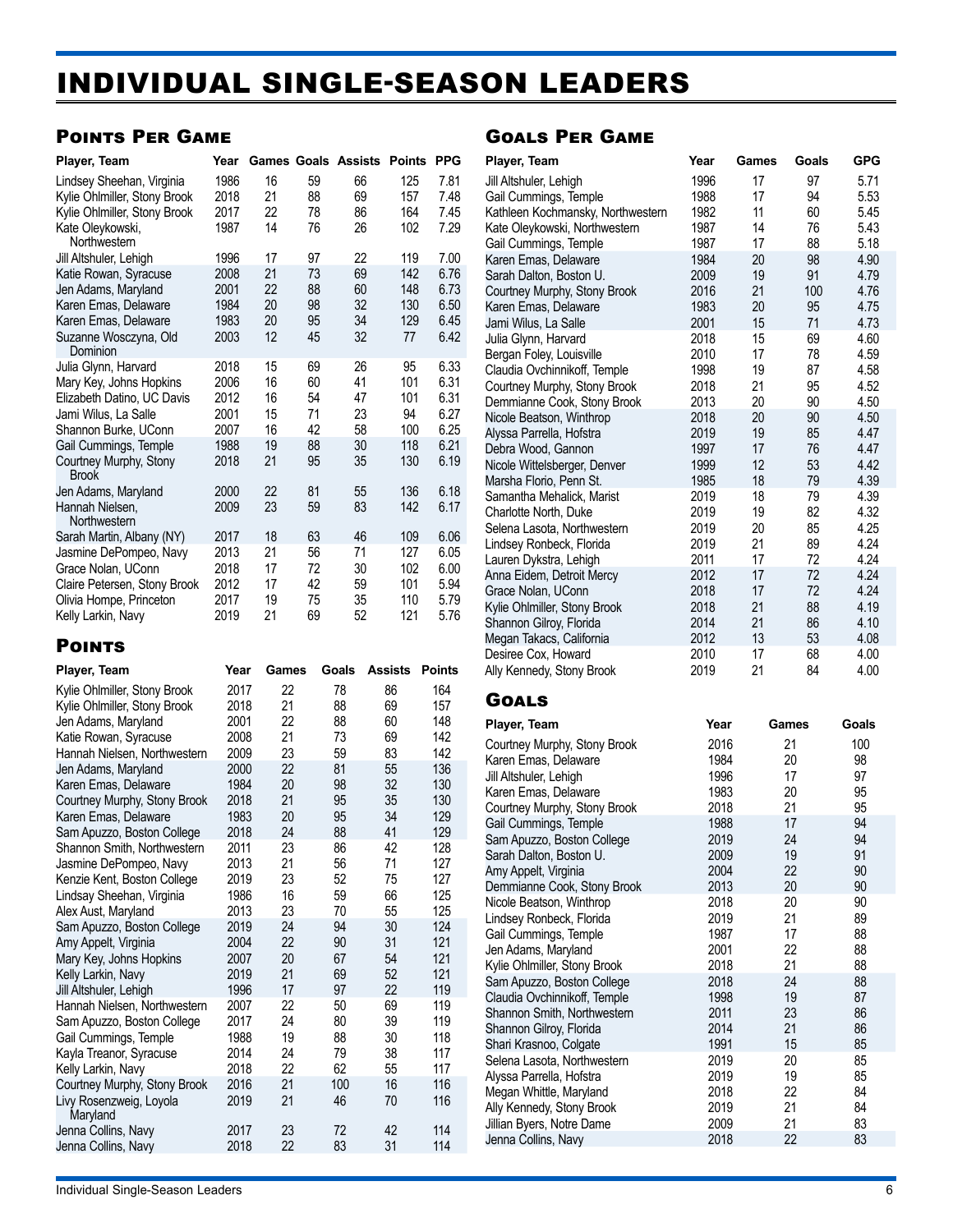# INDIVIDUAL SINGLE-SEASON LEADERS

## Points Per Game

| Player, Team | Year | Games | Goals | Assists | Points | PPG |
|---|---|---|---|---|---|---|
| Lindsey Sheehan, Virginia | 1986 | 16 | 59 | 66 | 125 | 7.81 |
| Kylie Ohlmiller, Stony Brook | 2018 | 21 | 88 | 69 | 157 | 7.48 |
| Kylie Ohlmiller, Stony Brook | 2017 | 22 | 78 | 86 | 164 | 7.45 |
| Kate Oleykowski, Northwestern | 1987 | 14 | 76 | 26 | 102 | 7.29 |
| Jill Altshuler, Lehigh | 1996 | 17 | 97 | 22 | 119 | 7.00 |
| Katie Rowan, Syracuse | 2008 | 21 | 73 | 69 | 142 | 6.76 |
| Jen Adams, Maryland | 2001 | 22 | 88 | 60 | 148 | 6.73 |
| Karen Emas, Delaware | 1984 | 20 | 98 | 32 | 130 | 6.50 |
| Karen Emas, Delaware | 1983 | 20 | 95 | 34 | 129 | 6.45 |
| Suzanne Wosczyna, Old Dominion | 2003 | 12 | 45 | 32 | 77 | 6.42 |
| Julia Glynn, Harvard | 2018 | 15 | 69 | 26 | 95 | 6.33 |
| Mary Key, Johns Hopkins | 2006 | 16 | 60 | 41 | 101 | 6.31 |
| Elizabeth Datino, UC Davis | 2012 | 16 | 54 | 47 | 101 | 6.31 |
| Jami Wilus, La Salle | 2001 | 15 | 71 | 23 | 94 | 6.27 |
| Shannon Burke, UConn | 2007 | 16 | 42 | 58 | 100 | 6.25 |
| Gail Cummings, Temple | 1988 | 19 | 88 | 30 | 118 | 6.21 |
| Courtney Murphy, Stony Brook | 2018 | 21 | 95 | 35 | 130 | 6.19 |
| Jen Adams, Maryland | 2000 | 22 | 81 | 55 | 136 | 6.18 |
| Hannah Nielsen, Northwestern | 2009 | 23 | 59 | 83 | 142 | 6.17 |
| Sarah Martin, Albany (NY) | 2017 | 18 | 63 | 46 | 109 | 6.06 |
| Jasmine DePompeo, Navy | 2013 | 21 | 56 | 71 | 127 | 6.05 |
| Grace Nolan, UConn | 2018 | 17 | 72 | 30 | 102 | 6.00 |
| Claire Petersen, Stony Brook | 2012 | 17 | 42 | 59 | 101 | 5.94 |
| Olivia Hompe, Princeton | 2017 | 19 | 75 | 35 | 110 | 5.79 |
| Kelly Larkin, Navy | 2019 | 21 | 69 | 52 | 121 | 5.76 |

## Points

| Player, Team | Year | Games | Goals | Assists | Points |
|---|---|---|---|---|---|
| Kylie Ohlmiller, Stony Brook | 2017 | 22 | 78 | 86 | 164 |
| Kylie Ohlmiller, Stony Brook | 2018 | 21 | 88 | 69 | 157 |
| Jen Adams, Maryland | 2001 | 22 | 88 | 60 | 148 |
| Katie Rowan, Syracuse | 2008 | 21 | 73 | 69 | 142 |
| Hannah Nielsen, Northwestern | 2009 | 23 | 59 | 83 | 142 |
| Jen Adams, Maryland | 2000 | 22 | 81 | 55 | 136 |
| Karen Emas, Delaware | 1984 | 20 | 98 | 32 | 130 |
| Courtney Murphy, Stony Brook | 2018 | 21 | 95 | 35 | 130 |
| Karen Emas, Delaware | 1983 | 20 | 95 | 34 | 129 |
| Sam Apuzzo, Boston College | 2018 | 24 | 88 | 41 | 129 |
| Shannon Smith, Northwestern | 2011 | 23 | 86 | 42 | 128 |
| Jasmine DePompeo, Navy | 2013 | 21 | 56 | 71 | 127 |
| Kenzie Kent, Boston College | 2019 | 23 | 52 | 75 | 127 |
| Lindsay Sheehan, Virginia | 1986 | 16 | 59 | 66 | 125 |
| Alex Aust, Maryland | 2013 | 23 | 70 | 55 | 125 |
| Sam Apuzzo, Boston College | 2019 | 24 | 94 | 30 | 124 |
| Amy Appelt, Virginia | 2004 | 22 | 90 | 31 | 121 |
| Mary Key, Johns Hopkins | 2007 | 20 | 67 | 54 | 121 |
| Kelly Larkin, Navy | 2019 | 21 | 69 | 52 | 121 |
| Jill Altshuler, Lehigh | 1996 | 17 | 97 | 22 | 119 |
| Hannah Nielsen, Northwestern | 2007 | 22 | 50 | 69 | 119 |
| Sam Apuzzo, Boston College | 2017 | 24 | 80 | 39 | 119 |
| Gail Cummings, Temple | 1988 | 19 | 88 | 30 | 118 |
| Kayla Treanor, Syracuse | 2014 | 24 | 79 | 38 | 117 |
| Kelly Larkin, Navy | 2018 | 22 | 62 | 55 | 117 |
| Courtney Murphy, Stony Brook | 2016 | 21 | 100 | 16 | 116 |
| Livy Rosenzweig, Loyola Maryland | 2019 | 21 | 46 | 70 | 116 |
| Jenna Collins, Navy | 2017 | 23 | 72 | 42 | 114 |
| Jenna Collins, Navy | 2018 | 22 | 83 | 31 | 114 |

## Goals Per Game

| Player, Team | Year | Games | Goals | GPG |
|---|---|---|---|---|
| Jill Altshuler, Lehigh | 1996 | 17 | 97 | 5.71 |
| Gail Cummings, Temple | 1988 | 17 | 94 | 5.53 |
| Kathleen Kochmansky, Northwestern | 1982 | 11 | 60 | 5.45 |
| Kate Oleykowski, Northwestern | 1987 | 14 | 76 | 5.43 |
| Gail Cummings, Temple | 1987 | 17 | 88 | 5.18 |
| Karen Emas, Delaware | 1984 | 20 | 98 | 4.90 |
| Sarah Dalton, Boston U. | 2009 | 19 | 91 | 4.79 |
| Courtney Murphy, Stony Brook | 2016 | 21 | 100 | 4.76 |
| Karen Emas, Delaware | 1983 | 20 | 95 | 4.75 |
| Jami Wilus, La Salle | 2001 | 15 | 71 | 4.73 |
| Julia Glynn, Harvard | 2018 | 15 | 69 | 4.60 |
| Bergan Foley, Louisville | 2010 | 17 | 78 | 4.59 |
| Claudia Ovchinnikoff, Temple | 1998 | 19 | 87 | 4.58 |
| Courtney Murphy, Stony Brook | 2018 | 21 | 95 | 4.52 |
| Demmianne Cook, Stony Brook | 2013 | 20 | 90 | 4.50 |
| Nicole Beatson, Winthrop | 2018 | 20 | 90 | 4.50 |
| Alyssa Parrella, Hofstra | 2019 | 19 | 85 | 4.47 |
| Debra Wood, Gannon | 1997 | 17 | 76 | 4.47 |
| Nicole Wittelsberger, Denver | 1999 | 12 | 53 | 4.42 |
| Marsha Florio, Penn St. | 1985 | 18 | 79 | 4.39 |
| Samantha Mehalick, Marist | 2019 | 18 | 79 | 4.39 |
| Charlotte North, Duke | 2019 | 19 | 82 | 4.32 |
| Selena Lasota, Northwestern | 2019 | 20 | 85 | 4.25 |
| Lindsey Ronbeck, Florida | 2019 | 21 | 89 | 4.24 |
| Lauren Dykstra, Lehigh | 2011 | 17 | 72 | 4.24 |
| Anna Eidem, Detroit Mercy | 2012 | 17 | 72 | 4.24 |
| Grace Nolan, UConn | 2018 | 17 | 72 | 4.24 |
| Kylie Ohlmiller, Stony Brook | 2018 | 21 | 88 | 4.19 |
| Shannon Gilroy, Florida | 2014 | 21 | 86 | 4.10 |
| Megan Takacs, California | 2012 | 13 | 53 | 4.08 |
| Desiree Cox, Howard | 2010 | 17 | 68 | 4.00 |
| Ally Kennedy, Stony Brook | 2019 | 21 | 84 | 4.00 |

## Goals

| Player, Team | Year | Games | Goals |
|---|---|---|---|
| Courtney Murphy, Stony Brook | 2016 | 21 | 100 |
| Karen Emas, Delaware | 1984 | 20 | 98 |
| Jill Altshuler, Lehigh | 1996 | 17 | 97 |
| Karen Emas, Delaware | 1983 | 20 | 95 |
| Courtney Murphy, Stony Brook | 2018 | 21 | 95 |
| Gail Cummings, Temple | 1988 | 17 | 94 |
| Sam Apuzzo, Boston College | 2019 | 24 | 94 |
| Sarah Dalton, Boston U. | 2009 | 19 | 91 |
| Amy Appelt, Virginia | 2004 | 22 | 90 |
| Demmianne Cook, Stony Brook | 2013 | 20 | 90 |
| Nicole Beatson, Winthrop | 2018 | 20 | 90 |
| Lindsey Ronbeck, Florida | 2019 | 21 | 89 |
| Gail Cummings, Temple | 1987 | 17 | 88 |
| Jen Adams, Maryland | 2001 | 22 | 88 |
| Kylie Ohlmiller, Stony Brook | 2018 | 21 | 88 |
| Sam Apuzzo, Boston College | 2018 | 24 | 88 |
| Claudia Ovchinnikoff, Temple | 1998 | 19 | 87 |
| Shannon Smith, Northwestern | 2011 | 23 | 86 |
| Shannon Gilroy, Florida | 2014 | 21 | 86 |
| Shari Krasnoo, Colgate | 1991 | 15 | 85 |
| Selena Lasota, Northwestern | 2019 | 20 | 85 |
| Alyssa Parrella, Hofstra | 2019 | 19 | 85 |
| Megan Whittle, Maryland | 2018 | 22 | 84 |
| Ally Kennedy, Stony Brook | 2019 | 21 | 84 |
| Jillian Byers, Notre Dame | 2009 | 21 | 83 |
| Jenna Collins, Navy | 2018 | 22 | 83 |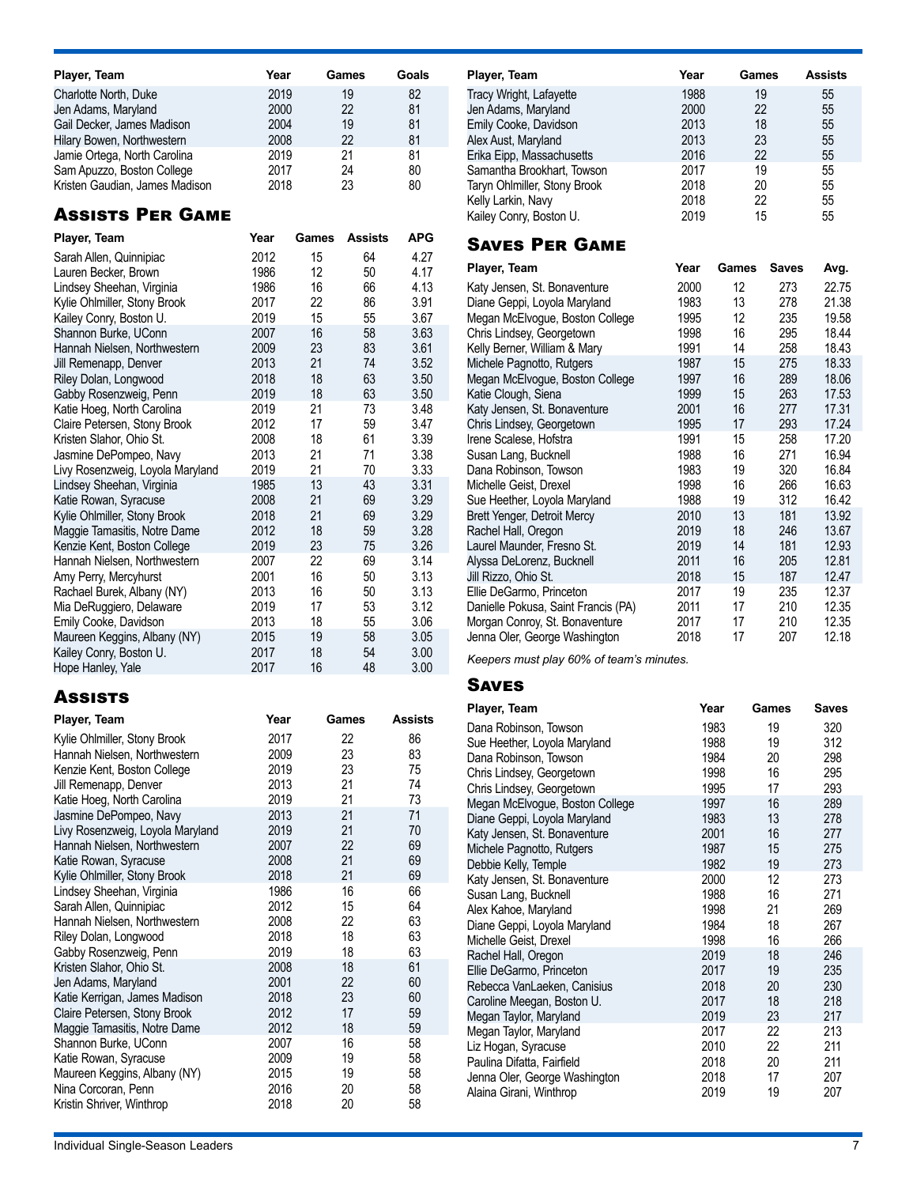| Player, Team | Year | Games | Goals |
|---|---|---|---|
| Charlotte North, Duke | 2019 | 19 | 82 |
| Jen Adams, Maryland | 2000 | 22 | 81 |
| Gail Decker, James Madison | 2004 | 19 | 81 |
| Hilary Bowen, Northwestern | 2008 | 22 | 81 |
| Jamie Ortega, North Carolina | 2019 | 21 | 81 |
| Sam Apuzzo, Boston College | 2017 | 24 | 80 |
| Kristen Gaudian, James Madison | 2018 | 23 | 80 |

## Assists Per Game

| Player, Team | Year | Games | Assists | APG |
|---|---|---|---|---|
| Sarah Allen, Quinnipiac | 2012 | 15 | 64 | 4.27 |
| Lauren Becker, Brown | 1986 | 12 | 50 | 4.17 |
| Lindsey Sheehan, Virginia | 1986 | 16 | 66 | 4.13 |
| Kylie Ohlmiller, Stony Brook | 2017 | 22 | 86 | 3.91 |
| Kailey Conry, Boston U. | 2019 | 15 | 55 | 3.67 |
| Shannon Burke, UConn | 2007 | 16 | 58 | 3.63 |
| Hannah Nielsen, Northwestern | 2009 | 23 | 83 | 3.61 |
| Jill Remenapp, Denver | 2013 | 21 | 74 | 3.52 |
| Riley Dolan, Longwood | 2018 | 18 | 63 | 3.50 |
| Gabby Rosenzweig, Penn | 2019 | 18 | 63 | 3.50 |
| Katie Hoeg, North Carolina | 2019 | 21 | 73 | 3.48 |
| Claire Petersen, Stony Brook | 2012 | 17 | 59 | 3.47 |
| Kristen Slahor, Ohio St. | 2008 | 18 | 61 | 3.39 |
| Jasmine DePompeo, Navy | 2013 | 21 | 71 | 3.38 |
| Livy Rosenzweig, Loyola Maryland | 2019 | 21 | 70 | 3.33 |
| Lindsey Sheehan, Virginia | 1985 | 13 | 43 | 3.31 |
| Katie Rowan, Syracuse | 2008 | 21 | 69 | 3.29 |
| Kylie Ohlmiller, Stony Brook | 2018 | 21 | 69 | 3.29 |
| Maggie Tamasitis, Notre Dame | 2012 | 18 | 59 | 3.28 |
| Kenzie Kent, Boston College | 2019 | 23 | 75 | 3.26 |
| Hannah Nielsen, Northwestern | 2007 | 22 | 69 | 3.14 |
| Amy Perry, Mercyhurst | 2001 | 16 | 50 | 3.13 |
| Rachael Burek, Albany (NY) | 2013 | 16 | 50 | 3.13 |
| Mia DeRuggiero, Delaware | 2019 | 17 | 53 | 3.12 |
| Emily Cooke, Davidson | 2013 | 18 | 55 | 3.06 |
| Maureen Keggins, Albany (NY) | 2015 | 19 | 58 | 3.05 |
| Kailey Conry, Boston U. | 2017 | 18 | 54 | 3.00 |
| Hope Hanley, Yale | 2017 | 16 | 48 | 3.00 |

## Assists

| Player, Team | Year | Games | Assists |
|---|---|---|---|
| Kylie Ohlmiller, Stony Brook | 2017 | 22 | 86 |
| Hannah Nielsen, Northwestern | 2009 | 23 | 83 |
| Kenzie Kent, Boston College | 2019 | 23 | 75 |
| Jill Remenapp, Denver | 2013 | 21 | 74 |
| Katie Hoeg, North Carolina | 2019 | 21 | 73 |
| Jasmine DePompeo, Navy | 2013 | 21 | 71 |
| Livy Rosenzweig, Loyola Maryland | 2019 | 21 | 70 |
| Hannah Nielsen, Northwestern | 2007 | 22 | 69 |
| Katie Rowan, Syracuse | 2008 | 21 | 69 |
| Kylie Ohlmiller, Stony Brook | 2018 | 21 | 69 |
| Lindsey Sheehan, Virginia | 1986 | 16 | 66 |
| Sarah Allen, Quinnipiac | 2012 | 15 | 64 |
| Hannah Nielsen, Northwestern | 2008 | 22 | 63 |
| Riley Dolan, Longwood | 2018 | 18 | 63 |
| Gabby Rosenzweig, Penn | 2019 | 18 | 63 |
| Kristen Slahor, Ohio St. | 2008 | 18 | 61 |
| Jen Adams, Maryland | 2001 | 22 | 60 |
| Katie Kerrigan, James Madison | 2018 | 23 | 60 |
| Claire Petersen, Stony Brook | 2012 | 17 | 59 |
| Maggie Tamasitis, Notre Dame | 2012 | 18 | 59 |
| Shannon Burke, UConn | 2007 | 16 | 58 |
| Katie Rowan, Syracuse | 2009 | 19 | 58 |
| Maureen Keggins, Albany (NY) | 2015 | 19 | 58 |
| Nina Corcoran, Penn | 2016 | 20 | 58 |
| Kristin Shriver, Winthrop | 2018 | 20 | 58 |

| Player, Team | Year | Games | Assists |
|---|---|---|---|
| Tracy Wright, Lafayette | 1988 | 19 | 55 |
| Jen Adams, Maryland | 2000 | 22 | 55 |
| Emily Cooke, Davidson | 2013 | 18 | 55 |
| Alex Aust, Maryland | 2013 | 23 | 55 |
| Erika Eipp, Massachusetts | 2016 | 22 | 55 |
| Samantha Brookhart, Towson | 2017 | 19 | 55 |
| Taryn Ohlmiller, Stony Brook | 2018 | 20 | 55 |
| Kelly Larkin, Navy | 2018 | 22 | 55 |
| Kailey Conry, Boston U. | 2019 | 15 | 55 |

## Saves Per Game

| Player, Team | Year | Games | Saves | Avg. |
|---|---|---|---|---|
| Katy Jensen, St. Bonaventure | 2000 | 12 | 273 | 22.75 |
| Diane Geppi, Loyola Maryland | 1983 | 13 | 278 | 21.38 |
| Megan McElvogue, Boston College | 1995 | 12 | 235 | 19.58 |
| Chris Lindsey, Georgetown | 1998 | 16 | 295 | 18.44 |
| Kelly Berner, William & Mary | 1991 | 14 | 258 | 18.43 |
| Michele Pagnotto, Rutgers | 1987 | 15 | 275 | 18.33 |
| Megan McElvogue, Boston College | 1997 | 16 | 289 | 18.06 |
| Katie Clough, Siena | 1999 | 15 | 263 | 17.53 |
| Katy Jensen, St. Bonaventure | 2001 | 16 | 277 | 17.31 |
| Chris Lindsey, Georgetown | 1995 | 17 | 293 | 17.24 |
| Irene Scalese, Hofstra | 1991 | 15 | 258 | 17.20 |
| Susan Lang, Bucknell | 1988 | 16 | 271 | 16.94 |
| Dana Robinson, Towson | 1983 | 19 | 320 | 16.84 |
| Michelle Geist, Drexel | 1998 | 16 | 266 | 16.63 |
| Sue Heether, Loyola Maryland | 1988 | 19 | 312 | 16.42 |
| Brett Yenger, Detroit Mercy | 2010 | 13 | 181 | 13.92 |
| Rachel Hall, Oregon | 2019 | 18 | 246 | 13.67 |
| Laurel Maunder, Fresno St. | 2019 | 14 | 181 | 12.93 |
| Alyssa DeLorenz, Bucknell | 2011 | 16 | 205 | 12.81 |
| Jill Rizzo, Ohio St. | 2018 | 15 | 187 | 12.47 |
| Ellie DeGarmo, Princeton | 2017 | 19 | 235 | 12.37 |
| Danielle Pokusa, Saint Francis (PA) | 2011 | 17 | 210 | 12.35 |
| Morgan Conroy, St. Bonaventure | 2017 | 17 | 210 | 12.35 |
| Jenna Oler, George Washington | 2018 | 17 | 207 | 12.18 |

*Keepers must play 60% of team's minutes.*

## Saves

| Player, Team | Year | Games | Saves |
|---|---|---|---|
| Dana Robinson, Towson | 1983 | 19 | 320 |
| Sue Heether, Loyola Maryland | 1988 | 19 | 312 |
| Dana Robinson, Towson | 1984 | 20 | 298 |
| Chris Lindsey, Georgetown | 1998 | 16 | 295 |
| Chris Lindsey, Georgetown | 1995 | 17 | 293 |
| Megan McElvogue, Boston College | 1997 | 16 | 289 |
| Diane Geppi, Loyola Maryland | 1983 | 13 | 278 |
| Katy Jensen, St. Bonaventure | 2001 | 16 | 277 |
| Michele Pagnotto, Rutgers | 1987 | 15 | 275 |
| Debbie Kelly, Temple | 1982 | 19 | 273 |
| Katy Jensen, St. Bonaventure | 2000 | 12 | 273 |
| Susan Lang, Bucknell | 1988 | 16 | 271 |
| Alex Kahoe, Maryland | 1998 | 21 | 269 |
| Diane Geppi, Loyola Maryland | 1984 | 18 | 267 |
| Michelle Geist, Drexel | 1998 | 16 | 266 |
| Rachel Hall, Oregon | 2019 | 18 | 246 |
| Ellie DeGarmo, Princeton | 2017 | 19 | 235 |
| Rebecca VanLaeken, Canisius | 2018 | 20 | 230 |
| Caroline Meegan, Boston U. | 2017 | 18 | 218 |
| Megan Taylor, Maryland | 2019 | 23 | 217 |
| Megan Taylor, Maryland | 2017 | 22 | 213 |
| Liz Hogan, Syracuse | 2010 | 22 | 211 |
| Paulina Difatta, Fairfield | 2018 | 20 | 211 |
| Jenna Oler, George Washington | 2018 | 17 | 207 |
| Alaina Girani, Winthrop | 2019 | 19 | 207 |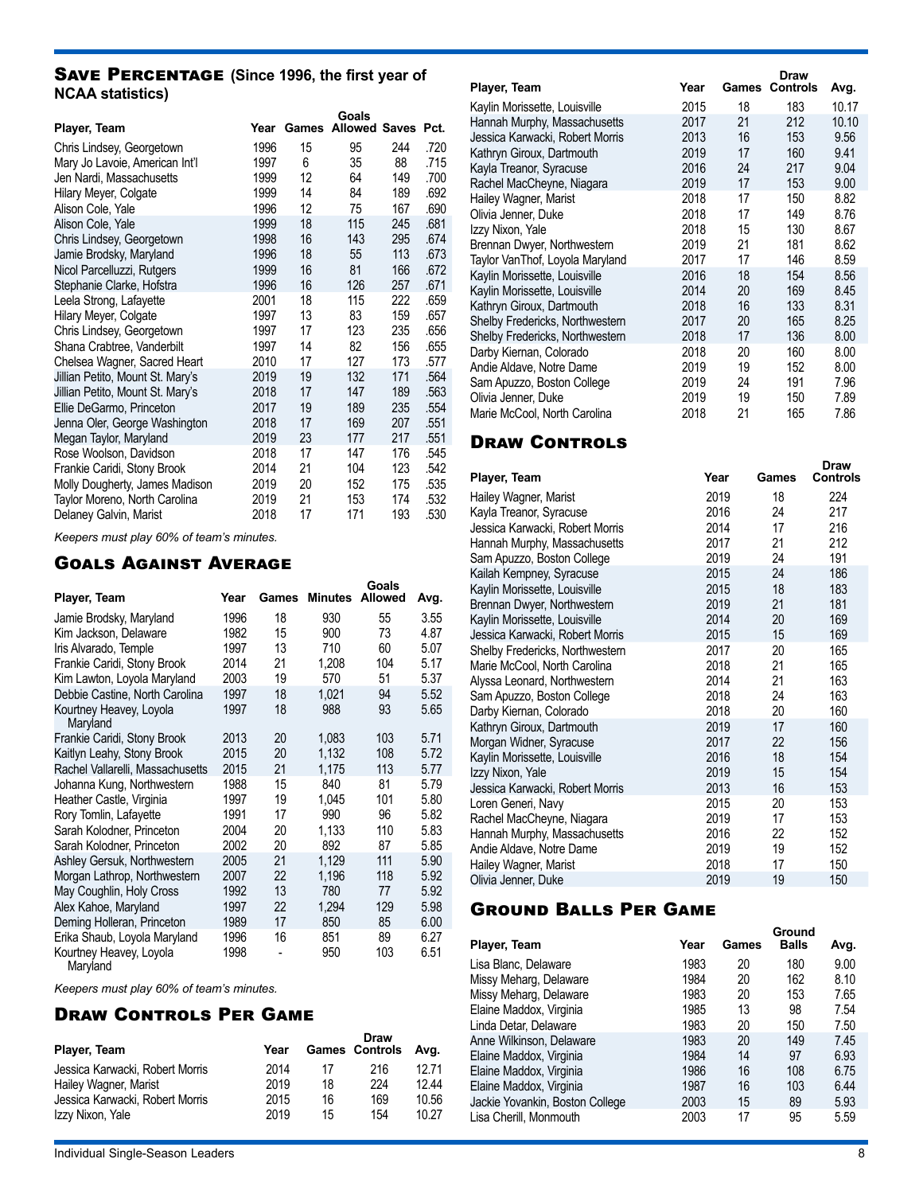## Save Percentage (Since 1996, the first year of NCAA statistics)

| Player, Team | Year | Games | Goals Allowed | Saves | Pct. |
|---|---|---|---|---|---|
| Chris Lindsey, Georgetown | 1996 | 15 | 95 | 244 | .720 |
| Mary Jo Lavoie, American Int'l | 1997 | 6 | 35 | 88 | .715 |
| Jen Nardi, Massachusetts | 1999 | 12 | 64 | 149 | .700 |
| Hilary Meyer, Colgate | 1999 | 14 | 84 | 189 | .692 |
| Alison Cole, Yale | 1996 | 12 | 75 | 167 | .690 |
| Alison Cole, Yale | 1999 | 18 | 115 | 245 | .681 |
| Chris Lindsey, Georgetown | 1998 | 16 | 143 | 295 | .674 |
| Jamie Brodsky, Maryland | 1996 | 18 | 55 | 113 | .673 |
| Nicol Parcelluzzi, Rutgers | 1999 | 16 | 81 | 166 | .672 |
| Stephanie Clarke, Hofstra | 1996 | 16 | 126 | 257 | .671 |
| Leela Strong, Lafayette | 2001 | 18 | 115 | 222 | .659 |
| Hilary Meyer, Colgate | 1997 | 13 | 83 | 159 | .657 |
| Chris Lindsey, Georgetown | 1997 | 17 | 123 | 235 | .656 |
| Shana Crabtree, Vanderbilt | 1997 | 14 | 82 | 156 | .655 |
| Chelsea Wagner, Sacred Heart | 2010 | 17 | 127 | 173 | .577 |
| Jillian Petito, Mount St. Mary's | 2019 | 19 | 132 | 171 | .564 |
| Jillian Petito, Mount St. Mary's | 2018 | 17 | 147 | 189 | .563 |
| Ellie DeGarmo, Princeton | 2017 | 19 | 189 | 235 | .554 |
| Jenna Oler, George Washington | 2018 | 17 | 169 | 207 | .551 |
| Megan Taylor, Maryland | 2019 | 23 | 177 | 217 | .551 |
| Rose Woolson, Davidson | 2018 | 17 | 147 | 176 | .545 |
| Frankie Caridi, Stony Brook | 2014 | 21 | 104 | 123 | .542 |
| Molly Dougherty, James Madison | 2019 | 20 | 152 | 175 | .535 |
| Taylor Moreno, North Carolina | 2019 | 21 | 153 | 174 | .532 |
| Delaney Galvin, Marist | 2018 | 17 | 171 | 193 | .530 |

*Keepers must play 60% of team's minutes.*

## Goals Against Average

| Player, Team | Year | Games | Minutes | Goals Allowed | Avg. |
|---|---|---|---|---|---|
| Jamie Brodsky, Maryland | 1996 | 18 | 930 | 55 | 3.55 |
| Kim Jackson, Delaware | 1982 | 15 | 900 | 73 | 4.87 |
| Iris Alvarado, Temple | 1997 | 13 | 710 | 60 | 5.07 |
| Frankie Caridi, Stony Brook | 2014 | 21 | 1,208 | 104 | 5.17 |
| Kim Lawton, Loyola Maryland | 2003 | 19 | 570 | 51 | 5.37 |
| Debbie Castine, North Carolina | 1997 | 18 | 1,021 | 94 | 5.52 |
| Kourtney Heavey, Loyola Maryland | 1997 | 18 | 988 | 93 | 5.65 |
| Frankie Caridi, Stony Brook | 2013 | 20 | 1,083 | 103 | 5.71 |
| Kaitlyn Leahy, Stony Brook | 2015 | 20 | 1,132 | 108 | 5.72 |
| Rachel Vallarelli, Massachusetts | 2015 | 21 | 1,175 | 113 | 5.77 |
| Johanna Kung, Northwestern | 1988 | 15 | 840 | 81 | 5.79 |
| Heather Castle, Virginia | 1997 | 19 | 1,045 | 101 | 5.80 |
| Rory Tomlin, Lafayette | 1991 | 17 | 990 | 96 | 5.82 |
| Sarah Kolodner, Princeton | 2004 | 20 | 1,133 | 110 | 5.83 |
| Sarah Kolodner, Princeton | 2002 | 20 | 892 | 87 | 5.85 |
| Ashley Gersuk, Northwestern | 2005 | 21 | 1,129 | 111 | 5.90 |
| Morgan Lathrop, Northwestern | 2007 | 22 | 1,196 | 118 | 5.92 |
| May Coughlin, Holy Cross | 1992 | 13 | 780 | 77 | 5.92 |
| Alex Kahoe, Maryland | 1997 | 22 | 1,294 | 129 | 5.98 |
| Deming Holleran, Princeton | 1989 | 17 | 850 | 85 | 6.00 |
| Erika Shaub, Loyola Maryland | 1996 | 16 | 851 | 89 | 6.27 |
| Kourtney Heavey, Loyola Maryland | 1998 | - | 950 | 103 | 6.51 |

*Keepers must play 60% of team's minutes.*

## Draw Controls Per Game

| Player, Team | Year | Games | Draw Controls | Avg. |
|---|---|---|---|---|
| Jessica Karwacki, Robert Morris | 2014 | 17 | 216 | 12.71 |
| Hailey Wagner, Marist | 2019 | 18 | 224 | 12.44 |
| Jessica Karwacki, Robert Morris | 2015 | 16 | 169 | 10.56 |
| Izzy Nixon, Yale | 2019 | 15 | 154 | 10.27 |
| Kaylin Morissette, Louisville | 2015 | 18 | 183 | 10.17 |
| Hannah Murphy, Massachusetts | 2017 | 21 | 212 | 10.10 |
| Jessica Karwacki, Robert Morris | 2013 | 16 | 153 | 9.56 |
| Kathryn Giroux, Dartmouth | 2019 | 17 | 160 | 9.41 |
| Kayla Treanor, Syracuse | 2016 | 24 | 217 | 9.04 |
| Rachel MacCheyne, Niagara | 2019 | 17 | 153 | 9.00 |
| Hailey Wagner, Marist | 2018 | 17 | 150 | 8.82 |
| Olivia Jenner, Duke | 2018 | 17 | 149 | 8.76 |
| Izzy Nixon, Yale | 2018 | 15 | 130 | 8.67 |
| Brennan Dwyer, Northwestern | 2019 | 21 | 181 | 8.62 |
| Taylor VanThof, Loyola Maryland | 2017 | 17 | 146 | 8.59 |
| Kaylin Morissette, Louisville | 2016 | 18 | 154 | 8.56 |
| Kaylin Morissette, Louisville | 2014 | 20 | 169 | 8.45 |
| Kathryn Giroux, Dartmouth | 2018 | 16 | 133 | 8.31 |
| Shelby Fredericks, Northwestern | 2017 | 20 | 165 | 8.25 |
| Shelby Fredericks, Northwestern | 2018 | 17 | 136 | 8.00 |
| Darby Kiernan, Colorado | 2018 | 20 | 160 | 8.00 |
| Andie Aldave, Notre Dame | 2019 | 19 | 152 | 8.00 |
| Sam Apuzzo, Boston College | 2019 | 24 | 191 | 7.96 |
| Olivia Jenner, Duke | 2019 | 19 | 150 | 7.89 |
| Marie McCool, North Carolina | 2018 | 21 | 165 | 7.86 |

## Draw Controls

| Player, Team | Year | Games | Draw Controls |
|---|---|---|---|
| Hailey Wagner, Marist | 2019 | 18 | 224 |
| Kayla Treanor, Syracuse | 2016 | 24 | 217 |
| Jessica Karwacki, Robert Morris | 2014 | 17 | 216 |
| Hannah Murphy, Massachusetts | 2017 | 21 | 212 |
| Sam Apuzzo, Boston College | 2019 | 24 | 191 |
| Kailah Kempney, Syracuse | 2015 | 24 | 186 |
| Kaylin Morissette, Louisville | 2015 | 18 | 183 |
| Brennan Dwyer, Northwestern | 2019 | 21 | 181 |
| Kaylin Morissette, Louisville | 2014 | 20 | 169 |
| Jessica Karwacki, Robert Morris | 2015 | 15 | 169 |
| Shelby Fredericks, Northwestern | 2017 | 20 | 165 |
| Marie McCool, North Carolina | 2018 | 21 | 165 |
| Alyssa Leonard, Northwestern | 2014 | 21 | 163 |
| Sam Apuzzo, Boston College | 2018 | 24 | 163 |
| Darby Kiernan, Colorado | 2018 | 20 | 160 |
| Kathryn Giroux, Dartmouth | 2019 | 17 | 160 |
| Morgan Widner, Syracuse | 2017 | 22 | 156 |
| Kaylin Morissette, Louisville | 2016 | 18 | 154 |
| Izzy Nixon, Yale | 2019 | 15 | 154 |
| Jessica Karwacki, Robert Morris | 2013 | 16 | 153 |
| Loren Generi, Navy | 2015 | 20 | 153 |
| Rachel MacCheyne, Niagara | 2019 | 17 | 153 |
| Hannah Murphy, Massachusetts | 2016 | 22 | 152 |
| Andie Aldave, Notre Dame | 2019 | 19 | 152 |
| Hailey Wagner, Marist | 2018 | 17 | 150 |
| Olivia Jenner, Duke | 2019 | 19 | 150 |

## Ground Balls Per Game

| Player, Team | Year | Games | Ground Balls | Avg. |
|---|---|---|---|---|
| Lisa Blanc, Delaware | 1983 | 20 | 180 | 9.00 |
| Missy Meharg, Delaware | 1984 | 20 | 162 | 8.10 |
| Missy Meharg, Delaware | 1983 | 20 | 153 | 7.65 |
| Elaine Maddox, Virginia | 1985 | 13 | 98 | 7.54 |
| Linda Detar, Delaware | 1983 | 20 | 150 | 7.50 |
| Anne Wilkinson, Delaware | 1983 | 20 | 149 | 7.45 |
| Elaine Maddox, Virginia | 1984 | 14 | 97 | 6.93 |
| Elaine Maddox, Virginia | 1986 | 16 | 108 | 6.75 |
| Elaine Maddox, Virginia | 1987 | 16 | 103 | 6.44 |
| Jackie Yovankin, Boston College | 2003 | 15 | 89 | 5.93 |
| Lisa Cherill, Monmouth | 2003 | 17 | 95 | 5.59 |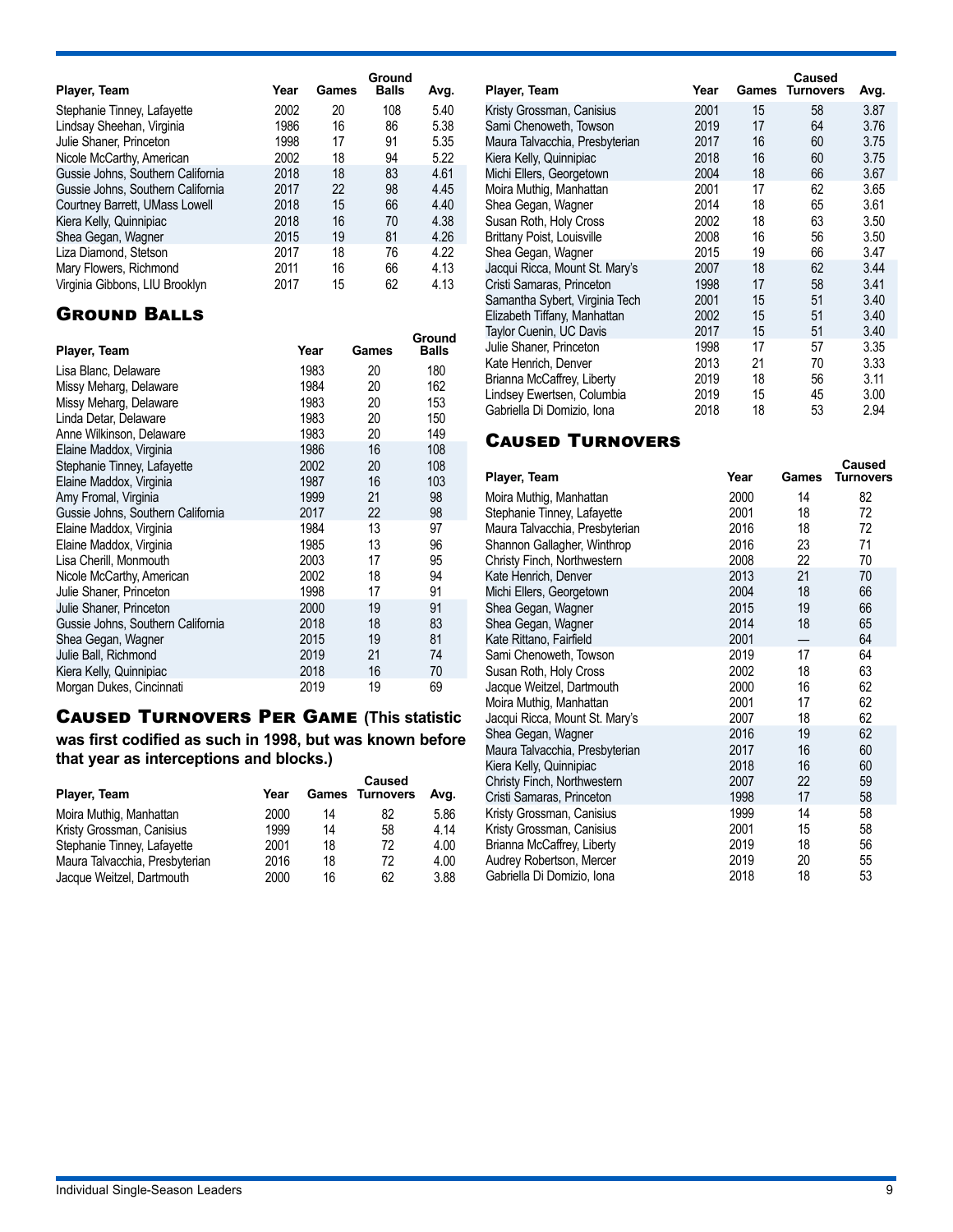| Player, Team | Year | Games | Ground Balls | Avg. |
|---|---|---|---|---|
| Stephanie Tinney, Lafayette | 2002 | 20 | 108 | 5.40 |
| Lindsay Sheehan, Virginia | 1986 | 16 | 86 | 5.38 |
| Julie Shaner, Princeton | 1998 | 17 | 91 | 5.35 |
| Nicole McCarthy, American | 2002 | 18 | 94 | 5.22 |
| Gussie Johns, Southern California | 2018 | 18 | 83 | 4.61 |
| Gussie Johns, Southern California | 2017 | 22 | 98 | 4.45 |
| Courtney Barrett, UMass Lowell | 2018 | 15 | 66 | 4.40 |
| Kiera Kelly, Quinnipiac | 2018 | 16 | 70 | 4.38 |
| Shea Gegan, Wagner | 2015 | 19 | 81 | 4.26 |
| Liza Diamond, Stetson | 2017 | 18 | 76 | 4.22 |
| Mary Flowers, Richmond | 2011 | 16 | 66 | 4.13 |
| Virginia Gibbons, LIU Brooklyn | 2017 | 15 | 62 | 4.13 |

## Ground Balls

| Player, Team | Year | Games | Ground Balls |
|---|---|---|---|
| Lisa Blanc, Delaware | 1983 | 20 | 180 |
| Missy Meharg, Delaware | 1984 | 20 | 162 |
| Missy Meharg, Delaware | 1983 | 20 | 153 |
| Linda Detar, Delaware | 1983 | 20 | 150 |
| Anne Wilkinson, Delaware | 1983 | 20 | 149 |
| Elaine Maddox, Virginia | 1986 | 16 | 108 |
| Stephanie Tinney, Lafayette | 2002 | 20 | 108 |
| Elaine Maddox, Virginia | 1987 | 16 | 103 |
| Amy Fromal, Virginia | 1999 | 21 | 98 |
| Gussie Johns, Southern California | 2017 | 22 | 98 |
| Elaine Maddox, Virginia | 1984 | 13 | 97 |
| Elaine Maddox, Virginia | 1985 | 13 | 96 |
| Lisa Cherill, Monmouth | 2003 | 17 | 95 |
| Nicole McCarthy, American | 2002 | 18 | 94 |
| Julie Shaner, Princeton | 1998 | 17 | 91 |
| Julie Shaner, Princeton | 2000 | 19 | 91 |
| Gussie Johns, Southern California | 2018 | 18 | 83 |
| Shea Gegan, Wagner | 2015 | 19 | 81 |
| Julie Ball, Richmond | 2019 | 21 | 74 |
| Kiera Kelly, Quinnipiac | 2018 | 16 | 70 |
| Morgan Dukes, Cincinnati | 2019 | 19 | 69 |

## Caused Turnovers Per Game (This statistic was first codified as such in 1998, but was known before that year as interceptions and blocks.)

| Player, Team | Year | Games | Caused Turnovers | Avg. |
|---|---|---|---|---|
| Moira Muthig, Manhattan | 2000 | 14 | 82 | 5.86 |
| Kristy Grossman, Canisius | 1999 | 14 | 58 | 4.14 |
| Stephanie Tinney, Lafayette | 2001 | 18 | 72 | 4.00 |
| Maura Talvacchia, Presbyterian | 2016 | 18 | 72 | 4.00 |
| Jacque Weitzel, Dartmouth | 2000 | 16 | 62 | 3.88 |
| Kristy Grossman, Canisius | 2001 | 15 | 58 | 3.87 |
| Sami Chenoweth, Towson | 2019 | 17 | 64 | 3.76 |
| Maura Talvacchia, Presbyterian | 2017 | 16 | 60 | 3.75 |
| Kiera Kelly, Quinnipiac | 2018 | 16 | 60 | 3.75 |
| Michi Ellers, Georgetown | 2004 | 18 | 66 | 3.67 |
| Moira Muthig, Manhattan | 2001 | 17 | 62 | 3.65 |
| Shea Gegan, Wagner | 2014 | 18 | 65 | 3.61 |
| Susan Roth, Holy Cross | 2002 | 18 | 63 | 3.50 |
| Brittany Poist, Louisville | 2008 | 16 | 56 | 3.50 |
| Shea Gegan, Wagner | 2015 | 19 | 66 | 3.47 |
| Jacqui Ricca, Mount St. Mary's | 2007 | 18 | 62 | 3.44 |
| Cristi Samaras, Princeton | 1998 | 17 | 58 | 3.41 |
| Samantha Sybert, Virginia Tech | 2001 | 15 | 51 | 3.40 |
| Elizabeth Tiffany, Manhattan | 2002 | 15 | 51 | 3.40 |
| Taylor Cuenin, UC Davis | 2017 | 15 | 51 | 3.40 |
| Julie Shaner, Princeton | 1998 | 17 | 57 | 3.35 |
| Kate Henrich, Denver | 2013 | 21 | 70 | 3.33 |
| Brianna McCaffrey, Liberty | 2019 | 18 | 56 | 3.11 |
| Lindsey Ewertsen, Columbia | 2019 | 15 | 45 | 3.00 |
| Gabriella Di Domizio, Iona | 2018 | 18 | 53 | 2.94 |

## Caused Turnovers

| Player, Team | Year | Games | Caused Turnovers |
|---|---|---|---|
| Moira Muthig, Manhattan | 2000 | 14 | 82 |
| Stephanie Tinney, Lafayette | 2001 | 18 | 72 |
| Maura Talvacchia, Presbyterian | 2016 | 18 | 72 |
| Shannon Gallagher, Winthrop | 2016 | 23 | 71 |
| Christy Finch, Northwestern | 2008 | 22 | 70 |
| Kate Henrich, Denver | 2013 | 21 | 70 |
| Michi Ellers, Georgetown | 2004 | 18 | 66 |
| Shea Gegan, Wagner | 2015 | 19 | 66 |
| Shea Gegan, Wagner | 2014 | 18 | 65 |
| Kate Rittano, Fairfield | 2001 | — | 64 |
| Sami Chenoweth, Towson | 2019 | 17 | 64 |
| Susan Roth, Holy Cross | 2002 | 18 | 63 |
| Jacque Weitzel, Dartmouth | 2000 | 16 | 62 |
| Moira Muthig, Manhattan | 2001 | 17 | 62 |
| Jacqui Ricca, Mount St. Mary's | 2007 | 18 | 62 |
| Shea Gegan, Wagner | 2016 | 19 | 62 |
| Maura Talvacchia, Presbyterian | 2017 | 16 | 60 |
| Kiera Kelly, Quinnipiac | 2018 | 16 | 60 |
| Christy Finch, Northwestern | 2007 | 22 | 59 |
| Cristi Samaras, Princeton | 1998 | 17 | 58 |
| Kristy Grossman, Canisius | 1999 | 14 | 58 |
| Kristy Grossman, Canisius | 2001 | 15 | 58 |
| Brianna McCaffrey, Liberty | 2019 | 18 | 56 |
| Audrey Robertson, Mercer | 2019 | 20 | 55 |
| Gabriella Di Domizio, Iona | 2018 | 18 | 53 |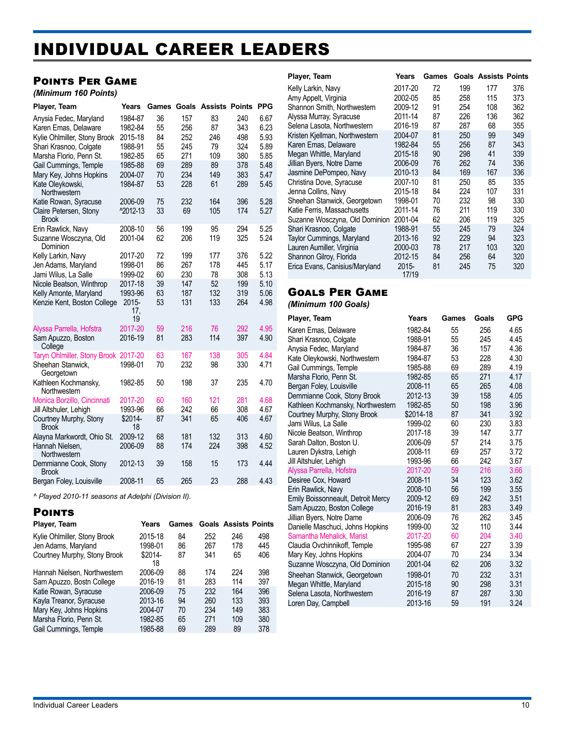# INDIVIDUAL CAREER LEADERS

## Points Per Game

*(Minimum 160 Points)*

| Player, Team | Years | Games | Goals | Assists | Points | PPG |
|---|---|---|---|---|---|---|
| Anysia Fedec, Maryland | 1984-87 | 36 | 157 | 83 | 240 | 6.67 |
| Karen Emas, Delaware | 1982-84 | 55 | 256 | 87 | 343 | 6.23 |
| Kylie Ohlmiller, Stony Brook | 2015-18 | 84 | 252 | 246 | 498 | 5.93 |
| Shari Krasnoo, Colgate | 1988-91 | 55 | 245 | 79 | 324 | 5.89 |
| Marsha Florio, Penn St. | 1982-85 | 65 | 271 | 109 | 380 | 5.85 |
| Gail Cummings, Temple | 1985-88 | 69 | 289 | 89 | 378 | 5.48 |
| Mary Key, Johns Hopkins | 2004-07 | 70 | 234 | 149 | 383 | 5.47 |
| Kate Oleykowski, Northwestern | 1984-87 | 53 | 228 | 61 | 289 | 5.45 |
| Katie Rowan, Syracuse | 2006-09 | 75 | 232 | 164 | 396 | 5.28 |
| Claire Petersen, Stony Brook | ^2012-13 | 33 | 69 | 105 | 174 | 5.27 |
| Erin Rawlick, Navy | 2008-10 | 56 | 199 | 95 | 294 | 5.25 |
| Suzanne Wosczyna, Old Dominion | 2001-04 | 62 | 206 | 119 | 325 | 5.24 |
| Kelly Larkin, Navy | 2017-20 | 72 | 199 | 177 | 376 | 5.22 |
| Jen Adams, Maryland | 1998-01 | 86 | 267 | 178 | 445 | 5.17 |
| Jami Wilus, La Salle | 1999-02 | 60 | 230 | 78 | 308 | 5.13 |
| Nicole Beatson, Winthrop | 2017-18 | 39 | 147 | 52 | 199 | 5.10 |
| Kelly Amonte, Maryland | 1993-96 | 63 | 187 | 132 | 319 | 5.06 |
| Kenzie Kent, Boston College | 2015-17, 19 | 53 | 131 | 133 | 264 | 4.98 |
| Alyssa Parrella, Hofstra | 2017-20 | 59 | 216 | 76 | 292 | 4.95 |
| Sam Apuzzo, Boston College | 2016-19 | 81 | 283 | 114 | 397 | 4.90 |
| Taryn Ohlmiller, Stony Brook | 2017-20 | 63 | 167 | 138 | 305 | 4.84 |
| Sheehan Stanwick, Georgetown | 1998-01 | 70 | 232 | 98 | 330 | 4.71 |
| Kathleen Kochmansky, Northwestern | 1982-85 | 50 | 198 | 37 | 235 | 4.70 |
| Monica Borzillo, Cincinnati | 2017-20 | 60 | 160 | 121 | 281 | 4.68 |
| Jill Altshuler, Lehigh | 1993-96 | 66 | 242 | 66 | 308 | 4.67 |
| Courtney Murphy, Stony Brook | $2014-18 | 87 | 341 | 65 | 406 | 4.67 |
| Alayna Markwordt, Ohio St. | 2009-12 | 68 | 181 | 132 | 313 | 4.60 |
| Hannah Nielsen, Northwestern | 2006-09 | 88 | 174 | 224 | 398 | 4.52 |
| Demmianne Cook, Stony Brook | 2012-13 | 39 | 158 | 15 | 173 | 4.44 |
| Bergan Foley, Louisville | 2008-11 | 65 | 265 | 23 | 288 | 4.43 |

*^ Played 2010-11 seasons at Adelphi (Division II).*

## Points

| Player, Team | Years | Games | Goals | Assists | Points |
|---|---|---|---|---|---|
| Kylie Ohlmiller, Stony Brook | 2015-18 | 84 | 252 | 246 | 498 |
| Jen Adams, Maryland | 1998-01 | 86 | 267 | 178 | 445 |
| Courtney Murphy, Stony Brook | $2014-18 | 87 | 341 | 65 | 406 |
| Hannah Nielsen, Northwestern | 2006-09 | 88 | 174 | 224 | 398 |
| Sam Apuzzo, Bostn College | 2016-19 | 81 | 283 | 114 | 397 |
| Katie Rowan, Syracuse | 2006-09 | 75 | 232 | 164 | 396 |
| Kayla Treanor, Syracuse | 2013-16 | 94 | 260 | 133 | 393 |
| Mary Key, Johns Hopkins | 2004-07 | 70 | 234 | 149 | 383 |
| Marsha Florio, Penn St. | 1982-85 | 65 | 271 | 109 | 380 |
| Gail Cummings, Temple | 1985-88 | 69 | 289 | 89 | 378 |
| Kelly Larkin, Navy | 2017-20 | 72 | 199 | 177 | 376 |
| Amy Appelt, Virginia | 2002-05 | 85 | 258 | 115 | 373 |
| Shannon Smith, Northwestern | 2009-12 | 91 | 254 | 108 | 362 |
| Alyssa Murray, Syracuse | 2011-14 | 87 | 226 | 136 | 362 |
| Selena Lasota, Northwestern | 2016-19 | 87 | 287 | 68 | 355 |
| Kristen Kjellman, Northwestern | 2004-07 | 81 | 250 | 99 | 349 |
| Karen Emas, Delaware | 1982-84 | 55 | 256 | 87 | 343 |
| Megan Whittle, Maryland | 2015-18 | 90 | 298 | 41 | 339 |
| Jillian Byers, Notre Dame | 2006-09 | 76 | 262 | 74 | 336 |
| Jasmine DePompeo, Navy | 2010-13 | 84 | 169 | 167 | 336 |
| Christina Dove, Syracuse | 2007-10 | 81 | 250 | 85 | 335 |
| Jenna Collins, Navy | 2015-18 | 84 | 224 | 107 | 331 |
| Sheehan Stanwick, Georgetown | 1998-01 | 70 | 232 | 98 | 330 |
| Katie Ferris, Massachusetts | 2011-14 | 76 | 211 | 119 | 330 |
| Suzanne Wosczyna, Old Dominion | 2001-04 | 62 | 206 | 119 | 325 |
| Shari Krasnoo, Colgate | 1988-91 | 55 | 245 | 79 | 324 |
| Taylor Cummings, Maryland | 2013-16 | 92 | 229 | 94 | 323 |
| Lauren Aumiller, Virginia | 2000-03 | 78 | 217 | 103 | 320 |
| Shannon Gilroy, Florida | 2012-15 | 84 | 256 | 64 | 320 |
| Erica Evans, Canisius/Maryland | 2015-17/19 | 81 | 245 | 75 | 320 |

## Goals Per Game

*(Minimum 100 Goals)*

| Player, Team | Years | Games | Goals | GPG |
|---|---|---|---|---|
| Karen Emas, Delaware | 1982-84 | 55 | 256 | 4.65 |
| Shari Krasnoo, Colgate | 1988-91 | 55 | 245 | 4.45 |
| Anysia Fedec, Maryland | 1984-87 | 36 | 157 | 4.36 |
| Kate Oleykowski, Northwestern | 1984-87 | 53 | 228 | 4.30 |
| Gail Cummings, Temple | 1985-88 | 69 | 289 | 4.19 |
| Marsha Florio, Penn St. | 1982-85 | 65 | 271 | 4.17 |
| Bergan Foley, Louisville | 2008-11 | 65 | 265 | 4.08 |
| Demmianne Cook, Stony Brook | 2012-13 | 39 | 158 | 4.05 |
| Kathleen Kochmansky, Northwestern | 1982-85 | 50 | 198 | 3.96 |
| Courtney Murphy, Stony Brook | $2014-18 | 87 | 341 | 3.92 |
| Jami Wilus, La Salle | 1999-02 | 60 | 230 | 3.83 |
| Nicole Beatson, Winthrop | 2017-18 | 39 | 147 | 3.77 |
| Sarah Dalton, Boston U. | 2006-09 | 57 | 214 | 3.75 |
| Lauren Dykstra, Lehigh | 2008-11 | 69 | 257 | 3.72 |
| Jill Altshuler, Lehigh | 1993-96 | 66 | 242 | 3.67 |
| Alyssa Parrella, Hofstra | 2017-20 | 59 | 216 | 3.66 |
| Desiree Cox, Howard | 2008-11 | 34 | 123 | 3.62 |
| Erin Rawlick, Navy | 2008-10 | 56 | 199 | 3.55 |
| Emily Boissonneault, Detroit Mercy | 2009-12 | 69 | 242 | 3.51 |
| Sam Apuzzo, Boston College | 2016-19 | 81 | 283 | 3.49 |
| Jillian Byers, Notre Dame | 2006-09 | 76 | 262 | 3.45 |
| Danielle Maschuci, Johns Hopkins | 1999-00 | 32 | 110 | 3.44 |
| Samantha Mehalick, Marist | 2017-20 | 60 | 204 | 3.40 |
| Claudia Ovchinnikoff, Temple | 1995-98 | 67 | 227 | 3.39 |
| Mary Key, Johns Hopkins | 2004-07 | 70 | 234 | 3.34 |
| Suzanne Wosczyna, Old Dominion | 2001-04 | 62 | 206 | 3.32 |
| Sheehan Stanwick, Georgetown | 1998-01 | 70 | 232 | 3.31 |
| Megan Whittle, Maryland | 2015-18 | 90 | 298 | 3.31 |
| Selena Lasota, Northwestern | 2016-19 | 87 | 287 | 3.30 |
| Loren Day, Campbell | 2013-16 | 59 | 191 | 3.24 |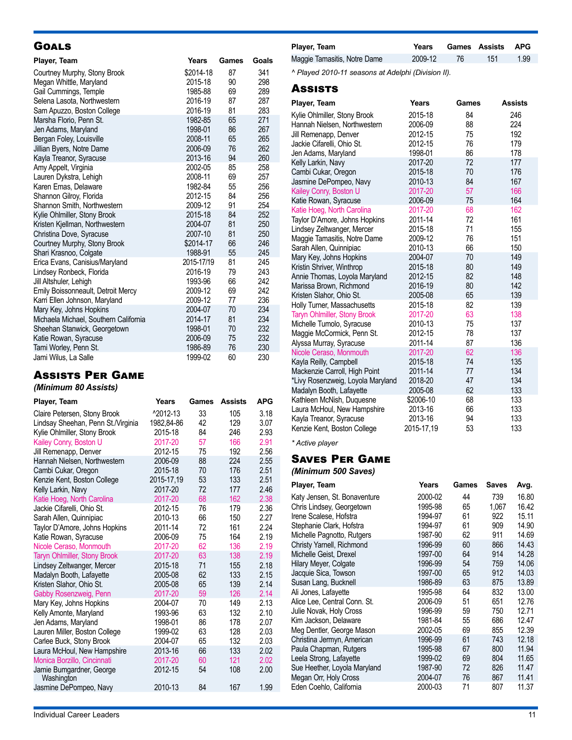## Goals

| Player, Team | Years | Games | Goals |
|---|---|---|---|
| Courtney Murphy, Stony Brook | $2014-18 | 87 | 341 |
| Megan Whittle, Maryland | 2015-18 | 90 | 298 |
| Gail Cummings, Temple | 1985-88 | 69 | 289 |
| Selena Lasota, Northwestern | 2016-19 | 87 | 287 |
| Sam Apuzzo, Boston College | 2016-19 | 81 | 283 |
| Marsha Florio, Penn St. | 1982-85 | 65 | 271 |
| Jen Adams, Maryland | 1998-01 | 86 | 267 |
| Bergan Foley, Louisville | 2008-11 | 65 | 265 |
| Jillian Byers, Notre Dame | 2006-09 | 76 | 262 |
| Kayla Treanor, Syracuse | 2013-16 | 94 | 260 |
| Amy Appelt, Virginia | 2002-05 | 85 | 258 |
| Lauren Dykstra, Lehigh | 2008-11 | 69 | 257 |
| Karen Emas, Delaware | 1982-84 | 55 | 256 |
| Shannon Gilroy, Florida | 2012-15 | 84 | 256 |
| Shannon Smith, Northwestern | 2009-12 | 91 | 254 |
| Kylie Ohlmiller, Stony Brook | 2015-18 | 84 | 252 |
| Kristen Kjellman, Northwestern | 2004-07 | 81 | 250 |
| Christina Dove, Syracuse | 2007-10 | 81 | 250 |
| Courtney Murphy, Stony Brook | $2014-17 | 66 | 246 |
| Shari Krasnoo, Colgate | 1988-91 | 55 | 245 |
| Erica Evans, Canisius/Maryland | 2015-17/19 | 81 | 245 |
| Lindsey Ronbeck, Florida | 2016-19 | 79 | 243 |
| Jill Altshuler, Lehigh | 1993-96 | 66 | 242 |
| Emily Boissonneault, Detroit Mercy | 2009-12 | 69 | 242 |
| Karri Ellen Johnson, Maryland | 2009-12 | 77 | 236 |
| Mary Key, Johns Hopkins | 2004-07 | 70 | 234 |
| Michaela Michael, Southern California | 2014-17 | 81 | 234 |
| Sheehan Stanwick, Georgetown | 1998-01 | 70 | 232 |
| Katie Rowan, Syracuse | 2006-09 | 75 | 232 |
| Tami Worley, Penn St. | 1986-89 | 76 | 230 |
| Jami Wilus, La Salle | 1999-02 | 60 | 230 |

## Assists Per Game

***(Minimum 80 Assists)***

| Player, Team | Years | Games | Assists | APG |
|---|---|---|---|---|
| Claire Petersen, Stony Brook | ^2012-13 | 33 | 105 | 3.18 |
| Lindsay Sheehan, Penn St./Virginia | 1982,84-86 | 42 | 129 | 3.07 |
| Kylie Ohlmiller, Stony Brook | 2015-18 | 84 | 246 | 2.93 |
| Kailey Conry, Boston U | 2017-20 | 57 | 166 | 2.91 |
| Jill Remenapp, Denver | 2012-15 | 75 | 192 | 2.56 |
| Hannah Nielsen, Northwestern | 2006-09 | 88 | 224 | 2.55 |
| Cambi Cukar, Oregon | 2015-18 | 70 | 176 | 2.51 |
| Kenzie Kent, Boston College | 2015-17,19 | 53 | 133 | 2.51 |
| Kelly Larkin, Navy | 2017-20 | 72 | 177 | 2.46 |
| Katie Hoeg, North Carolina | 2017-20 | 68 | 162 | 2.38 |
| Jackie Cifarelli, Ohio St. | 2012-15 | 76 | 179 | 2.36 |
| Sarah Allen, Quinnipiac | 2010-13 | 66 | 150 | 2.27 |
| Taylor D'Amore, Johns Hopkins | 2011-14 | 72 | 161 | 2.24 |
| Katie Rowan, Syracuse | 2006-09 | 75 | 164 | 2.19 |
| Nicole Ceraso, Monmouth | 2017-20 | 62 | 136 | 2.19 |
| Taryn Ohlmiller, Stony Brook | 2017-20 | 63 | 138 | 2.19 |
| Lindsey Zeltwanger, Mercer | 2015-18 | 71 | 155 | 2.18 |
| Madalyn Booth, Lafayette | 2005-08 | 62 | 133 | 2.15 |
| Kristen Slahor, Ohio St. | 2005-08 | 65 | 139 | 2.14 |
| Gabby Rosenzweig, Penn | 2017-20 | 59 | 126 | 2.14 |
| Mary Key, Johns Hopkins | 2004-07 | 70 | 149 | 2.13 |
| Kelly Amonte, Maryland | 1993-96 | 63 | 132 | 2.10 |
| Jen Adams, Maryland | 1998-01 | 86 | 178 | 2.07 |
| Lauren Miller, Boston College | 1999-02 | 63 | 128 | 2.03 |
| Carlee Buck, Stony Brook | 2004-07 | 65 | 132 | 2.03 |
| Laura McHoul, New Hampshire | 2013-16 | 66 | 133 | 2.02 |
| Monica Borzillo, Cincinnati | 2017-20 | 60 | 121 | 2.02 |
| Jamie Bumgardner, George Washington | 2012-15 | 54 | 108 | 2.00 |
| Jasmine DePompeo, Navy | 2010-13 | 84 | 167 | 1.99 |
| Maggie Tamasitis, Notre Dame | 2009-12 | 76 | 151 | 1.99 |

*^ Played 2010-11 seasons at Adelphi (Division II).*

## Assists

| Player, Team | Years | Games | Assists |
|---|---|---|---|
| Kylie Ohlmiller, Stony Brook | 2015-18 | 84 | 246 |
| Hannah Nielsen, Northwestern | 2006-09 | 88 | 224 |
| Jill Remenapp, Denver | 2012-15 | 75 | 192 |
| Jackie Cifarelli, Ohio St. | 2012-15 | 76 | 179 |
| Jen Adams, Maryland | 1998-01 | 86 | 178 |
| Kelly Larkin, Navy | 2017-20 | 72 | 177 |
| Cambi Cukar, Oregon | 2015-18 | 70 | 176 |
| Jasmine DePompeo, Navy | 2010-13 | 84 | 167 |
| Kailey Conry, Boston U | 2017-20 | 57 | 166 |
| Katie Rowan, Syracuse | 2006-09 | 75 | 164 |
| Katie Hoeg, North Carolina | 2017-20 | 68 | 162 |
| Taylor D'Amore, Johns Hopkins | 2011-14 | 72 | 161 |
| Lindsey Zeltwanger, Mercer | 2015-18 | 71 | 155 |
| Maggie Tamasitis, Notre Dame | 2009-12 | 76 | 151 |
| Sarah Allen, Quinnipiac | 2010-13 | 66 | 150 |
| Mary Key, Johns Hopkins | 2004-07 | 70 | 149 |
| Kristin Shriver, Winthrop | 2015-18 | 80 | 149 |
| Annie Thomas, Loyola Maryland | 2012-15 | 82 | 148 |
| Marissa Brown, Richmond | 2016-19 | 80 | 142 |
| Kristen Slahor, Ohio St. | 2005-08 | 65 | 139 |
| Holly Turner, Massachusetts | 2015-18 | 82 | 139 |
| Taryn Ohlmiller, Stony Brook | 2017-20 | 63 | 138 |
| Michelle Tumolo, Syracuse | 2010-13 | 75 | 137 |
| Maggie McCormick, Penn St. | 2012-15 | 78 | 137 |
| Alyssa Murray, Syracuse | 2011-14 | 87 | 136 |
| Nicole Ceraso, Monmouth | 2017-20 | 62 | 136 |
| Kayla Reilly, Campbell | 2015-18 | 74 | 135 |
| Mackenzie Carroll, High Point | 2011-14 | 77 | 134 |
| *Livy Rosenzweig, Loyola Maryland | 2018-20 | 47 | 134 |
| Madalyn Booth, Lafayette | 2005-08 | 62 | 133 |
| Kathleen McNish, Duquesne | $2006-10 | 68 | 133 |
| Laura McHoul, New Hampshire | 2013-16 | 66 | 133 |
| Kayla Treanor, Syracuse | 2013-16 | 94 | 133 |
| Kenzie Kent, Boston College | 2015-17,19 | 53 | 133 |

*\* Active player*

## Saves Per Game

***(Minimum 500 Saves)***

| Player, Team | Years | Games | Saves | Avg. |
|---|---|---|---|---|
| Katy Jensen, St. Bonaventure | 2000-02 | 44 | 739 | 16.80 |
| Chris Lindsey, Georgetown | 1995-98 | 65 | 1,067 | 16.42 |
| Irene Scalese, Hofstra | 1994-97 | 61 | 922 | 15.11 |
| Stephanie Clark, Hofstra | 1994-97 | 61 | 909 | 14.90 |
| Michelle Pagnotto, Rutgers | 1987-90 | 62 | 911 | 14.69 |
| Christy Yarnell, Richmond | 1996-99 | 60 | 866 | 14.43 |
| Michelle Geist, Drexel | 1997-00 | 64 | 914 | 14.28 |
| Hilary Meyer, Colgate | 1996-99 | 54 | 759 | 14.06 |
| Jacquie Sica, Towson | 1997-00 | 65 | 912 | 14.03 |
| Susan Lang, Bucknell | 1986-89 | 63 | 875 | 13.89 |
| Ali Jones, Lafayette | 1995-98 | 64 | 832 | 13.00 |
| Alice Lee, Central Conn. St. | 2006-09 | 51 | 651 | 12.76 |
| Julie Novak, Holy Cross | 1996-99 | 59 | 750 | 12.71 |
| Kim Jackson, Delaware | 1981-84 | 55 | 686 | 12.47 |
| Meg Dentler, George Mason | 2002-05 | 69 | 855 | 12.39 |
| Christina Jermyn, American | 1996-99 | 61 | 743 | 12.18 |
| Paula Chapman, Rutgers | 1995-98 | 67 | 800 | 11.94 |
| Leela Strong, Lafayette | 1999-02 | 69 | 804 | 11.65 |
| Sue Heether, Loyola Maryland | 1987-90 | 72 | 826 | 11.47 |
| Megan Orr, Holy Cross | 2004-07 | 76 | 867 | 11.41 |
| Eden Coehlo, California | 2000-03 | 71 | 807 | 11.37 |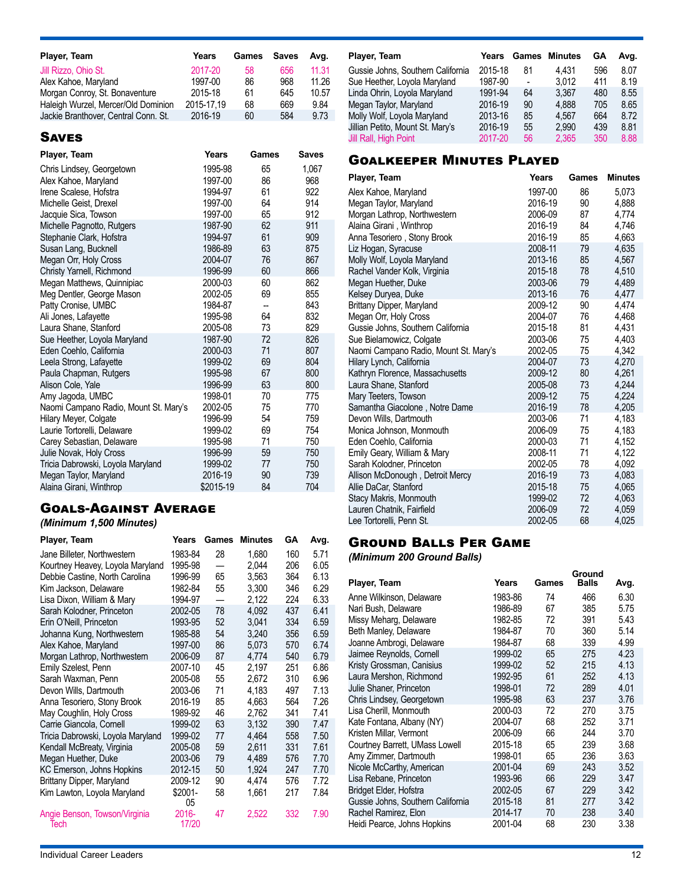| Player, Team | Years | Games | Saves | Avg. |
|---|---|---|---|---|
| Jill Rizzo, Ohio St. | 2017-20 | 58 | 656 | 11.31 |
| Alex Kahoe, Maryland | 1997-00 | 86 | 968 | 11.26 |
| Morgan Conroy, St. Bonaventure | 2015-18 | 61 | 645 | 10.57 |
| Haleigh Wurzel, Mercer/Old Dominion | 2015-17,19 | 68 | 669 | 9.84 |
| Jackie Branthover, Central Conn. St. | 2016-19 | 60 | 584 | 9.73 |

## Saves

| Player, Team | Years | Games | Saves |
|---|---|---|---|
| Chris Lindsey, Georgetown | 1995-98 | 65 | 1,067 |
| Alex Kahoe, Maryland | 1997-00 | 86 | 968 |
| Irene Scalese, Hofstra | 1994-97 | 61 | 922 |
| Michelle Geist, Drexel | 1997-00 | 64 | 914 |
| Jacquie Sica, Towson | 1997-00 | 65 | 912 |
| Michelle Pagnotto, Rutgers | 1987-90 | 62 | 911 |
| Stephanie Clark, Hofstra | 1994-97 | 61 | 909 |
| Susan Lang, Bucknell | 1986-89 | 63 | 875 |
| Megan Orr, Holy Cross | 2004-07 | 76 | 867 |
| Christy Yarnell, Richmond | 1996-99 | 60 | 866 |
| Megan Matthews, Quinnipiac | 2000-03 | 60 | 862 |
| Meg Dentler, George Mason | 2002-05 | 69 | 855 |
| Patty Cronise, UMBC | 1984-87 | -- | 843 |
| Ali Jones, Lafayette | 1995-98 | 64 | 832 |
| Laura Shane, Stanford | 2005-08 | 73 | 829 |
| Sue Heether, Loyola Maryland | 1987-90 | 72 | 826 |
| Eden Coehlo, California | 2000-03 | 71 | 807 |
| Leela Strong, Lafayette | 1999-02 | 69 | 804 |
| Paula Chapman, Rutgers | 1995-98 | 67 | 800 |
| Alison Cole, Yale | 1996-99 | 63 | 800 |
| Amy Jagoda, UMBC | 1998-01 | 70 | 775 |
| Naomi Campano Radio, Mount St. Mary's | 2002-05 | 75 | 770 |
| Hilary Meyer, Colgate | 1996-99 | 54 | 759 |
| Laurie Tortorelli, Delaware | 1999-02 | 69 | 754 |
| Carey Sebastian, Delaware | 1995-98 | 71 | 750 |
| Julie Novak, Holy Cross | 1996-99 | 59 | 750 |
| Tricia Dabrowski, Loyola Maryland | 1999-02 | 77 | 750 |
| Megan Taylor, Maryland | 2016-19 | 90 | 739 |
| Alaina Girani, Winthrop | $2015-19 | 84 | 704 |

## Goals-Against Average

*(Minimum 1,500 Minutes)*

| Player, Team | Years | Games | Minutes | GA | Avg. |
|---|---|---|---|---|---|
| Jane Billeter, Northwestern | 1983-84 | 28 | 1,680 | 160 | 5.71 |
| Kourtney Heavey, Loyola Maryland | 1995-98 | — | 2,044 | 206 | 6.05 |
| Debbie Castine, North Carolina | 1996-99 | 65 | 3,563 | 364 | 6.13 |
| Kim Jackson, Delaware | 1982-84 | 55 | 3,300 | 346 | 6.29 |
| Lisa Dixon, William & Mary | 1994-97 | — | 2,122 | 224 | 6.33 |
| Sarah Kolodner, Princeton | 2002-05 | 78 | 4,092 | 437 | 6.41 |
| Erin O'Neill, Princeton | 1993-95 | 52 | 3,041 | 334 | 6.59 |
| Johanna Kung, Northwestern | 1985-88 | 54 | 3,240 | 356 | 6.59 |
| Alex Kahoe, Maryland | 1997-00 | 86 | 5,073 | 570 | 6.74 |
| Morgan Lathrop, Northwestern | 2006-09 | 87 | 4,774 | 540 | 6.79 |
| Emily Szelest, Penn | 2007-10 | 45 | 2,197 | 251 | 6.86 |
| Sarah Waxman, Penn | 2005-08 | 55 | 2,672 | 310 | 6.96 |
| Devon Wills, Dartmouth | 2003-06 | 71 | 4,183 | 497 | 7.13 |
| Anna Tesoriero, Stony Brook | 2016-19 | 85 | 4,663 | 564 | 7.26 |
| May Coughlin, Holy Cross | 1989-92 | 46 | 2,762 | 341 | 7.41 |
| Carrie Giancola, Cornell | 1999-02 | 63 | 3,132 | 390 | 7.47 |
| Tricia Dabrowski, Loyola Maryland | 1999-02 | 77 | 4,464 | 558 | 7.50 |
| Kendall McBreaty, Virginia | 2005-08 | 59 | 2,611 | 331 | 7.61 |
| Megan Huether, Duke | 2003-06 | 79 | 4,489 | 576 | 7.70 |
| KC Emerson, Johns Hopkins | 2012-15 | 50 | 1,924 | 247 | 7.70 |
| Brittany Dipper, Maryland | 2009-12 | 90 | 4,474 | 576 | 7.72 |
| Kim Lawton, Loyola Maryland | $2001-05 | 58 | 1,661 | 217 | 7.84 |
| Angie Benson, Towson/Virginia Tech | 2016-17/20 | 47 | 2,522 | 332 | 7.90 |

| Player, Team | Years | Games | Minutes | GA | Avg. |
|---|---|---|---|---|---|
| Gussie Johns, Southern California | 2015-18 | 81 | 4,431 | 596 | 8.07 |
| Sue Heether, Loyola Maryland | 1987-90 | - | 3,012 | 411 | 8.19 |
| Linda Ohrin, Loyola Maryland | 1991-94 | 64 | 3,367 | 480 | 8.55 |
| Megan Taylor, Maryland | 2016-19 | 90 | 4,888 | 705 | 8.65 |
| Molly Wolf, Loyola Maryland | 2013-16 | 85 | 4,567 | 664 | 8.72 |
| Jillian Petito, Mount St. Mary's | 2016-19 | 55 | 2,990 | 439 | 8.81 |
| Jill Rall, High Point | 2017-20 | 56 | 2,365 | 350 | 8.88 |

## Goalkeeper Minutes Played

| Player, Team | Years | Games | Minutes |
|---|---|---|---|
| Alex Kahoe, Maryland | 1997-00 | 86 | 5,073 |
| Megan Taylor, Maryland | 2016-19 | 90 | 4,888 |
| Morgan Lathrop, Northwestern | 2006-09 | 87 | 4,774 |
| Alaina Girani , Winthrop | 2016-19 | 84 | 4,746 |
| Anna Tesoriero , Stony Brook | 2016-19 | 85 | 4,663 |
| Liz Hogan, Syracuse | 2008-11 | 79 | 4,635 |
| Molly Wolf, Loyola Maryland | 2013-16 | 85 | 4,567 |
| Rachel Vander Kolk, Virginia | 2015-18 | 78 | 4,510 |
| Megan Huether, Duke | 2003-06 | 79 | 4,489 |
| Kelsey Duryea, Duke | 2013-16 | 76 | 4,477 |
| Brittany Dipper, Maryland | 2009-12 | 90 | 4,474 |
| Megan Orr, Holy Cross | 2004-07 | 76 | 4,468 |
| Gussie Johns, Southern California | 2015-18 | 81 | 4,431 |
| Sue Bielamowicz, Colgate | 2003-06 | 75 | 4,403 |
| Naomi Campano Radio, Mount St. Mary's | 2002-05 | 75 | 4,342 |
| Hilary Lynch, California | 2004-07 | 73 | 4,270 |
| Kathryn Florence, Massachusetts | 2009-12 | 80 | 4,261 |
| Laura Shane, Stanford | 2005-08 | 73 | 4,244 |
| Mary Teeters, Towson | 2009-12 | 75 | 4,224 |
| Samantha Giacolone , Notre Dame | 2016-19 | 78 | 4,205 |
| Devon Wills, Dartmouth | 2003-06 | 71 | 4,183 |
| Monica Johnson, Monmouth | 2006-09 | 75 | 4,183 |
| Eden Coehlo, California | 2000-03 | 71 | 4,152 |
| Emily Geary, William & Mary | 2008-11 | 71 | 4,122 |
| Sarah Kolodner, Princeton | 2002-05 | 78 | 4,092 |
| Allison McDonough , Detroit Mercy | 2016-19 | 73 | 4,083 |
| Allie DaCar, Stanford | 2015-18 | 75 | 4,065 |
| Stacy Makris, Monmouth | 1999-02 | 72 | 4,063 |
| Lauren Chatnik, Fairfield | 2006-09 | 72 | 4,059 |
| Lee Tortorelli, Penn St. | 2002-05 | 68 | 4,025 |

## Ground Balls Per Game

*(Minimum 200 Ground Balls)*

| Player, Team | Years | Games | Ground Balls | Avg. |
|---|---|---|---|---|
| Anne Wilkinson, Delaware | 1983-86 | 74 | 466 | 6.30 |
| Nari Bush, Delaware | 1986-89 | 67 | 385 | 5.75 |
| Missy Meharg, Delaware | 1982-85 | 72 | 391 | 5.43 |
| Beth Manley, Delaware | 1984-87 | 70 | 360 | 5.14 |
| Joanne Ambrogi, Delaware | 1984-87 | 68 | 339 | 4.99 |
| Jaimee Reynolds, Cornell | 1999-02 | 65 | 275 | 4.23 |
| Kristy Grossman, Canisius | 1999-02 | 52 | 215 | 4.13 |
| Laura Mershon, Richmond | 1992-95 | 61 | 252 | 4.13 |
| Julie Shaner, Princeton | 1998-01 | 72 | 289 | 4.01 |
| Chris Lindsey, Georgetown | 1995-98 | 63 | 237 | 3.76 |
| Lisa Cherill, Monmouth | 2000-03 | 72 | 270 | 3.75 |
| Kate Fontana, Albany (NY) | 2004-07 | 68 | 252 | 3.71 |
| Kristen Millar, Vermont | 2006-09 | 66 | 244 | 3.70 |
| Courtney Barrett, UMass Lowell | 2015-18 | 65 | 239 | 3.68 |
| Amy Zimmer, Dartmouth | 1998-01 | 65 | 236 | 3.63 |
| Nicole McCarthy, American | 2001-04 | 69 | 243 | 3.52 |
| Lisa Rebane, Princeton | 1993-96 | 66 | 229 | 3.47 |
| Bridget Elder, Hofstra | 2002-05 | 67 | 229 | 3.42 |
| Gussie Johns, Southern California | 2015-18 | 81 | 277 | 3.42 |
| Rachel Ramirez, Elon | 2014-17 | 70 | 238 | 3.40 |
| Heidi Pearce, Johns Hopkins | 2001-04 | 68 | 230 | 3.38 |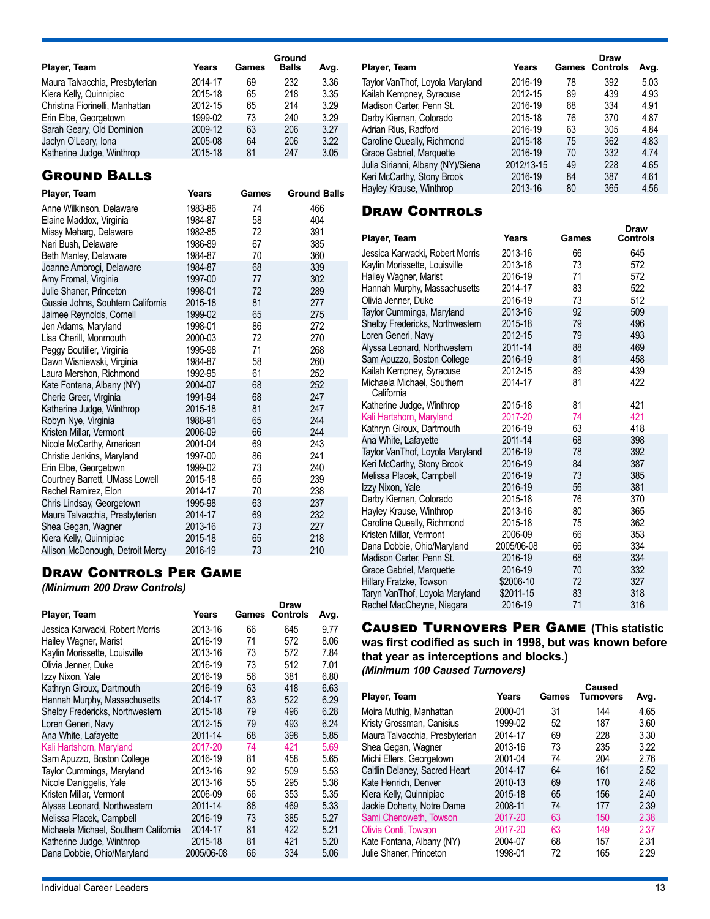| Player, Team | Years | Games | Ground Balls | Avg. |
|---|---|---|---|---|
| Maura Talvacchia, Presbyterian | 2014-17 | 69 | 232 | 3.36 |
| Kiera Kelly, Quinnipiac | 2015-18 | 65 | 218 | 3.35 |
| Christina Fiorinelli, Manhattan | 2012-15 | 65 | 214 | 3.29 |
| Erin Elbe, Georgetown | 1999-02 | 73 | 240 | 3.29 |
| Sarah Geary, Old Dominion | 2009-12 | 63 | 206 | 3.27 |
| Jaclyn O'Leary, Iona | 2005-08 | 64 | 206 | 3.22 |
| Katherine Judge, Winthrop | 2015-18 | 81 | 247 | 3.05 |

## Ground Balls

| Player, Team | Years | Games | Ground Balls |
|---|---|---|---|
| Anne Wilkinson, Delaware | 1983-86 | 74 | 466 |
| Elaine Maddox, Virginia | 1984-87 | 58 | 404 |
| Missy Meharg, Delaware | 1982-85 | 72 | 391 |
| Nari Bush, Delaware | 1986-89 | 67 | 385 |
| Beth Manley, Delaware | 1984-87 | 70 | 360 |
| Joanne Ambrogi, Delaware | 1984-87 | 68 | 339 |
| Amy Fromal, Virginia | 1997-00 | 77 | 302 |
| Julie Shaner, Princeton | 1998-01 | 72 | 289 |
| Gussie Johns, Souhtern California | 2015-18 | 81 | 277 |
| Jaimee Reynolds, Cornell | 1999-02 | 65 | 275 |
| Jen Adams, Maryland | 1998-01 | 86 | 272 |
| Lisa Cherill, Monmouth | 2000-03 | 72 | 270 |
| Peggy Boutilier, Virginia | 1995-98 | 71 | 268 |
| Dawn Wisniewski, Virginia | 1984-87 | 58 | 260 |
| Laura Mershon, Richmond | 1992-95 | 61 | 252 |
| Kate Fontana, Albany (NY) | 2004-07 | 68 | 252 |
| Cherie Greer, Virginia | 1991-94 | 68 | 247 |
| Katherine Judge, Winthrop | 2015-18 | 81 | 247 |
| Robyn Nye, Virginia | 1988-91 | 65 | 244 |
| Kristen Millar, Vermont | 2006-09 | 66 | 244 |
| Nicole McCarthy, American | 2001-04 | 69 | 243 |
| Christie Jenkins, Maryland | 1997-00 | 86 | 241 |
| Erin Elbe, Georgetown | 1999-02 | 73 | 240 |
| Courtney Barrett, UMass Lowell | 2015-18 | 65 | 239 |
| Rachel Ramirez, Elon | 2014-17 | 70 | 238 |
| Chris Lindsay, Georgetown | 1995-98 | 63 | 237 |
| Maura Talvacchia, Presbyterian | 2014-17 | 69 | 232 |
| Shea Gegan, Wagner | 2013-16 | 73 | 227 |
| Kiera Kelly, Quinnipiac | 2015-18 | 65 | 218 |
| Allison McDonough, Detroit Mercy | 2016-19 | 73 | 210 |

## Draw Controls Per Game

*(Minimum 200 Draw Controls)*

| Player, Team | Years | Games | Draw Controls | Avg. |
|---|---|---|---|---|
| Jessica Karwacki, Robert Morris | 2013-16 | 66 | 645 | 9.77 |
| Hailey Wagner, Marist | 2016-19 | 71 | 572 | 8.06 |
| Kaylin Morissette, Louisville | 2013-16 | 73 | 572 | 7.84 |
| Olivia Jenner, Duke | 2016-19 | 73 | 512 | 7.01 |
| Izzy Nixon, Yale | 2016-19 | 56 | 381 | 6.80 |
| Kathryn Giroux, Dartmouth | 2016-19 | 63 | 418 | 6.63 |
| Hannah Murphy, Massachusetts | 2014-17 | 83 | 522 | 6.29 |
| Shelby Fredericks, Northwestern | 2015-18 | 79 | 496 | 6.28 |
| Loren Generi, Navy | 2012-15 | 79 | 493 | 6.24 |
| Ana White, Lafayette | 2011-14 | 68 | 398 | 5.85 |
| Kali Hartshorn, Maryland | 2017-20 | 74 | 421 | 5.69 |
| Sam Apuzzo, Boston College | 2016-19 | 81 | 458 | 5.65 |
| Taylor Cummings, Maryland | 2013-16 | 92 | 509 | 5.53 |
| Nicole Daniggelis, Yale | 2013-16 | 55 | 295 | 5.36 |
| Kristen Millar, Vermont | 2006-09 | 66 | 353 | 5.35 |
| Alyssa Leonard, Northwestern | 2011-14 | 88 | 469 | 5.33 |
| Melissa Placek, Campbell | 2016-19 | 73 | 385 | 5.27 |
| Michaela Michael, Southern California | 2014-17 | 81 | 422 | 5.21 |
| Katherine Judge, Winthrop | 2015-18 | 81 | 421 | 5.20 |
| Dana Dobbie, Ohio/Maryland | 2005/06-08 | 66 | 334 | 5.06 |
| Taylor VanThof, Loyola Maryland | 2016-19 | 78 | 392 | 5.03 |
| Kailah Kempney, Syracuse | 2012-15 | 89 | 439 | 4.93 |
| Madison Carter, Penn St. | 2016-19 | 68 | 334 | 4.91 |
| Darby Kiernan, Colorado | 2015-18 | 76 | 370 | 4.87 |
| Adrian Rius, Radford | 2016-19 | 63 | 305 | 4.84 |
| Caroline Queally, Richmond | 2015-18 | 75 | 362 | 4.83 |
| Grace Gabriel, Marquette | 2016-19 | 70 | 332 | 4.74 |
| Julia Sirianni, Albany (NY)/Siena | 2012/13-15 | 49 | 228 | 4.65 |
| Keri McCarthy, Stony Brook | 2016-19 | 84 | 387 | 4.61 |
| Hayley Krause, Winthrop | 2013-16 | 80 | 365 | 4.56 |

## Draw Controls

| Player, Team | Years | Games | Draw Controls |
|---|---|---|---|
| Jessica Karwacki, Robert Morris | 2013-16 | 66 | 645 |
| Kaylin Morissette, Louisville | 2013-16 | 73 | 572 |
| Hailey Wagner, Marist | 2016-19 | 71 | 572 |
| Hannah Murphy, Massachusetts | 2014-17 | 83 | 522 |
| Olivia Jenner, Duke | 2016-19 | 73 | 512 |
| Taylor Cummings, Maryland | 2013-16 | 92 | 509 |
| Shelby Fredericks, Northwestern | 2015-18 | 79 | 496 |
| Loren Generi, Navy | 2012-15 | 79 | 493 |
| Alyssa Leonard, Northwestern | 2011-14 | 88 | 469 |
| Sam Apuzzo, Boston College | 2016-19 | 81 | 458 |
| Kailah Kempney, Syracuse | 2012-15 | 89 | 439 |
| Michaela Michael, Southern California | 2014-17 | 81 | 422 |
| Katherine Judge, Winthrop | 2015-18 | 81 | 421 |
| Kali Hartshorn, Maryland | 2017-20 | 74 | 421 |
| Kathryn Giroux, Dartmouth | 2016-19 | 63 | 418 |
| Ana White, Lafayette | 2011-14 | 68 | 398 |
| Taylor VanThof, Loyola Maryland | 2016-19 | 78 | 392 |
| Keri McCarthy, Stony Brook | 2016-19 | 84 | 387 |
| Melissa Placek, Campbell | 2016-19 | 73 | 385 |
| Izzy Nixon, Yale | 2016-19 | 56 | 381 |
| Darby Kiernan, Colorado | 2015-18 | 76 | 370 |
| Hayley Krause, Winthrop | 2013-16 | 80 | 365 |
| Caroline Queally, Richmond | 2015-18 | 75 | 362 |
| Kristen Millar, Vermont | 2006-09 | 66 | 353 |
| Dana Dobbie, Ohio/Maryland | 2005/06-08 | 66 | 334 |
| Madison Carter, Penn St. | 2016-19 | 68 | 334 |
| Grace Gabriel, Marquette | 2016-19 | 70 | 332 |
| Hillary Fratzke, Towson | $2006-10 | 72 | 327 |
| Taryn VanThof, Loyola Maryland | $2011-15 | 83 | 318 |
| Rachel MacCheyne, Niagara | 2016-19 | 71 | 316 |

## Caused Turnovers Per Game

**(This statistic was first codified as such in 1998, but was known before that year as interceptions and blocks.)**

*(Minimum 100 Caused Turnovers)*

| Player, Team | Years | Games | Caused Turnovers | Avg. |
|---|---|---|---|---|
| Moira Muthig, Manhattan | 2000-01 | 31 | 144 | 4.65 |
| Kristy Grossman, Canisius | 1999-02 | 52 | 187 | 3.60 |
| Maura Talvacchia, Presbyterian | 2014-17 | 69 | 228 | 3.30 |
| Shea Gegan, Wagner | 2013-16 | 73 | 235 | 3.22 |
| Michi Ellers, Georgetown | 2001-04 | 74 | 204 | 2.76 |
| Caitlin Delaney, Sacred Heart | 2014-17 | 64 | 161 | 2.52 |
| Kate Henrich, Denver | 2010-13 | 69 | 170 | 2.46 |
| Kiera Kelly, Quinnipiac | 2015-18 | 65 | 156 | 2.40 |
| Jackie Doherty, Notre Dame | 2008-11 | 74 | 177 | 2.39 |
| Sami Chenoweth, Towson | 2017-20 | 63 | 150 | 2.38 |
| Olivia Conti, Towson | 2017-20 | 63 | 149 | 2.37 |
| Kate Fontana, Albany (NY) | 2004-07 | 68 | 157 | 2.31 |
| Julie Shaner, Princeton | 1998-01 | 72 | 165 | 2.29 |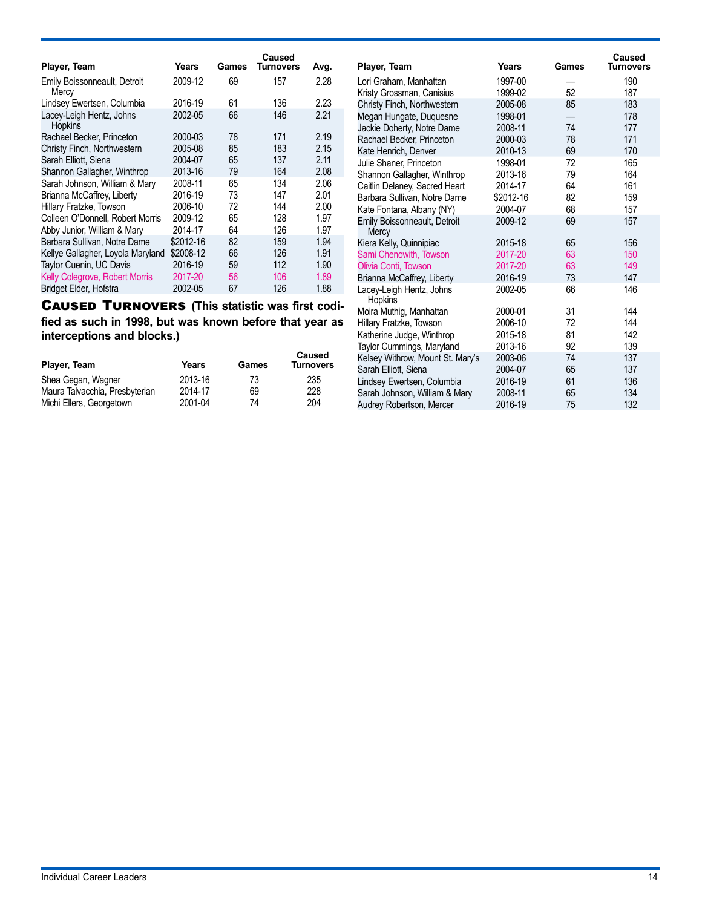| Player, Team | Years | Games | Caused Turnovers | Avg. |
|---|---|---|---|---|
| Emily Boissonneault, Detroit Mercy | 2009-12 | 69 | 157 | 2.28 |
| Lindsey Ewertsen, Columbia | 2016-19 | 61 | 136 | 2.23 |
| Lacey-Leigh Hentz, Johns Hopkins | 2002-05 | 66 | 146 | 2.21 |
| Rachael Becker, Princeton | 2000-03 | 78 | 171 | 2.19 |
| Christy Finch, Northwestern | 2005-08 | 85 | 183 | 2.15 |
| Sarah Elliott, Siena | 2004-07 | 65 | 137 | 2.11 |
| Shannon Gallagher, Winthrop | 2013-16 | 79 | 164 | 2.08 |
| Sarah Johnson, William & Mary | 2008-11 | 65 | 134 | 2.06 |
| Brianna McCaffrey, Liberty | 2016-19 | 73 | 147 | 2.01 |
| Hillary Fratzke, Towson | 2006-10 | 72 | 144 | 2.00 |
| Colleen O'Donnell, Robert Morris | 2009-12 | 65 | 128 | 1.97 |
| Abby Junior, William & Mary | 2014-17 | 64 | 126 | 1.97 |
| Barbara Sullivan, Notre Dame | $2012-16 | 82 | 159 | 1.94 |
| Kellye Gallagher, Loyola Maryland | $2008-12 | 66 | 126 | 1.91 |
| Taylor Cuenin, UC Davis | 2016-19 | 59 | 112 | 1.90 |
| Kelly Colegrove, Robert Morris | 2017-20 | 56 | 106 | 1.89 |
| Bridget Elder, Hofstra | 2002-05 | 67 | 126 | 1.88 |

## Caused Turnovers **(This statistic was first codified as such in 1998, but was known before that year as interceptions and blocks.)**

| Player, Team | Years | Games | Caused Turnovers |
|---|---|---|---|
| Shea Gegan, Wagner | 2013-16 | 73 | 235 |
| Maura Talvacchia, Presbyterian | 2014-17 | 69 | 228 |
| Michi Ellers, Georgetown | 2001-04 | 74 | 204 |
| Lori Graham, Manhattan | 1997-00 | — | 190 |
| Kristy Grossman, Canisius | 1999-02 | 52 | 187 |
| Christy Finch, Northwestern | 2005-08 | 85 | 183 |
| Megan Hungate, Duquesne | 1998-01 | — | 178 |
| Jackie Doherty, Notre Dame | 2008-11 | 74 | 177 |
| Rachael Becker, Princeton | 2000-03 | 78 | 171 |
| Kate Henrich, Denver | 2010-13 | 69 | 170 |
| Julie Shaner, Princeton | 1998-01 | 72 | 165 |
| Shannon Gallagher, Winthrop | 2013-16 | 79 | 164 |
| Caitlin Delaney, Sacred Heart | 2014-17 | 64 | 161 |
| Barbara Sullivan, Notre Dame | $2012-16 | 82 | 159 |
| Kate Fontana, Albany (NY) | 2004-07 | 68 | 157 |
| Emily Boissonneault, Detroit Mercy | 2009-12 | 69 | 157 |
| Kiera Kelly, Quinnipiac | 2015-18 | 65 | 156 |
| Sami Chenowith, Towson | 2017-20 | 63 | 150 |
| Olivia Conti, Towson | 2017-20 | 63 | 149 |
| Brianna McCaffrey, Liberty | 2016-19 | 73 | 147 |
| Lacey-Leigh Hentz, Johns Hopkins | 2002-05 | 66 | 146 |
| Moira Muthig, Manhattan | 2000-01 | 31 | 144 |
| Hillary Fratzke, Towson | 2006-10 | 72 | 144 |
| Katherine Judge, Winthrop | 2015-18 | 81 | 142 |
| Taylor Cummings, Maryland | 2013-16 | 92 | 139 |
| Kelsey Withrow, Mount St. Mary's | 2003-06 | 74 | 137 |
| Sarah Elliott, Siena | 2004-07 | 65 | 137 |
| Lindsey Ewertsen, Columbia | 2016-19 | 61 | 136 |
| Sarah Johnson, William & Mary | 2008-11 | 65 | 134 |
| Audrey Robertson, Mercer | 2016-19 | 75 | 132 |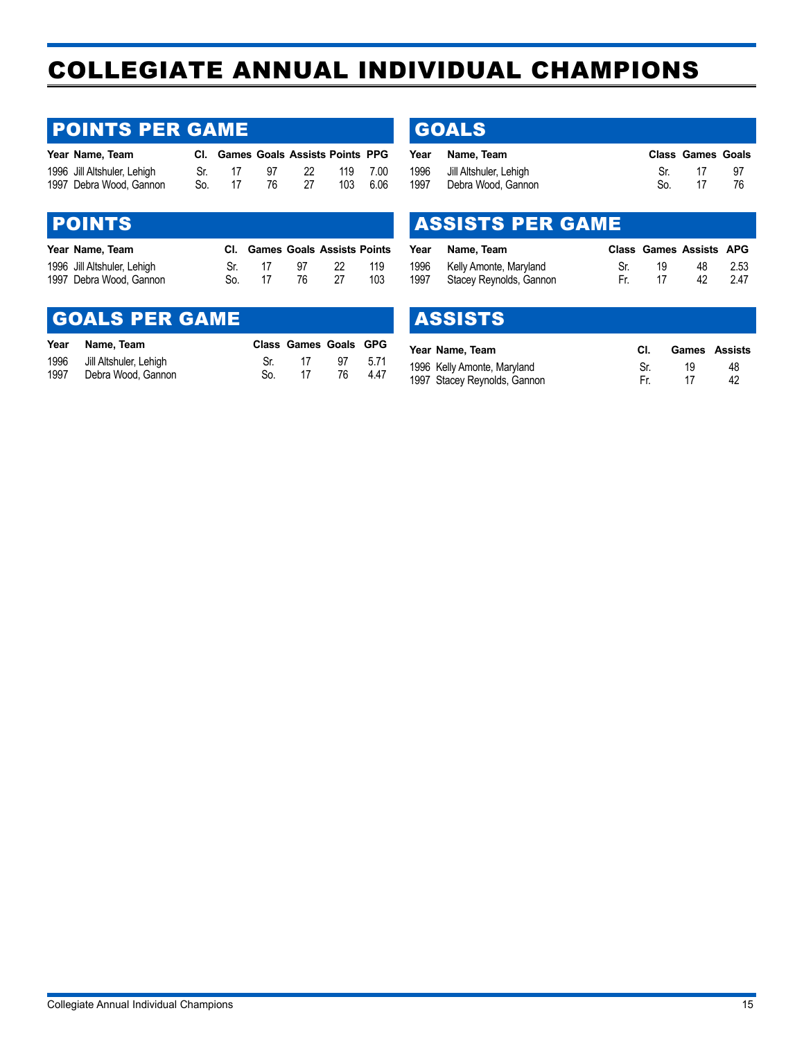# COLLEGIATE ANNUAL INDIVIDUAL CHAMPIONS

## POINTS PER GAME

| Year | Name, Team | Cl. | Games | Goals | Assists | Points | PPG |
|---|---|---|---|---|---|---|---|
| 1996 | Jill Altshuler, Lehigh | Sr. | 17 | 97 | 22 | 119 | 7.00 |
| 1997 | Debra Wood, Gannon | So. | 17 | 76 | 27 | 103 | 6.06 |

## POINTS

| Year | Name, Team | Cl. | Games | Goals | Assists | Points |
|---|---|---|---|---|---|---|
| 1996 | Jill Altshuler, Lehigh | Sr. | 17 | 97 | 22 | 119 |
| 1997 | Debra Wood, Gannon | So. | 17 | 76 | 27 | 103 |

## GOALS PER GAME

| Year | Name, Team | Class | Games | Goals | GPG |
|---|---|---|---|---|---|
| 1996 | Jill Altshuler, Lehigh | Sr. | 17 | 97 | 5.71 |
| 1997 | Debra Wood, Gannon | So. | 17 | 76 | 4.47 |

## GOALS

| Year | Name, Team | Class | Games | Goals |
|---|---|---|---|---|
| 1996 | Jill Altshuler, Lehigh | Sr. | 17 | 97 |
| 1997 | Debra Wood, Gannon | So. | 17 | 76 |

## ASSISTS PER GAME

| Year | Name, Team | Class | Games | Assists | APG |
|---|---|---|---|---|---|
| 1996 | Kelly Amonte, Maryland | Sr. | 19 | 48 | 2.53 |
| 1997 | Stacey Reynolds, Gannon | Fr. | 17 | 42 | 2.47 |

## ASSISTS

| Year | Name, Team | Cl. | Games | Assists |
|---|---|---|---|---|
| 1996 | Kelly Amonte, Maryland | Sr. | 19 | 48 |
| 1997 | Stacey Reynolds, Gannon | Fr. | 17 | 42 |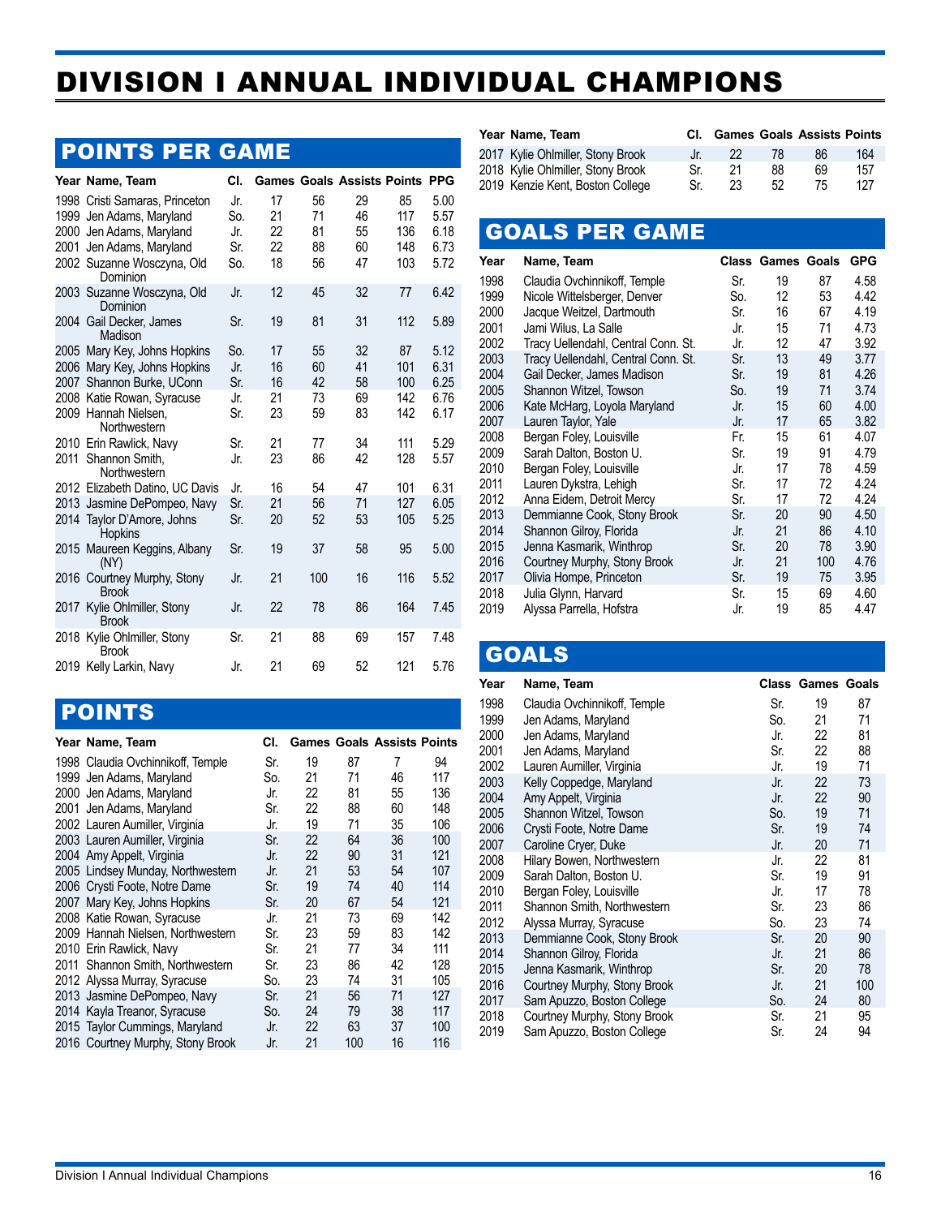# DIVISION I ANNUAL INDIVIDUAL CHAMPIONS

## POINTS PER GAME

| Year | Name, Team | Cl. | Games | Goals | Assists | Points | PPG |
|---|---|---|---|---|---|---|---|
| 1998 | Cristi Samaras, Princeton | Jr. | 17 | 56 | 29 | 85 | 5.00 |
| 1999 | Jen Adams, Maryland | So. | 21 | 71 | 46 | 117 | 5.57 |
| 2000 | Jen Adams, Maryland | Jr. | 22 | 81 | 55 | 136 | 6.18 |
| 2001 | Jen Adams, Maryland | Sr. | 22 | 88 | 60 | 148 | 6.73 |
| 2002 | Suzanne Wosczyna, Old Dominion | So. | 18 | 56 | 47 | 103 | 5.72 |
| 2003 | Suzanne Wosczyna, Old Dominion | Jr. | 12 | 45 | 32 | 77 | 6.42 |
| 2004 | Gail Decker, James Madison | Sr. | 19 | 81 | 31 | 112 | 5.89 |
| 2005 | Mary Key, Johns Hopkins | So. | 17 | 55 | 32 | 87 | 5.12 |
| 2006 | Mary Key, Johns Hopkins | Jr. | 16 | 60 | 41 | 101 | 6.31 |
| 2007 | Shannon Burke, UConn | Sr. | 16 | 42 | 58 | 100 | 6.25 |
| 2008 | Katie Rowan, Syracuse | Jr. | 21 | 73 | 69 | 142 | 6.76 |
| 2009 | Hannah Nielsen, Northwestern | Sr. | 23 | 59 | 83 | 142 | 6.17 |
| 2010 | Erin Rawlick, Navy | Sr. | 21 | 77 | 34 | 111 | 5.29 |
| 2011 | Shannon Smith, Northwestern | Jr. | 23 | 86 | 42 | 128 | 5.57 |
| 2012 | Elizabeth Datino, UC Davis | Jr. | 16 | 54 | 47 | 101 | 6.31 |
| 2013 | Jasmine DePompeo, Navy | Sr. | 21 | 56 | 71 | 127 | 6.05 |
| 2014 | Taylor D'Amore, Johns Hopkins | Sr. | 20 | 52 | 53 | 105 | 5.25 |
| 2015 | Maureen Keggins, Albany (NY) | Sr. | 19 | 37 | 58 | 95 | 5.00 |
| 2016 | Courtney Murphy, Stony Brook | Jr. | 21 | 100 | 16 | 116 | 5.52 |
| 2017 | Kylie Ohlmiller, Stony Brook | Jr. | 22 | 78 | 86 | 164 | 7.45 |
| 2018 | Kylie Ohlmiller, Stony Brook | Sr. | 21 | 88 | 69 | 157 | 7.48 |
| 2019 | Kelly Larkin, Navy | Jr. | 21 | 69 | 52 | 121 | 5.76 |

## POINTS

| Year | Name, Team | Cl. | Games | Goals | Assists | Points |
|---|---|---|---|---|---|---|
| 1998 | Claudia Ovchinnikoff, Temple | Sr. | 19 | 87 | 7 | 94 |
| 1999 | Jen Adams, Maryland | So. | 21 | 71 | 46 | 117 |
| 2000 | Jen Adams, Maryland | Jr. | 22 | 81 | 55 | 136 |
| 2001 | Jen Adams, Maryland | Sr. | 22 | 88 | 60 | 148 |
| 2002 | Lauren Aumiller, Virginia | Jr. | 19 | 71 | 35 | 106 |
| 2003 | Lauren Aumiller, Virginia | Sr. | 22 | 64 | 36 | 100 |
| 2004 | Amy Appelt, Virginia | Jr. | 22 | 90 | 31 | 121 |
| 2005 | Lindsey Munday, Northwestern | Jr. | 21 | 53 | 54 | 107 |
| 2006 | Crysti Foote, Notre Dame | Sr. | 19 | 74 | 40 | 114 |
| 2007 | Mary Key, Johns Hopkins | Sr. | 20 | 67 | 54 | 121 |
| 2008 | Katie Rowan, Syracuse | Jr. | 21 | 73 | 69 | 142 |
| 2009 | Hannah Nielsen, Northwestern | Sr. | 23 | 59 | 83 | 142 |
| 2010 | Erin Rawlick, Navy | Sr. | 21 | 77 | 34 | 111 |
| 2011 | Shannon Smith, Northwestern | Sr. | 23 | 86 | 42 | 128 |
| 2012 | Alyssa Murray, Syracuse | So. | 23 | 74 | 31 | 105 |
| 2013 | Jasmine DePompeo, Navy | Sr. | 21 | 56 | 71 | 127 |
| 2014 | Kayla Treanor, Syracuse | So. | 24 | 79 | 38 | 117 |
| 2015 | Taylor Cummings, Maryland | Jr. | 22 | 63 | 37 | 100 |
| 2016 | Courtney Murphy, Stony Brook | Jr. | 21 | 100 | 16 | 116 |
| 2017 | Kylie Ohlmiller, Stony Brook | Jr. | 22 | 78 | 86 | 164 |
| 2018 | Kylie Ohlmiller, Stony Brook | Sr. | 21 | 88 | 69 | 157 |
| 2019 | Kenzie Kent, Boston College | Sr. | 23 | 52 | 75 | 127 |

## GOALS PER GAME

| Year | Name, Team | Class | Games | Goals | GPG |
|---|---|---|---|---|---|
| 1998 | Claudia Ovchinnikoff, Temple | Sr. | 19 | 87 | 4.58 |
| 1999 | Nicole Wittelsberger, Denver | So. | 12 | 53 | 4.42 |
| 2000 | Jacque Weitzel, Dartmouth | Sr. | 16 | 67 | 4.19 |
| 2001 | Jami Wilus, La Salle | Jr. | 15 | 71 | 4.73 |
| 2002 | Tracy Uellendahl, Central Conn. St. | Jr. | 12 | 47 | 3.92 |
| 2003 | Tracy Uellendahl, Central Conn. St. | Sr. | 13 | 49 | 3.77 |
| 2004 | Gail Decker, James Madison | Sr. | 19 | 81 | 4.26 |
| 2005 | Shannon Witzel, Towson | So. | 19 | 71 | 3.74 |
| 2006 | Kate McHarg, Loyola Maryland | Jr. | 15 | 60 | 4.00 |
| 2007 | Lauren Taylor, Yale | Jr. | 17 | 65 | 3.82 |
| 2008 | Bergan Foley, Louisville | Fr. | 15 | 61 | 4.07 |
| 2009 | Sarah Dalton, Boston U. | Sr. | 19 | 91 | 4.79 |
| 2010 | Bergan Foley, Louisville | Jr. | 17 | 78 | 4.59 |
| 2011 | Lauren Dykstra, Lehigh | Sr. | 17 | 72 | 4.24 |
| 2012 | Anna Eidem, Detroit Mercy | Sr. | 17 | 72 | 4.24 |
| 2013 | Demmianne Cook, Stony Brook | Sr. | 20 | 90 | 4.50 |
| 2014 | Shannon Gilroy, Florida | Jr. | 21 | 86 | 4.10 |
| 2015 | Jenna Kasmarik, Winthrop | Sr. | 20 | 78 | 3.90 |
| 2016 | Courtney Murphy, Stony Brook | Jr. | 21 | 100 | 4.76 |
| 2017 | Olivia Hompe, Princeton | Sr. | 19 | 75 | 3.95 |
| 2018 | Julia Glynn, Harvard | Sr. | 15 | 69 | 4.60 |
| 2019 | Alyssa Parrella, Hofstra | Jr. | 19 | 85 | 4.47 |

## GOALS

| Year | Name, Team | Class | Games | Goals |
|---|---|---|---|---|
| 1998 | Claudia Ovchinnikoff, Temple | Sr. | 19 | 87 |
| 1999 | Jen Adams, Maryland | So. | 21 | 71 |
| 2000 | Jen Adams, Maryland | Jr. | 22 | 81 |
| 2001 | Jen Adams, Maryland | Sr. | 22 | 88 |
| 2002 | Lauren Aumiller, Virginia | Jr. | 19 | 71 |
| 2003 | Kelly Coppedge, Maryland | Jr. | 22 | 73 |
| 2004 | Amy Appelt, Virginia | Jr. | 22 | 90 |
| 2005 | Shannon Witzel, Towson | So. | 19 | 71 |
| 2006 | Crysti Foote, Notre Dame | Sr. | 19 | 74 |
| 2007 | Caroline Cryer, Duke | Jr. | 20 | 71 |
| 2008 | Hilary Bowen, Northwestern | Jr. | 22 | 81 |
| 2009 | Sarah Dalton, Boston U. | Sr. | 19 | 91 |
| 2010 | Bergan Foley, Louisville | Jr. | 17 | 78 |
| 2011 | Shannon Smith, Northwestern | Sr. | 23 | 86 |
| 2012 | Alyssa Murray, Syracuse | So. | 23 | 74 |
| 2013 | Demmianne Cook, Stony Brook | Sr. | 20 | 90 |
| 2014 | Shannon Gilroy, Florida | Jr. | 21 | 86 |
| 2015 | Jenna Kasmarik, Winthrop | Sr. | 20 | 78 |
| 2016 | Courtney Murphy, Stony Brook | Jr. | 21 | 100 |
| 2017 | Sam Apuzzo, Boston College | So. | 24 | 80 |
| 2018 | Courtney Murphy, Stony Brook | Sr. | 21 | 95 |
| 2019 | Sam Apuzzo, Boston College | Sr. | 24 | 94 |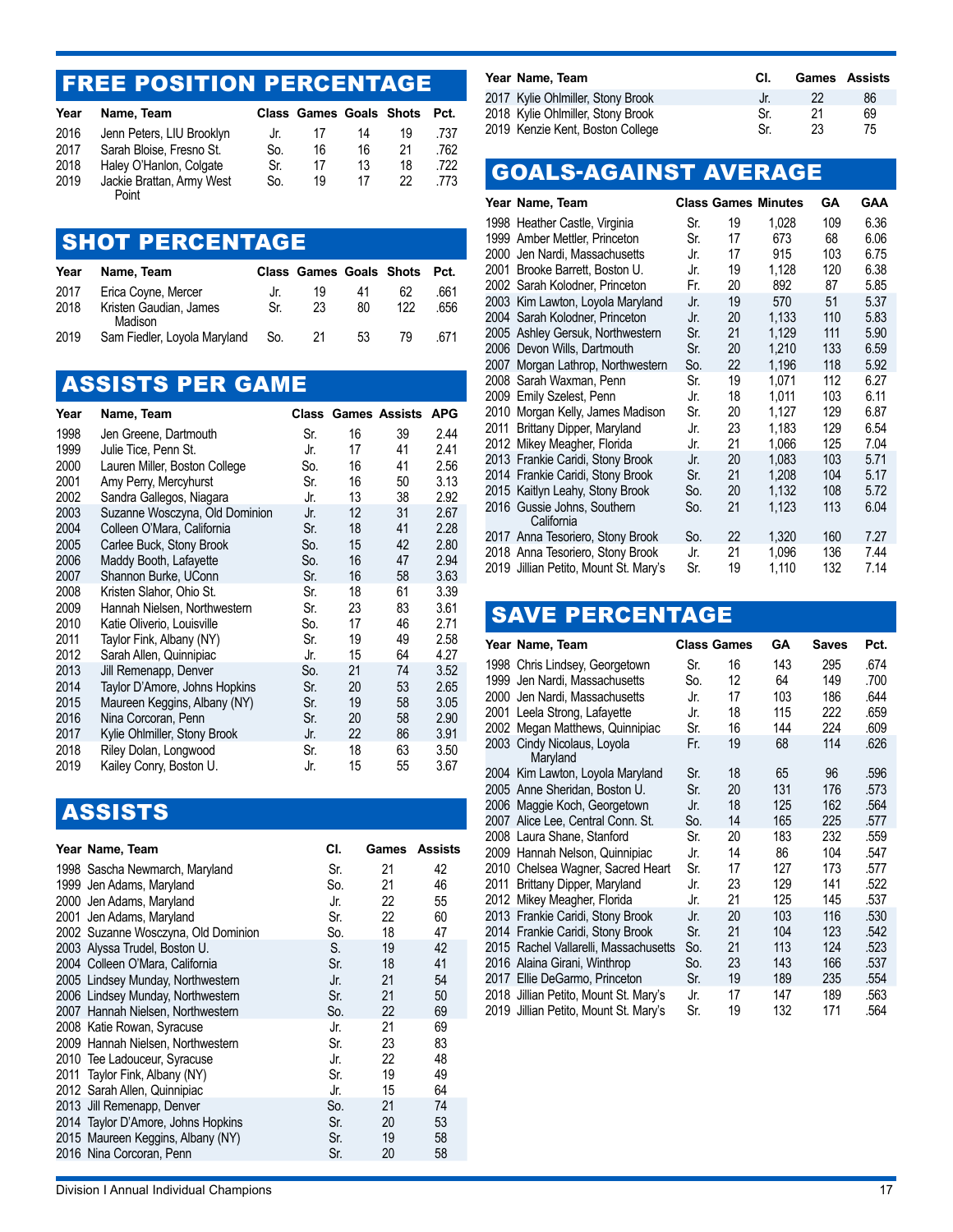## FREE POSITION PERCENTAGE

| Year | Name, Team | Class | Games | Goals | Shots | Pct. |
|---|---|---|---|---|---|---|
| 2016 | Jenn Peters, LIU Brooklyn | Jr. | 17 | 14 | 19 | .737 |
| 2017 | Sarah Bloise, Fresno St. | So. | 16 | 16 | 21 | .762 |
| 2018 | Haley O'Hanlon, Colgate | Sr. | 17 | 13 | 18 | .722 |
| 2019 | Jackie Brattan, Army West Point | So. | 19 | 17 | 22 | .773 |

## SHOT PERCENTAGE

| Year | Name, Team | Class | Games | Goals | Shots | Pct. |
|---|---|---|---|---|---|---|
| 2017 | Erica Coyne, Mercer | Jr. | 19 | 41 | 62 | .661 |
| 2018 | Kristen Gaudian, James Madison | Sr. | 23 | 80 | 122 | .656 |
| 2019 | Sam Fiedler, Loyola Maryland | So. | 21 | 53 | 79 | .671 |

## ASSISTS PER GAME

| Year | Name, Team | Class | Games | Assists | APG |
|---|---|---|---|---|---|
| 1998 | Jen Greene, Dartmouth | Sr. | 16 | 39 | 2.44 |
| 1999 | Julie Tice, Penn St. | Jr. | 17 | 41 | 2.41 |
| 2000 | Lauren Miller, Boston College | So. | 16 | 41 | 2.56 |
| 2001 | Amy Perry, Mercyhurst | Sr. | 16 | 50 | 3.13 |
| 2002 | Sandra Gallegos, Niagara | Jr. | 13 | 38 | 2.92 |
| 2003 | Suzanne Wosczyna, Old Dominion | Jr. | 12 | 31 | 2.67 |
| 2004 | Colleen O'Mara, California | Sr. | 18 | 41 | 2.28 |
| 2005 | Carlee Buck, Stony Brook | So. | 15 | 42 | 2.80 |
| 2006 | Maddy Booth, Lafayette | So. | 16 | 47 | 2.94 |
| 2007 | Shannon Burke, UConn | Sr. | 16 | 58 | 3.63 |
| 2008 | Kristen Slahor, Ohio St. | Sr. | 18 | 61 | 3.39 |
| 2009 | Hannah Nielsen, Northwestern | Sr. | 23 | 83 | 3.61 |
| 2010 | Katie Oliverio, Louisville | So. | 17 | 46 | 2.71 |
| 2011 | Taylor Fink, Albany (NY) | Sr. | 19 | 49 | 2.58 |
| 2012 | Sarah Allen, Quinnipiac | Jr. | 15 | 64 | 4.27 |
| 2013 | Jill Remenapp, Denver | So. | 21 | 74 | 3.52 |
| 2014 | Taylor D'Amore, Johns Hopkins | Sr. | 20 | 53 | 2.65 |
| 2015 | Maureen Keggins, Albany (NY) | Sr. | 19 | 58 | 3.05 |
| 2016 | Nina Corcoran, Penn | Sr. | 20 | 58 | 2.90 |
| 2017 | Kylie Ohlmiller, Stony Brook | Jr. | 22 | 86 | 3.91 |
| 2018 | Riley Dolan, Longwood | Sr. | 18 | 63 | 3.50 |
| 2019 | Kailey Conry, Boston U. | Jr. | 15 | 55 | 3.67 |

## ASSISTS

| Year | Name, Team | Cl. | Games | Assists |
|---|---|---|---|---|
| 1998 | Sascha Newmarch, Maryland | Sr. | 21 | 42 |
| 1999 | Jen Adams, Maryland | So. | 21 | 46 |
| 2000 | Jen Adams, Maryland | Jr. | 22 | 55 |
| 2001 | Jen Adams, Maryland | Sr. | 22 | 60 |
| 2002 | Suzanne Wosczyna, Old Dominion | So. | 18 | 47 |
| 2003 | Alyssa Trudel, Boston U. | S. | 19 | 42 |
| 2004 | Colleen O'Mara, California | Sr. | 18 | 41 |
| 2005 | Lindsey Munday, Northwestern | Jr. | 21 | 54 |
| 2006 | Lindsey Munday, Northwestern | Sr. | 21 | 50 |
| 2007 | Hannah Nielsen, Northwestern | So. | 22 | 69 |
| 2008 | Katie Rowan, Syracuse | Jr. | 21 | 69 |
| 2009 | Hannah Nielsen, Northwestern | Sr. | 23 | 83 |
| 2010 | Tee Ladouceur, Syracuse | Jr. | 22 | 48 |
| 2011 | Taylor Fink, Albany (NY) | Sr. | 19 | 49 |
| 2012 | Sarah Allen, Quinnipiac | Jr. | 15 | 64 |
| 2013 | Jill Remenapp, Denver | So. | 21 | 74 |
| 2014 | Taylor D'Amore, Johns Hopkins | Sr. | 20 | 53 |
| 2015 | Maureen Keggins, Albany (NY) | Sr. | 19 | 58 |
| 2016 | Nina Corcoran, Penn | Sr. | 20 | 58 |
| 2017 | Kylie Ohlmiller, Stony Brook | Jr. | 22 | 86 |
| 2018 | Kylie Ohlmiller, Stony Brook | Sr. | 21 | 69 |
| 2019 | Kenzie Kent, Boston College | Sr. | 23 | 75 |

## GOALS-AGAINST AVERAGE

| Year | Name, Team | Class | Games | Minutes | GA | GAA |
|---|---|---|---|---|---|---|
| 1998 | Heather Castle, Virginia | Sr. | 19 | 1,028 | 109 | 6.36 |
| 1999 | Amber Mettler, Princeton | Sr. | 17 | 673 | 68 | 6.06 |
| 2000 | Jen Nardi, Massachusetts | Jr. | 17 | 915 | 103 | 6.75 |
| 2001 | Brooke Barrett, Boston U. | Jr. | 19 | 1,128 | 120 | 6.38 |
| 2002 | Sarah Kolodner, Princeton | Fr. | 20 | 892 | 87 | 5.85 |
| 2003 | Kim Lawton, Loyola Maryland | Jr. | 19 | 570 | 51 | 5.37 |
| 2004 | Sarah Kolodner, Princeton | Jr. | 20 | 1,133 | 110 | 5.83 |
| 2005 | Ashley Gersuk, Northwestern | Sr. | 21 | 1,129 | 111 | 5.90 |
| 2006 | Devon Wills, Dartmouth | Sr. | 20 | 1,210 | 133 | 6.59 |
| 2007 | Morgan Lathrop, Northwestern | So. | 22 | 1,196 | 118 | 5.92 |
| 2008 | Sarah Waxman, Penn | Sr. | 19 | 1,071 | 112 | 6.27 |
| 2009 | Emily Szelest, Penn | Jr. | 18 | 1,011 | 103 | 6.11 |
| 2010 | Morgan Kelly, James Madison | Sr. | 20 | 1,127 | 129 | 6.87 |
| 2011 | Brittany Dipper, Maryland | Jr. | 23 | 1,183 | 129 | 6.54 |
| 2012 | Mikey Meagher, Florida | Jr. | 21 | 1,066 | 125 | 7.04 |
| 2013 | Frankie Caridi, Stony Brook | Jr. | 20 | 1,083 | 103 | 5.71 |
| 2014 | Frankie Caridi, Stony Brook | Sr. | 21 | 1,208 | 104 | 5.17 |
| 2015 | Kaitlyn Leahy, Stony Brook | So. | 20 | 1,132 | 108 | 5.72 |
| 2016 | Gussie Johns, Southern California | So. | 21 | 1,123 | 113 | 6.04 |
| 2017 | Anna Tesoriero, Stony Brook | So. | 22 | 1,320 | 160 | 7.27 |
| 2018 | Anna Tesoriero, Stony Brook | Jr. | 21 | 1,096 | 136 | 7.44 |
| 2019 | Jillian Petito, Mount St. Mary's | Sr. | 19 | 1,110 | 132 | 7.14 |

## SAVE PERCENTAGE

| Year | Name, Team | Class | Games | GA | Saves | Pct. |
|---|---|---|---|---|---|---|
| 1998 | Chris Lindsey, Georgetown | Sr. | 16 | 143 | 295 | .674 |
| 1999 | Jen Nardi, Massachusetts | So. | 12 | 64 | 149 | .700 |
| 2000 | Jen Nardi, Massachusetts | Jr. | 17 | 103 | 186 | .644 |
| 2001 | Leela Strong, Lafayette | Jr. | 18 | 115 | 222 | .659 |
| 2002 | Megan Matthews, Quinnipiac | Sr. | 16 | 144 | 224 | .609 |
| 2003 | Cindy Nicolaus, Loyola Maryland | Fr. | 19 | 68 | 114 | .626 |
| 2004 | Kim Lawton, Loyola Maryland | Sr. | 18 | 65 | 96 | .596 |
| 2005 | Anne Sheridan, Boston U. | Sr. | 20 | 131 | 176 | .573 |
| 2006 | Maggie Koch, Georgetown | Jr. | 18 | 125 | 162 | .564 |
| 2007 | Alice Lee, Central Conn. St. | So. | 14 | 165 | 225 | .577 |
| 2008 | Laura Shane, Stanford | Sr. | 20 | 183 | 232 | .559 |
| 2009 | Hannah Nelson, Quinnipiac | Jr. | 14 | 86 | 104 | .547 |
| 2010 | Chelsea Wagner, Sacred Heart | Sr. | 17 | 127 | 173 | .577 |
| 2011 | Brittany Dipper, Maryland | Jr. | 23 | 129 | 141 | .522 |
| 2012 | Mikey Meagher, Florida | Jr. | 21 | 125 | 145 | .537 |
| 2013 | Frankie Caridi, Stony Brook | Jr. | 20 | 103 | 116 | .530 |
| 2014 | Frankie Caridi, Stony Brook | Sr. | 21 | 104 | 123 | .542 |
| 2015 | Rachel Vallarelli, Massachusetts | So. | 21 | 113 | 124 | .523 |
| 2016 | Alaina Girani, Winthrop | So. | 23 | 143 | 166 | .537 |
| 2017 | Ellie DeGarmo, Princeton | Sr. | 19 | 189 | 235 | .554 |
| 2018 | Jillian Petito, Mount St. Mary's | Jr. | 17 | 147 | 189 | .563 |
| 2019 | Jillian Petito, Mount St. Mary's | Sr. | 19 | 132 | 171 | .564 |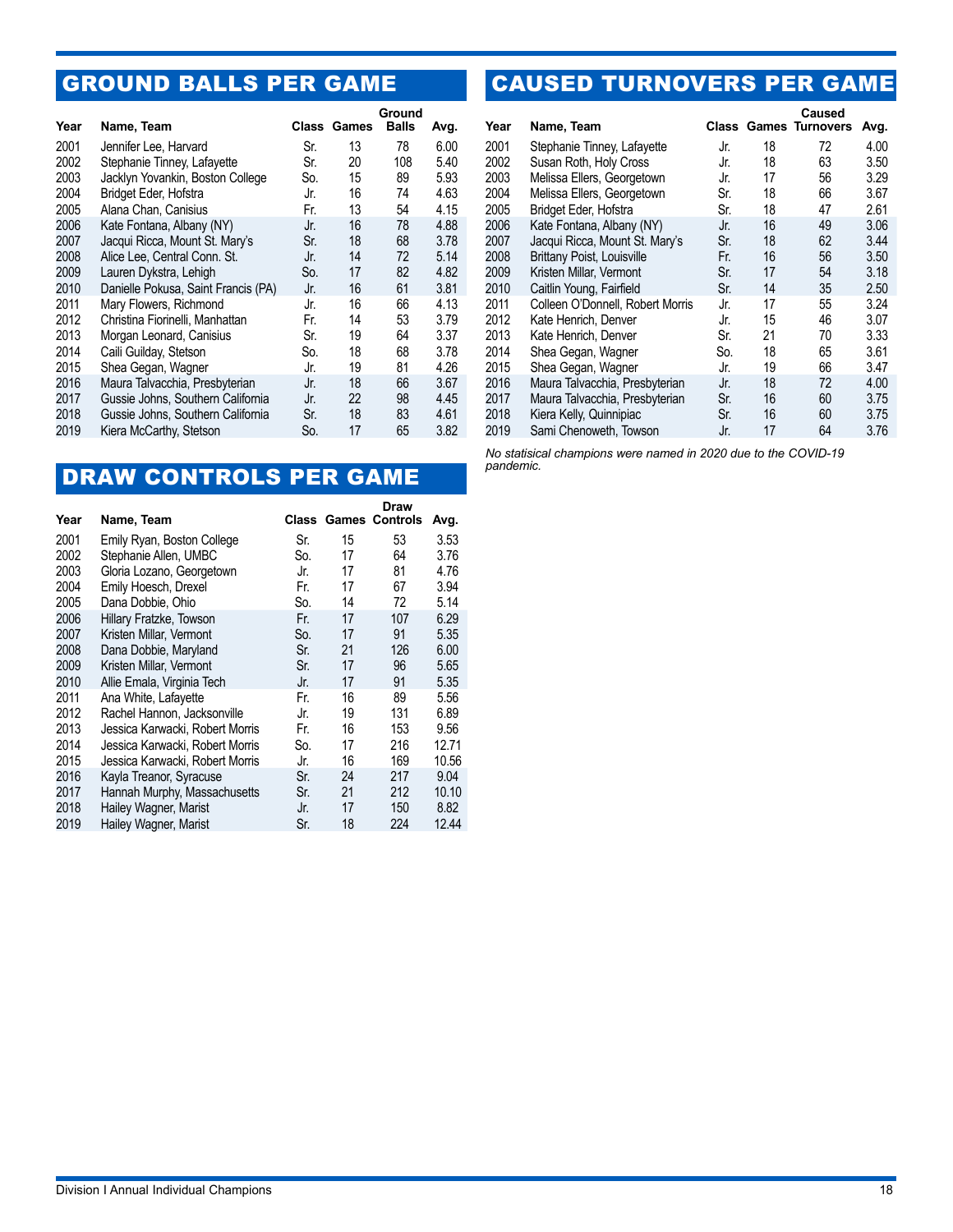## GROUND BALLS PER GAME

| Year | Name, Team | Class | Games | Ground Balls | Avg. |
|---|---|---|---|---|---|
| 2001 | Jennifer Lee, Harvard | Sr. | 13 | 78 | 6.00 |
| 2002 | Stephanie Tinney, Lafayette | Sr. | 20 | 108 | 5.40 |
| 2003 | Jacklyn Yovankin, Boston College | So. | 15 | 89 | 5.93 |
| 2004 | Bridget Eder, Hofstra | Jr. | 16 | 74 | 4.63 |
| 2005 | Alana Chan, Canisius | Fr. | 13 | 54 | 4.15 |
| 2006 | Kate Fontana, Albany (NY) | Jr. | 16 | 78 | 4.88 |
| 2007 | Jacqui Ricca, Mount St. Mary's | Sr. | 18 | 68 | 3.78 |
| 2008 | Alice Lee, Central Conn. St. | Jr. | 14 | 72 | 5.14 |
| 2009 | Lauren Dykstra, Lehigh | So. | 17 | 82 | 4.82 |
| 2010 | Danielle Pokusa, Saint Francis (PA) | Jr. | 16 | 61 | 3.81 |
| 2011 | Mary Flowers, Richmond | Jr. | 16 | 66 | 4.13 |
| 2012 | Christina Fiorinelli, Manhattan | Fr. | 14 | 53 | 3.79 |
| 2013 | Morgan Leonard, Canisius | Sr. | 19 | 64 | 3.37 |
| 2014 | Caili Guilday, Stetson | So. | 18 | 68 | 3.78 |
| 2015 | Shea Gegan, Wagner | Jr. | 19 | 81 | 4.26 |
| 2016 | Maura Talvacchia, Presbyterian | Jr. | 18 | 66 | 3.67 |
| 2017 | Gussie Johns, Southern California | Jr. | 22 | 98 | 4.45 |
| 2018 | Gussie Johns, Southern California | Sr. | 18 | 83 | 4.61 |
| 2019 | Kiera McCarthy, Stetson | So. | 17 | 65 | 3.82 |

## DRAW CONTROLS PER GAME

| Year | Name, Team | Class | Games | Draw Controls | Avg. |
|---|---|---|---|---|---|
| 2001 | Emily Ryan, Boston College | Sr. | 15 | 53 | 3.53 |
| 2002 | Stephanie Allen, UMBC | So. | 17 | 64 | 3.76 |
| 2003 | Gloria Lozano, Georgetown | Jr. | 17 | 81 | 4.76 |
| 2004 | Emily Hoesch, Drexel | Fr. | 17 | 67 | 3.94 |
| 2005 | Dana Dobbie, Ohio | So. | 14 | 72 | 5.14 |
| 2006 | Hillary Fratzke, Towson | Fr. | 17 | 107 | 6.29 |
| 2007 | Kristen Millar, Vermont | So. | 17 | 91 | 5.35 |
| 2008 | Dana Dobbie, Maryland | Sr. | 21 | 126 | 6.00 |
| 2009 | Kristen Millar, Vermont | Sr. | 17 | 96 | 5.65 |
| 2010 | Allie Emala, Virginia Tech | Jr. | 17 | 91 | 5.35 |
| 2011 | Ana White, Lafayette | Fr. | 16 | 89 | 5.56 |
| 2012 | Rachel Hannon, Jacksonville | Jr. | 19 | 131 | 6.89 |
| 2013 | Jessica Karwacki, Robert Morris | Fr. | 16 | 153 | 9.56 |
| 2014 | Jessica Karwacki, Robert Morris | So. | 17 | 216 | 12.71 |
| 2015 | Jessica Karwacki, Robert Morris | Jr. | 16 | 169 | 10.56 |
| 2016 | Kayla Treanor, Syracuse | Sr. | 24 | 217 | 9.04 |
| 2017 | Hannah Murphy, Massachusetts | Sr. | 21 | 212 | 10.10 |
| 2018 | Hailey Wagner, Marist | Jr. | 17 | 150 | 8.82 |
| 2019 | Hailey Wagner, Marist | Sr. | 18 | 224 | 12.44 |

## CAUSED TURNOVERS PER GAME

| Year | Name, Team | Class | Games | Caused Turnovers | Avg. |
|---|---|---|---|---|---|
| 2001 | Stephanie Tinney, Lafayette | Jr. | 18 | 72 | 4.00 |
| 2002 | Susan Roth, Holy Cross | Jr. | 18 | 63 | 3.50 |
| 2003 | Melissa Ellers, Georgetown | Jr. | 17 | 56 | 3.29 |
| 2004 | Melissa Ellers, Georgetown | Sr. | 18 | 66 | 3.67 |
| 2005 | Bridget Eder, Hofstra | Sr. | 18 | 47 | 2.61 |
| 2006 | Kate Fontana, Albany (NY) | Jr. | 16 | 49 | 3.06 |
| 2007 | Jacqui Ricca, Mount St. Mary's | Sr. | 18 | 62 | 3.44 |
| 2008 | Brittany Poist, Louisville | Fr. | 16 | 56 | 3.50 |
| 2009 | Kristen Millar, Vermont | Sr. | 17 | 54 | 3.18 |
| 2010 | Caitlin Young, Fairfield | Sr. | 14 | 35 | 2.50 |
| 2011 | Colleen O'Donnell, Robert Morris | Jr. | 17 | 55 | 3.24 |
| 2012 | Kate Henrich, Denver | Jr. | 15 | 46 | 3.07 |
| 2013 | Kate Henrich, Denver | Sr. | 21 | 70 | 3.33 |
| 2014 | Shea Gegan, Wagner | So. | 18 | 65 | 3.61 |
| 2015 | Shea Gegan, Wagner | Jr. | 19 | 66 | 3.47 |
| 2016 | Maura Talvacchia, Presbyterian | Jr. | 18 | 72 | 4.00 |
| 2017 | Maura Talvacchia, Presbyterian | Sr. | 16 | 60 | 3.75 |
| 2018 | Kiera Kelly, Quinnipiac | Sr. | 16 | 60 | 3.75 |
| 2019 | Sami Chenoweth, Towson | Jr. | 17 | 64 | 3.76 |

*No statisical champions were named in 2020 due to the COVID-19 pandemic.*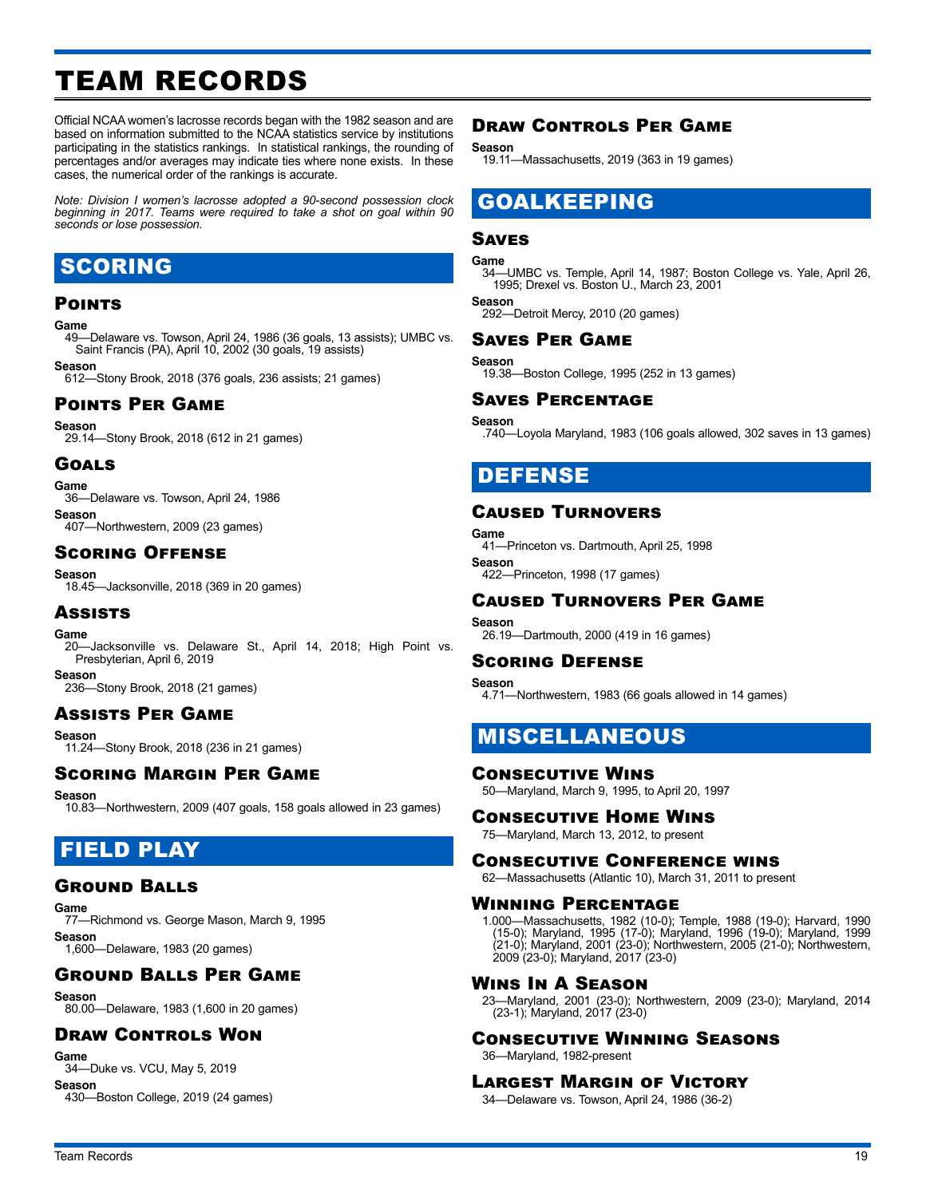# TEAM RECORDS

Official NCAA women's lacrosse records began with the 1982 season and are based on information submitted to the NCAA statistics service by institutions participating in the statistics rankings. In statistical rankings, the rounding of percentages and/or averages may indicate ties where none exists. In these cases, the numerical order of the rankings is accurate.

*Note: Division I women's lacrosse adopted a 90-second possession clock beginning in 2017. Teams were required to take a shot on goal within 90 seconds or lose possession.*

## SCORING

### Points

**Game**
49—Delaware vs. Towson, April 24, 1986 (36 goals, 13 assists); UMBC vs. Saint Francis (PA), April 10, 2002 (30 goals, 19 assists)

**Season**
612—Stony Brook, 2018 (376 goals, 236 assists; 21 games)

### Points Per Game

**Season**
29.14—Stony Brook, 2018 (612 in 21 games)

### Goals

**Game**
36—Delaware vs. Towson, April 24, 1986

**Season**
407—Northwestern, 2009 (23 games)

### Scoring Offense

**Season**
18.45—Jacksonville, 2018 (369 in 20 games)

### Assists

**Game**
20—Jacksonville vs. Delaware St., April 14, 2018; High Point vs. Presbyterian, April 6, 2019

**Season**
236—Stony Brook, 2018 (21 games)

### Assists Per Game

**Season**
11.24—Stony Brook, 2018 (236 in 21 games)

### Scoring Margin Per Game

**Season**
10.83—Northwestern, 2009 (407 goals, 158 goals allowed in 23 games)

## FIELD PLAY

### Ground Balls

**Game**
77—Richmond vs. George Mason, March 9, 1995

**Season**
1,600—Delaware, 1983 (20 games)

### Ground Balls Per Game

**Season**
80.00—Delaware, 1983 (1,600 in 20 games)

### Draw Controls Won

**Game**
34—Duke vs. VCU, May 5, 2019

**Season**
430—Boston College, 2019 (24 games)

### Draw Controls Per Game

**Season**
19.11—Massachusetts, 2019 (363 in 19 games)

## GOALKEEPING

### Saves

**Game**
34—UMBC vs. Temple, April 14, 1987; Boston College vs. Yale, April 26, 1995; Drexel vs. Boston U., March 23, 2001

**Season**
292—Detroit Mercy, 2010 (20 games)

### Saves Per Game

**Season**
19.38—Boston College, 1995 (252 in 13 games)

### Saves Percentage

**Season**
.740—Loyola Maryland, 1983 (106 goals allowed, 302 saves in 13 games)

## DEFENSE

### Caused Turnovers

**Game**
41—Princeton vs. Dartmouth, April 25, 1998

**Season**
422—Princeton, 1998 (17 games)

### Caused Turnovers Per Game

**Season**
26.19—Dartmouth, 2000 (419 in 16 games)

### Scoring Defense

**Season**
4.71—Northwestern, 1983 (66 goals allowed in 14 games)

## MISCELLANEOUS

### Consecutive Wins

50—Maryland, March 9, 1995, to April 20, 1997

### Consecutive Home Wins

75—Maryland, March 13, 2012, to present

### Consecutive Conference wins

62—Massachusetts (Atlantic 10), March 31, 2011 to present

### Winning Percentage

1.000—Massachusetts, 1982 (10-0); Temple, 1988 (19-0); Harvard, 1990 (15-0); Maryland, 1995 (17-0); Maryland, 1996 (19-0); Maryland, 1999 (21-0); Maryland, 2001 (23-0); Northwestern, 2005 (21-0); Northwestern, 2009 (23-0); Maryland, 2017 (23-0)

### Wins In A Season

23—Maryland, 2001 (23-0); Northwestern, 2009 (23-0); Maryland, 2014 (23-1); Maryland, 2017 (23-0)

### Consecutive Winning Seasons

36—Maryland, 1982-present

### Largest Margin of Victory

34—Delaware vs. Towson, April 24, 1986 (36-2)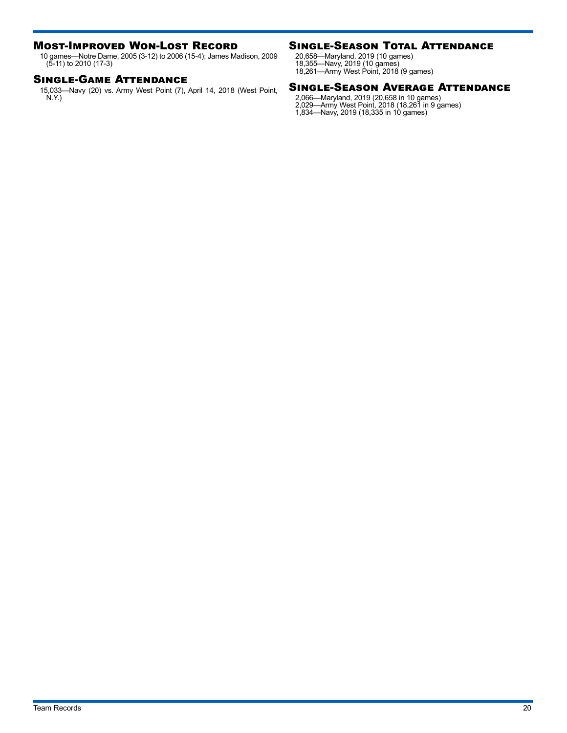## Most-Improved Won-Lost Record

10 games—Notre Dame, 2005 (3-12) to 2006 (15-4); James Madison, 2009 (5-11) to 2010 (17-3)

## Single-Game Attendance

15,033—Navy (20) vs. Army West Point (7), April 14, 2018 (West Point, N.Y.)

## Single-Season Total Attendance

20,658—Maryland, 2019 (10 games)
18,355—Navy, 2019 (10 games)
18,261—Army West Point, 2018 (9 games)

## Single-Season Average Attendance

2,066—Maryland, 2019 (20,658 in 10 games)
2,029—Army West Point, 2018 (18,261 in 9 games)
1,834—Navy, 2019 (18,335 in 10 games)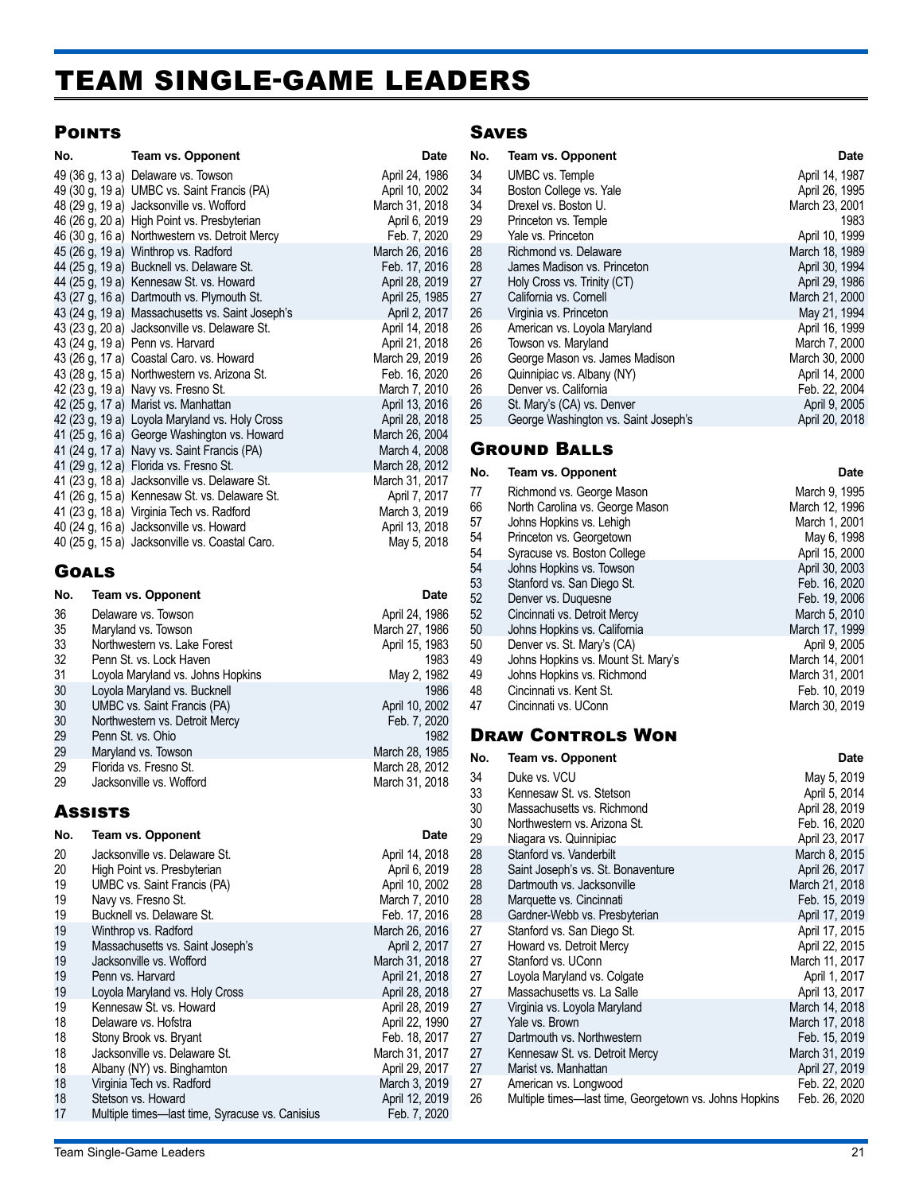# TEAM SINGLE-GAME LEADERS

## Points

| No. | Team vs. Opponent | Date |
|---|---|---|
| 49 (36 g, 13 a) | Delaware vs. Towson | April 24, 1986 |
| 49 (30 g, 19 a) | UMBC vs. Saint Francis (PA) | April 10, 2002 |
| 48 (29 g, 19 a) | Jacksonville vs. Wofford | March 31, 2018 |
| 46 (26 g, 20 a) | High Point vs. Presbyterian | April 6, 2019 |
| 46 (30 g, 16 a) | Northwestern vs. Detroit Mercy | Feb. 7, 2020 |
| 45 (26 g, 19 a) | Winthrop vs. Radford | March 26, 2016 |
| 44 (25 g, 19 a) | Bucknell vs. Delaware St. | Feb. 17, 2016 |
| 44 (25 g, 19 a) | Kennesaw St. vs. Howard | April 28, 2019 |
| 43 (27 g, 16 a) | Dartmouth vs. Plymouth St. | April 25, 1985 |
| 43 (24 g, 19 a) | Massachusetts vs. Saint Joseph's | April 2, 2017 |
| 43 (23 g, 20 a) | Jacksonville vs. Delaware St. | April 14, 2018 |
| 43 (24 g, 19 a) | Penn vs. Harvard | April 21, 2018 |
| 43 (26 g, 17 a) | Coastal Caro. vs. Howard | March 29, 2019 |
| 43 (28 g, 15 a) | Northwestern vs. Arizona St. | Feb. 16, 2020 |
| 42 (23 g, 19 a) | Navy vs. Fresno St. | March 7, 2010 |
| 42 (25 g, 17 a) | Marist vs. Manhattan | April 13, 2016 |
| 42 (23 g, 19 a) | Loyola Maryland vs. Holy Cross | April 28, 2018 |
| 41 (25 g, 16 a) | George Washington vs. Howard | March 26, 2004 |
| 41 (24 g, 17 a) | Navy vs. Saint Francis (PA) | March 4, 2008 |
| 41 (29 g, 12 a) | Florida vs. Fresno St. | March 28, 2012 |
| 41 (23 g, 18 a) | Jacksonville vs. Delaware St. | March 31, 2017 |
| 41 (26 g, 15 a) | Kennesaw St. vs. Delaware St. | April 7, 2017 |
| 41 (23 g, 18 a) | Virginia Tech vs. Radford | March 3, 2019 |
| 40 (24 g, 16 a) | Jacksonville vs. Howard | April 13, 2018 |
| 40 (25 g, 15 a) | Jacksonville vs. Coastal Caro. | May 5, 2018 |

## Goals

| No. | Team vs. Opponent | Date |
|---|---|---|
| 36 | Delaware vs. Towson | April 24, 1986 |
| 35 | Maryland vs. Towson | March 27, 1986 |
| 33 | Northwestern vs. Lake Forest | April 15, 1983 |
| 32 | Penn St. vs. Lock Haven | 1983 |
| 31 | Loyola Maryland vs. Johns Hopkins | May 2, 1982 |
| 30 | Loyola Maryland vs. Bucknell | 1986 |
| 30 | UMBC vs. Saint Francis (PA) | April 10, 2002 |
| 30 | Northwestern vs. Detroit Mercy | Feb. 7, 2020 |
| 29 | Penn St. vs. Ohio | 1982 |
| 29 | Maryland vs. Towson | March 28, 1985 |
| 29 | Florida vs. Fresno St. | March 28, 2012 |
| 29 | Jacksonville vs. Wofford | March 31, 2018 |

## Assists

| No. | Team vs. Opponent | Date |
|---|---|---|
| 20 | Jacksonville vs. Delaware St. | April 14, 2018 |
| 20 | High Point vs. Presbyterian | April 6, 2019 |
| 19 | UMBC vs. Saint Francis (PA) | April 10, 2002 |
| 19 | Navy vs. Fresno St. | March 7, 2010 |
| 19 | Bucknell vs. Delaware St. | Feb. 17, 2016 |
| 19 | Winthrop vs. Radford | March 26, 2016 |
| 19 | Massachusetts vs. Saint Joseph's | April 2, 2017 |
| 19 | Jacksonville vs. Wofford | March 31, 2018 |
| 19 | Penn vs. Harvard | April 21, 2018 |
| 19 | Loyola Maryland vs. Holy Cross | April 28, 2018 |
| 19 | Kennesaw St. vs. Howard | April 28, 2019 |
| 18 | Delaware vs. Hofstra | April 22, 1990 |
| 18 | Stony Brook vs. Bryant | Feb. 18, 2017 |
| 18 | Jacksonville vs. Delaware St. | March 31, 2017 |
| 18 | Albany (NY) vs. Binghamton | April 29, 2017 |
| 18 | Virginia Tech vs. Radford | March 3, 2019 |
| 18 | Stetson vs. Howard | April 12, 2019 |
| 17 | Multiple times—last time, Syracuse vs. Canisius | Feb. 7, 2020 |

## Saves

| No. | Team vs. Opponent | Date |
|---|---|---|
| 34 | UMBC vs. Temple | April 14, 1987 |
| 34 | Boston College vs. Yale | April 26, 1995 |
| 34 | Drexel vs. Boston U. | March 23, 2001 |
| 29 | Princeton vs. Temple | 1983 |
| 29 | Yale vs. Princeton | April 10, 1999 |
| 28 | Richmond vs. Delaware | March 18, 1989 |
| 28 | James Madison vs. Princeton | April 30, 1994 |
| 27 | Holy Cross vs. Trinity (CT) | April 29, 1986 |
| 27 | California vs. Cornell | March 21, 2000 |
| 26 | Virginia vs. Princeton | May 21, 1994 |
| 26 | American vs. Loyola Maryland | April 16, 1999 |
| 26 | Towson vs. Maryland | March 7, 2000 |
| 26 | George Mason vs. James Madison | March 30, 2000 |
| 26 | Quinnipiac vs. Albany (NY) | April 14, 2000 |
| 26 | Denver vs. California | Feb. 22, 2004 |
| 26 | St. Mary's (CA) vs. Denver | April 9, 2005 |
| 25 | George Washington vs. Saint Joseph's | April 20, 2018 |

## Ground Balls

| No. | Team vs. Opponent | Date |
|---|---|---|
| 77 | Richmond vs. George Mason | March 9, 1995 |
| 66 | North Carolina vs. George Mason | March 12, 1996 |
| 57 | Johns Hopkins vs. Lehigh | March 1, 2001 |
| 54 | Princeton vs. Georgetown | May 6, 1998 |
| 54 | Syracuse vs. Boston College | April 15, 2000 |
| 54 | Johns Hopkins vs. Towson | April 30, 2003 |
| 53 | Stanford vs. San Diego St. | Feb. 16, 2020 |
| 52 | Denver vs. Duquesne | Feb. 19, 2006 |
| 52 | Cincinnati vs. Detroit Mercy | March 5, 2010 |
| 50 | Johns Hopkins vs. California | March 17, 1999 |
| 50 | Denver vs. St. Mary's (CA) | April 9, 2005 |
| 49 | Johns Hopkins vs. Mount St. Mary's | March 14, 2001 |
| 49 | Johns Hopkins vs. Richmond | March 31, 2001 |
| 48 | Cincinnati vs. Kent St. | Feb. 10, 2019 |
| 47 | Cincinnati vs. UConn | March 30, 2019 |

## Draw Controls Won

| No. | Team vs. Opponent | Date |
|---|---|---|
| 34 | Duke vs. VCU | May 5, 2019 |
| 33 | Kennesaw St. vs. Stetson | April 5, 2014 |
| 30 | Massachusetts vs. Richmond | April 28, 2019 |
| 30 | Northwestern vs. Arizona St. | Feb. 16, 2020 |
| 29 | Niagara vs. Quinnipiac | April 23, 2017 |
| 28 | Stanford vs. Vanderbilt | March 8, 2015 |
| 28 | Saint Joseph's vs. St. Bonaventure | April 26, 2017 |
| 28 | Dartmouth vs. Jacksonville | March 21, 2018 |
| 28 | Marquette vs. Cincinnati | Feb. 15, 2019 |
| 28 | Gardner-Webb vs. Presbyterian | April 17, 2019 |
| 27 | Stanford vs. San Diego St. | April 17, 2015 |
| 27 | Howard vs. Detroit Mercy | April 22, 2015 |
| 27 | Stanford vs. UConn | March 11, 2017 |
| 27 | Loyola Maryland vs. Colgate | April 1, 2017 |
| 27 | Massachusetts vs. La Salle | April 13, 2017 |
| 27 | Virginia vs. Loyola Maryland | March 14, 2018 |
| 27 | Yale vs. Brown | March 17, 2018 |
| 27 | Dartmouth vs. Northwestern | Feb. 15, 2019 |
| 27 | Kennesaw St. vs. Detroit Mercy | March 31, 2019 |
| 27 | Marist vs. Manhattan | April 27, 2019 |
| 27 | American vs. Longwood | Feb. 22, 2020 |
| 26 | Multiple times—last time, Georgetown vs. Johns Hopkins | Feb. 26, 2020 |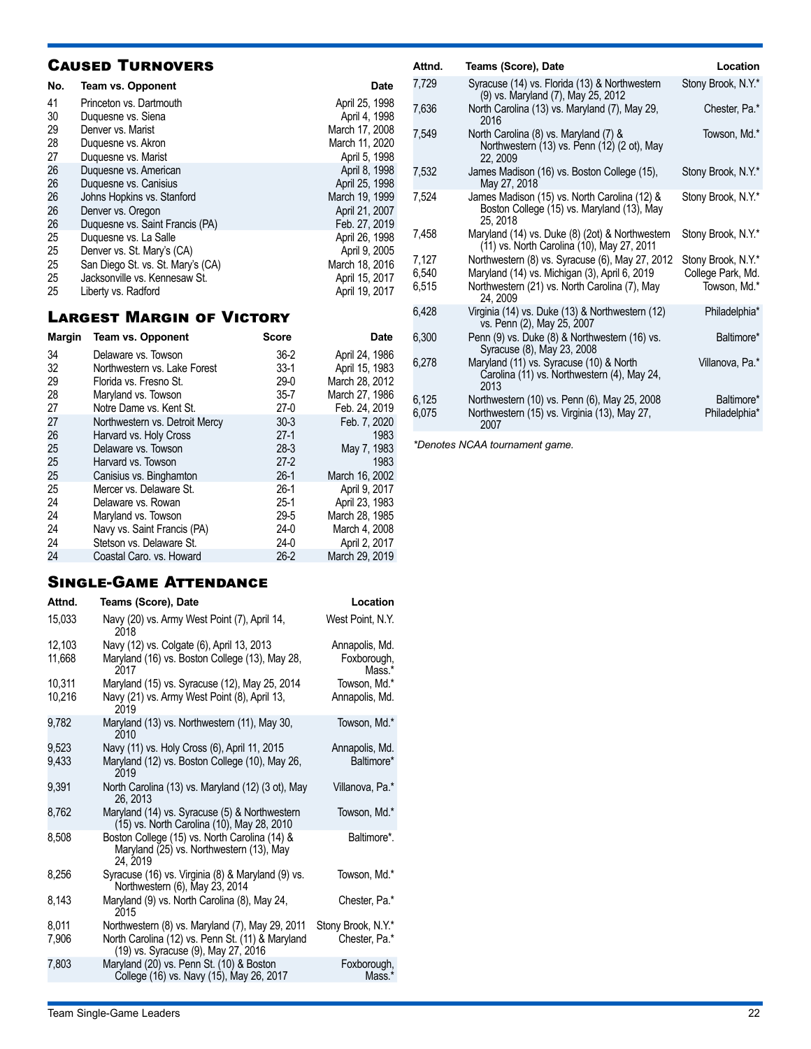## Caused Turnovers

| No. | Team vs. Opponent | Date |
|---|---|---|
| 41 | Princeton vs. Dartmouth | April 25, 1998 |
| 30 | Duquesne vs. Siena | April 4, 1998 |
| 29 | Denver vs. Marist | March 17, 2008 |
| 28 | Duquesne vs. Akron | March 11, 2020 |
| 27 | Duquesne vs. Marist | April 5, 1998 |
| 26 | Duquesne vs. American | April 8, 1998 |
| 26 | Duquesne vs. Canisius | April 25, 1998 |
| 26 | Johns Hopkins vs. Stanford | March 19, 1999 |
| 26 | Denver vs. Oregon | April 21, 2007 |
| 26 | Duquesne vs. Saint Francis (PA) | Feb. 27, 2019 |
| 25 | Duquesne vs. La Salle | April 26, 1998 |
| 25 | Denver vs. St. Mary's (CA) | April 9, 2005 |
| 25 | San Diego St. vs. St. Mary's (CA) | March 18, 2016 |
| 25 | Jacksonville vs. Kennesaw St. | April 15, 2017 |
| 25 | Liberty vs. Radford | April 19, 2017 |

## Largest Margin of Victory

| Margin | Team vs. Opponent | Score | Date |
|---|---|---|---|
| 34 | Delaware vs. Towson | 36-2 | April 24, 1986 |
| 32 | Northwestern vs. Lake Forest | 33-1 | April 15, 1983 |
| 29 | Florida vs. Fresno St. | 29-0 | March 28, 2012 |
| 28 | Maryland vs. Towson | 35-7 | March 27, 1986 |
| 27 | Notre Dame vs. Kent St. | 27-0 | Feb. 24, 2019 |
| 27 | Northwestern vs. Detroit Mercy | 30-3 | Feb. 7, 2020 |
| 26 | Harvard vs. Holy Cross | 27-1 | 1983 |
| 25 | Delaware vs. Towson | 28-3 | May 7, 1983 |
| 25 | Harvard vs. Towson | 27-2 | 1983 |
| 25 | Canisius vs. Binghamton | 26-1 | March 16, 2002 |
| 25 | Mercer vs. Delaware St. | 26-1 | April 9, 2017 |
| 24 | Delaware vs. Rowan | 25-1 | April 23, 1983 |
| 24 | Maryland vs. Towson | 29-5 | March 28, 1985 |
| 24 | Navy vs. Saint Francis (PA) | 24-0 | March 4, 2008 |
| 24 | Stetson vs. Delaware St. | 24-0 | April 2, 2017 |
| 24 | Coastal Caro. vs. Howard | 26-2 | March 29, 2019 |

## Single-Game Attendance

| Attnd. | Teams (Score), Date | Location |
|---|---|---|
| 15,033 | Navy (20) vs. Army West Point (7), April 14, 2018 | West Point, N.Y. |
| 12,103 | Navy (12) vs. Colgate (6), April 13, 2013 | Annapolis, Md. |
| 11,668 | Maryland (16) vs. Boston College (13), May 28, 2017 | Foxborough, Mass.* |
| 10,311 | Maryland (15) vs. Syracuse (12), May 25, 2014 | Towson, Md.* |
| 10,216 | Navy (21) vs. Army West Point (8), April 13, 2019 | Annapolis, Md. |
| 9,782 | Maryland (13) vs. Northwestern (11), May 30, 2010 | Towson, Md.* |
| 9,523 | Navy (11) vs. Holy Cross (6), April 11, 2015 | Annapolis, Md. |
| 9,433 | Maryland (12) vs. Boston College (10), May 26, 2019 | Baltimore* |
| 9,391 | North Carolina (13) vs. Maryland (12) (3 ot), May 26, 2013 | Villanova, Pa.* |
| 8,762 | Maryland (14) vs. Syracuse (5) & Northwestern (15) vs. North Carolina (10), May 28, 2010 | Towson, Md.* |
| 8,508 | Boston College (15) vs. North Carolina (14) & Maryland (25) vs. Northwestern (13), May 24, 2019 | Baltimore*. |
| 8,256 | Syracuse (16) vs. Virginia (8) & Maryland (9) vs. Northwestern (6), May 23, 2014 | Towson, Md.* |
| 8,143 | Maryland (9) vs. North Carolina (8), May 24, 2015 | Chester, Pa.* |
| 8,011 | Northwestern (8) vs. Maryland (7), May 29, 2011 | Stony Brook, N.Y.* |
| 7,906 | North Carolina (12) vs. Penn St. (11) & Maryland (19) vs. Syracuse (9), May 27, 2016 | Chester, Pa.* |
| 7,803 | Maryland (20) vs. Penn St. (10) & Boston College (16) vs. Navy (15), May 26, 2017 | Foxborough, Mass.* |
| 7,729 | Syracuse (14) vs. Florida (13) & Northwestern (9) vs. Maryland (7), May 25, 2012 | Stony Brook, N.Y.* |
| 7,636 | North Carolina (13) vs. Maryland (7), May 29, 2016 | Chester, Pa.* |
| 7,549 | North Carolina (8) vs. Maryland (7) & Northwestern (13) vs. Penn (12) (2 ot), May 22, 2009 | Towson, Md.* |
| 7,532 | James Madison (16) vs. Boston College (15), May 27, 2018 | Stony Brook, N.Y.* |
| 7,524 | James Madison (15) vs. North Carolina (12) & Boston College (15) vs. Maryland (13), May 25, 2018 | Stony Brook, N.Y.* |
| 7,458 | Maryland (14) vs. Duke (8) (2ot) & Northwestern (11) vs. North Carolina (10), May 27, 2011 | Stony Brook, N.Y.* |
| 7,127 | Northwestern (8) vs. Syracuse (6), May 27, 2012 | Stony Brook, N.Y.* |
| 6,540 | Maryland (14) vs. Michigan (3), April 6, 2019 | College Park, Md. |
| 6,515 | Northwestern (21) vs. North Carolina (7), May 24, 2009 | Towson, Md.* |
| 6,428 | Virginia (14) vs. Duke (13) & Northwestern (12) vs. Penn (2), May 25, 2007 | Philadelphia* |
| 6,300 | Penn (9) vs. Duke (8) & Northwestern (16) vs. Syracuse (8), May 23, 2008 | Baltimore* |
| 6,278 | Maryland (11) vs. Syracuse (10) & North Carolina (11) vs. Northwestern (4), May 24, 2013 | Villanova, Pa.* |
| 6,125 | Northwestern (10) vs. Penn (6), May 25, 2008 | Baltimore* |
| 6,075 | Northwestern (15) vs. Virginia (13), May 27, 2007 | Philadelphia* |

*\*Denotes NCAA tournament game.*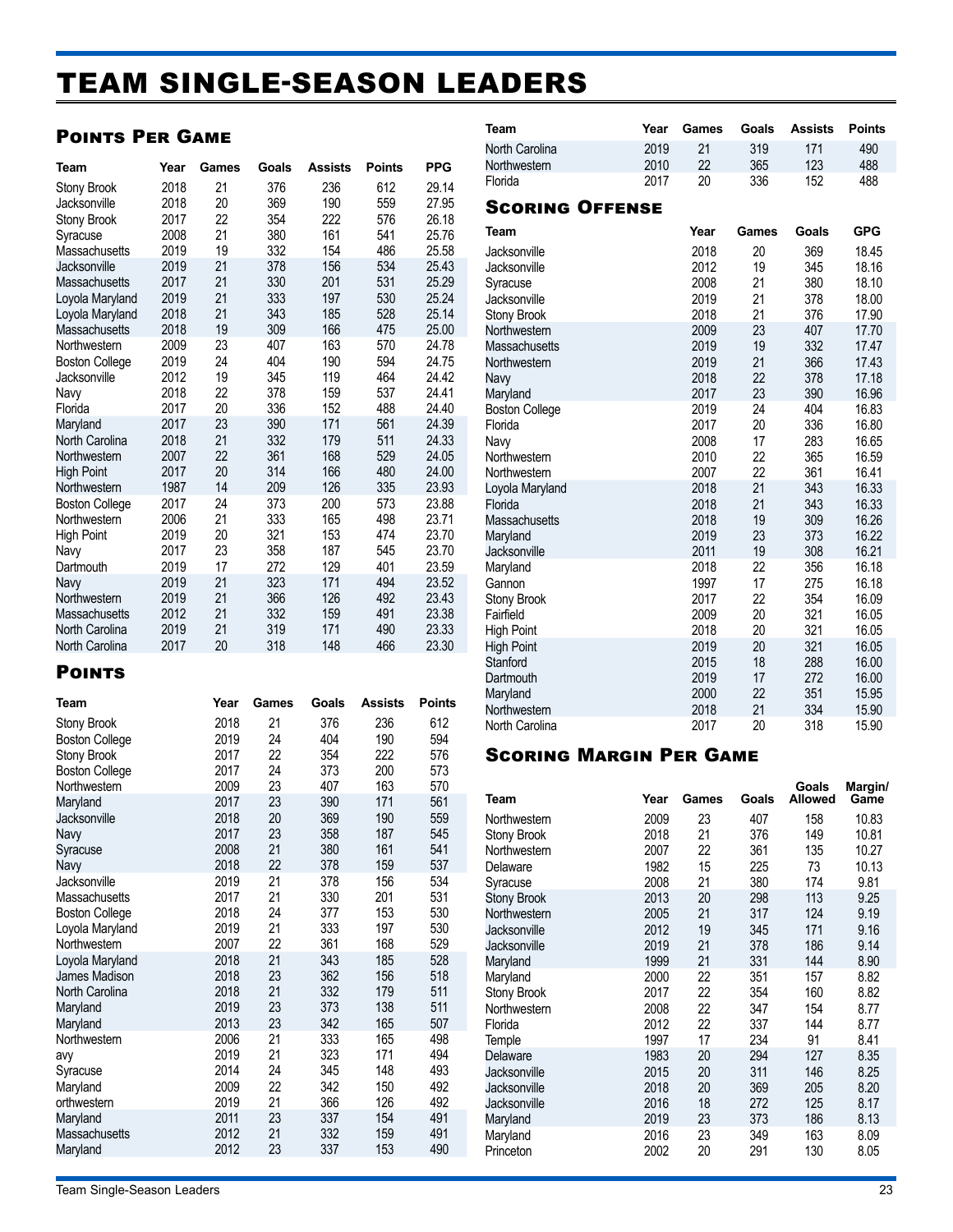# TEAM SINGLE-SEASON LEADERS

## Points Per Game

| Team | Year | Games | Goals | Assists | Points | PPG |
|---|---|---|---|---|---|---|
| Stony Brook | 2018 | 21 | 376 | 236 | 612 | 29.14 |
| Jacksonville | 2018 | 20 | 369 | 190 | 559 | 27.95 |
| Stony Brook | 2017 | 22 | 354 | 222 | 576 | 26.18 |
| Syracuse | 2008 | 21 | 380 | 161 | 541 | 25.76 |
| Massachusetts | 2019 | 19 | 332 | 154 | 486 | 25.58 |
| Jacksonville | 2019 | 21 | 378 | 156 | 534 | 25.43 |
| Massachusetts | 2017 | 21 | 330 | 201 | 531 | 25.29 |
| Loyola Maryland | 2019 | 21 | 333 | 197 | 530 | 25.24 |
| Loyola Maryland | 2018 | 21 | 343 | 185 | 528 | 25.14 |
| Massachusetts | 2018 | 19 | 309 | 166 | 475 | 25.00 |
| Northwestern | 2009 | 23 | 407 | 163 | 570 | 24.78 |
| Boston College | 2019 | 24 | 404 | 190 | 594 | 24.75 |
| Jacksonville | 2012 | 19 | 345 | 119 | 464 | 24.42 |
| Navy | 2018 | 22 | 378 | 159 | 537 | 24.41 |
| Florida | 2017 | 20 | 336 | 152 | 488 | 24.40 |
| Maryland | 2017 | 23 | 390 | 171 | 561 | 24.39 |
| North Carolina | 2018 | 21 | 332 | 179 | 511 | 24.33 |
| Northwestern | 2007 | 22 | 361 | 168 | 529 | 24.05 |
| High Point | 2017 | 20 | 314 | 166 | 480 | 24.00 |
| Northwestern | 1987 | 14 | 209 | 126 | 335 | 23.93 |
| Boston College | 2017 | 24 | 373 | 200 | 573 | 23.88 |
| Northwestern | 2006 | 21 | 333 | 165 | 498 | 23.71 |
| High Point | 2019 | 20 | 321 | 153 | 474 | 23.70 |
| Navy | 2017 | 23 | 358 | 187 | 545 | 23.70 |
| Dartmouth | 2019 | 17 | 272 | 129 | 401 | 23.59 |
| Navy | 2019 | 21 | 323 | 171 | 494 | 23.52 |
| Northwestern | 2019 | 21 | 366 | 126 | 492 | 23.43 |
| Massachusetts | 2012 | 21 | 332 | 159 | 491 | 23.38 |
| North Carolina | 2019 | 21 | 319 | 171 | 490 | 23.33 |
| North Carolina | 2017 | 20 | 318 | 148 | 466 | 23.30 |

## Points

| Team | Year | Games | Goals | Assists | Points |
|---|---|---|---|---|---|
| Stony Brook | 2018 | 21 | 376 | 236 | 612 |
| Boston College | 2019 | 24 | 404 | 190 | 594 |
| Stony Brook | 2017 | 22 | 354 | 222 | 576 |
| Boston College | 2017 | 24 | 373 | 200 | 573 |
| Northwestern | 2009 | 23 | 407 | 163 | 570 |
| Maryland | 2017 | 23 | 390 | 171 | 561 |
| Jacksonville | 2018 | 20 | 369 | 190 | 559 |
| Navy | 2017 | 23 | 358 | 187 | 545 |
| Syracuse | 2008 | 21 | 380 | 161 | 541 |
| Navy | 2018 | 22 | 378 | 159 | 537 |
| Jacksonville | 2019 | 21 | 378 | 156 | 534 |
| Massachusetts | 2017 | 21 | 330 | 201 | 531 |
| Boston College | 2018 | 24 | 377 | 153 | 530 |
| Loyola Maryland | 2019 | 21 | 333 | 197 | 530 |
| Northwestern | 2007 | 22 | 361 | 168 | 529 |
| Loyola Maryland | 2018 | 21 | 343 | 185 | 528 |
| James Madison | 2018 | 23 | 362 | 156 | 518 |
| North Carolina | 2018 | 21 | 332 | 179 | 511 |
| Maryland | 2019 | 23 | 373 | 138 | 511 |
| Maryland | 2013 | 23 | 342 | 165 | 507 |
| Northwestern | 2006 | 21 | 333 | 165 | 498 |
| avy | 2019 | 21 | 323 | 171 | 494 |
| Syracuse | 2014 | 24 | 345 | 148 | 493 |
| Maryland | 2009 | 22 | 342 | 150 | 492 |
| orthwestern | 2019 | 21 | 366 | 126 | 492 |
| Maryland | 2011 | 23 | 337 | 154 | 491 |
| Massachusetts | 2012 | 21 | 332 | 159 | 491 |
| Maryland | 2012 | 23 | 337 | 153 | 490 |
| North Carolina | 2019 | 21 | 319 | 171 | 490 |
| Northwestern | 2010 | 22 | 365 | 123 | 488 |
| Florida | 2017 | 20 | 336 | 152 | 488 |

## Scoring Offense

| Team | Year | Games | Goals | GPG |
|---|---|---|---|---|
| Jacksonville | 2018 | 20 | 369 | 18.45 |
| Jacksonville | 2012 | 19 | 345 | 18.16 |
| Syracuse | 2008 | 21 | 380 | 18.10 |
| Jacksonville | 2019 | 21 | 378 | 18.00 |
| Stony Brook | 2018 | 21 | 376 | 17.90 |
| Northwestern | 2009 | 23 | 407 | 17.70 |
| Massachusetts | 2019 | 19 | 332 | 17.47 |
| Northwestern | 2019 | 21 | 366 | 17.43 |
| Navy | 2018 | 22 | 378 | 17.18 |
| Maryland | 2017 | 23 | 390 | 16.96 |
| Boston College | 2019 | 24 | 404 | 16.83 |
| Florida | 2017 | 20 | 336 | 16.80 |
| Navy | 2008 | 17 | 283 | 16.65 |
| Northwestern | 2010 | 22 | 365 | 16.59 |
| Northwestern | 2007 | 22 | 361 | 16.41 |
| Loyola Maryland | 2018 | 21 | 343 | 16.33 |
| Florida | 2018 | 21 | 343 | 16.33 |
| Massachusetts | 2018 | 19 | 309 | 16.26 |
| Maryland | 2019 | 23 | 373 | 16.22 |
| Jacksonville | 2011 | 19 | 308 | 16.21 |
| Maryland | 2018 | 22 | 356 | 16.18 |
| Gannon | 1997 | 17 | 275 | 16.18 |
| Stony Brook | 2017 | 22 | 354 | 16.09 |
| Fairfield | 2009 | 20 | 321 | 16.05 |
| High Point | 2018 | 20 | 321 | 16.05 |
| High Point | 2019 | 20 | 321 | 16.05 |
| Stanford | 2015 | 18 | 288 | 16.00 |
| Dartmouth | 2019 | 17 | 272 | 16.00 |
| Maryland | 2000 | 22 | 351 | 15.95 |
| Northwestern | 2018 | 21 | 334 | 15.90 |
| North Carolina | 2017 | 20 | 318 | 15.90 |

## Scoring Margin Per Game

| Team | Year | Games | Goals | Goals Allowed | Margin/ Game |
|---|---|---|---|---|---|
| Northwestern | 2009 | 23 | 407 | 158 | 10.83 |
| Stony Brook | 2018 | 21 | 376 | 149 | 10.81 |
| Northwestern | 2007 | 22 | 361 | 135 | 10.27 |
| Delaware | 1982 | 15 | 225 | 73 | 10.13 |
| Syracuse | 2008 | 21 | 380 | 174 | 9.81 |
| Stony Brook | 2013 | 20 | 298 | 113 | 9.25 |
| Northwestern | 2005 | 21 | 317 | 124 | 9.19 |
| Jacksonville | 2012 | 19 | 345 | 171 | 9.16 |
| Jacksonville | 2019 | 21 | 378 | 186 | 9.14 |
| Maryland | 1999 | 21 | 331 | 144 | 8.90 |
| Maryland | 2000 | 22 | 351 | 157 | 8.82 |
| Stony Brook | 2017 | 22 | 354 | 160 | 8.82 |
| Northwestern | 2008 | 22 | 347 | 154 | 8.77 |
| Florida | 2012 | 22 | 337 | 144 | 8.77 |
| Temple | 1997 | 17 | 234 | 91 | 8.41 |
| Delaware | 1983 | 20 | 294 | 127 | 8.35 |
| Jacksonville | 2015 | 20 | 311 | 146 | 8.25 |
| Jacksonville | 2018 | 20 | 369 | 205 | 8.20 |
| Jacksonville | 2016 | 18 | 272 | 125 | 8.17 |
| Maryland | 2019 | 23 | 373 | 186 | 8.13 |
| Maryland | 2016 | 23 | 349 | 163 | 8.09 |
| Princeton | 2002 | 20 | 291 | 130 | 8.05 |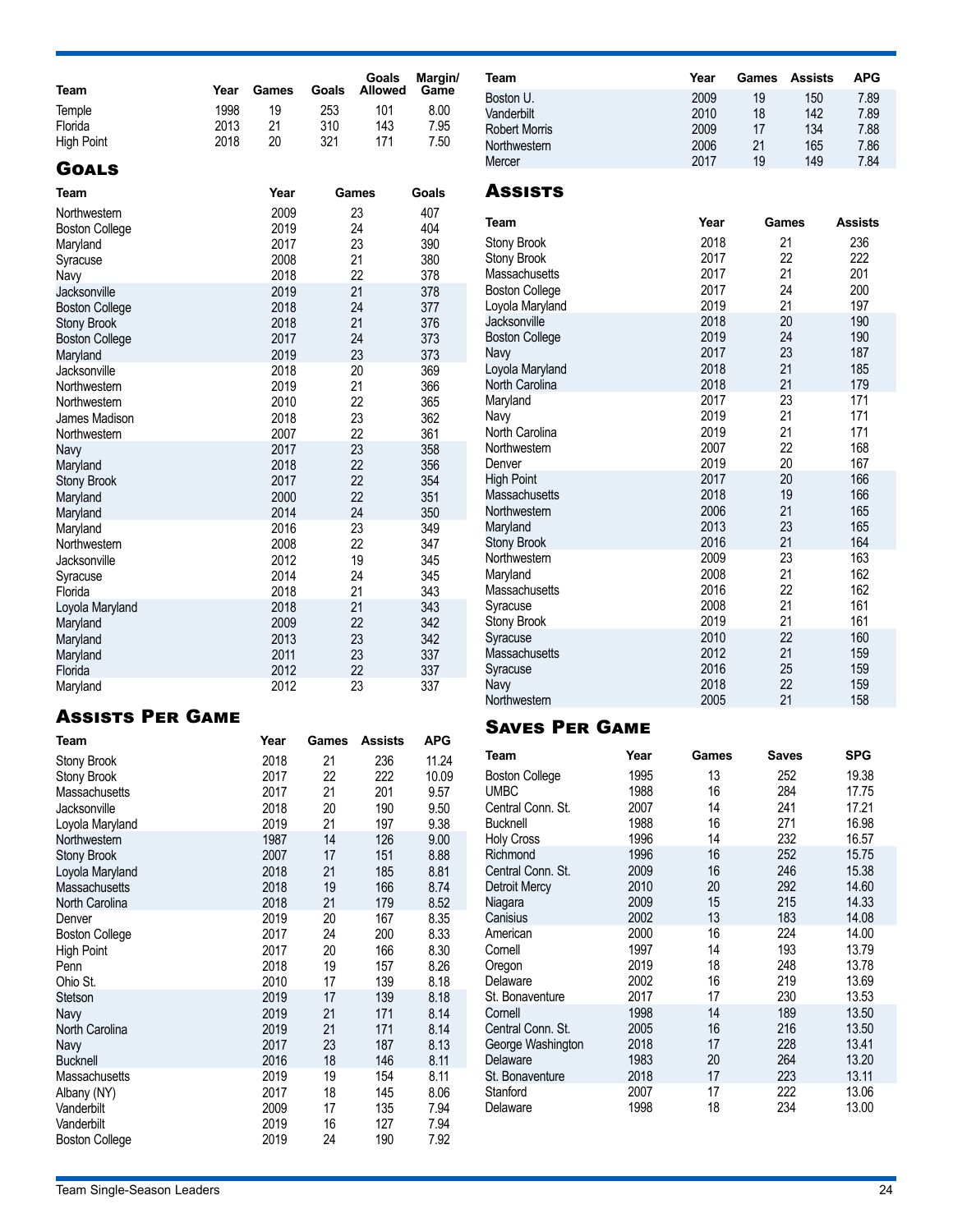| Team | Year | Games | Goals | Goals Allowed | Margin/ Game |
|---|---|---|---|---|---|
| Temple | 1998 | 19 | 253 | 101 | 8.00 |
| Florida | 2013 | 21 | 310 | 143 | 7.95 |
| High Point | 2018 | 20 | 321 | 171 | 7.50 |

## Goals

| Team | Year | Games | Goals |
|---|---|---|---|
| Northwestern | 2009 | 23 | 407 |
| Boston College | 2019 | 24 | 404 |
| Maryland | 2017 | 23 | 390 |
| Syracuse | 2008 | 21 | 380 |
| Navy | 2018 | 22 | 378 |
| Jacksonville | 2019 | 21 | 378 |
| Boston College | 2018 | 24 | 377 |
| Stony Brook | 2018 | 21 | 376 |
| Boston College | 2017 | 24 | 373 |
| Maryland | 2019 | 23 | 373 |
| Jacksonville | 2018 | 20 | 369 |
| Northwestern | 2019 | 21 | 366 |
| Northwestern | 2010 | 22 | 365 |
| James Madison | 2018 | 23 | 362 |
| Northwestern | 2007 | 22 | 361 |
| Navy | 2017 | 23 | 358 |
| Maryland | 2018 | 22 | 356 |
| Stony Brook | 2017 | 22 | 354 |
| Maryland | 2000 | 22 | 351 |
| Maryland | 2014 | 24 | 350 |
| Maryland | 2016 | 23 | 349 |
| Northwestern | 2008 | 22 | 347 |
| Jacksonville | 2012 | 19 | 345 |
| Syracuse | 2014 | 24 | 345 |
| Florida | 2018 | 21 | 343 |
| Loyola Maryland | 2018 | 21 | 343 |
| Maryland | 2009 | 22 | 342 |
| Maryland | 2013 | 23 | 342 |
| Maryland | 2011 | 23 | 337 |
| Florida | 2012 | 22 | 337 |
| Maryland | 2012 | 23 | 337 |

## Assists Per Game

| Team | Year | Games | Assists | APG |
|---|---|---|---|---|
| Stony Brook | 2018 | 21 | 236 | 11.24 |
| Stony Brook | 2017 | 22 | 222 | 10.09 |
| Massachusetts | 2017 | 21 | 201 | 9.57 |
| Jacksonville | 2018 | 20 | 190 | 9.50 |
| Loyola Maryland | 2019 | 21 | 197 | 9.38 |
| Northwestern | 1987 | 14 | 126 | 9.00 |
| Stony Brook | 2007 | 17 | 151 | 8.88 |
| Loyola Maryland | 2018 | 21 | 185 | 8.81 |
| Massachusetts | 2018 | 19 | 166 | 8.74 |
| North Carolina | 2018 | 21 | 179 | 8.52 |
| Denver | 2019 | 20 | 167 | 8.35 |
| Boston College | 2017 | 24 | 200 | 8.33 |
| High Point | 2017 | 20 | 166 | 8.30 |
| Penn | 2018 | 19 | 157 | 8.26 |
| Ohio St. | 2010 | 17 | 139 | 8.18 |
| Stetson | 2019 | 17 | 139 | 8.18 |
| Navy | 2019 | 21 | 171 | 8.14 |
| North Carolina | 2019 | 21 | 171 | 8.14 |
| Navy | 2017 | 23 | 187 | 8.13 |
| Bucknell | 2016 | 18 | 146 | 8.11 |
| Massachusetts | 2019 | 19 | 154 | 8.11 |
| Albany (NY) | 2017 | 18 | 145 | 8.06 |
| Vanderbilt | 2009 | 17 | 135 | 7.94 |
| Vanderbilt | 2019 | 16 | 127 | 7.94 |
| Boston College | 2019 | 24 | 190 | 7.92 |
| Boston U. | 2009 | 19 | 150 | 7.89 |
| Vanderbilt | 2010 | 18 | 142 | 7.89 |
| Robert Morris | 2009 | 17 | 134 | 7.88 |
| Northwestern | 2006 | 21 | 165 | 7.86 |
| Mercer | 2017 | 19 | 149 | 7.84 |

## Assists

| Team | Year | Games | Assists |
|---|---|---|---|
| Stony Brook | 2018 | 21 | 236 |
| Stony Brook | 2017 | 22 | 222 |
| Massachusetts | 2017 | 21 | 201 |
| Boston College | 2017 | 24 | 200 |
| Loyola Maryland | 2019 | 21 | 197 |
| Jacksonville | 2018 | 20 | 190 |
| Boston College | 2019 | 24 | 190 |
| Navy | 2017 | 23 | 187 |
| Loyola Maryland | 2018 | 21 | 185 |
| North Carolina | 2018 | 21 | 179 |
| Maryland | 2017 | 23 | 171 |
| Navy | 2019 | 21 | 171 |
| North Carolina | 2019 | 21 | 171 |
| Northwestern | 2007 | 22 | 168 |
| Denver | 2019 | 20 | 167 |
| High Point | 2017 | 20 | 166 |
| Massachusetts | 2018 | 19 | 166 |
| Northwestern | 2006 | 21 | 165 |
| Maryland | 2013 | 23 | 165 |
| Stony Brook | 2016 | 21 | 164 |
| Northwestern | 2009 | 23 | 163 |
| Maryland | 2008 | 21 | 162 |
| Massachusetts | 2016 | 22 | 162 |
| Syracuse | 2008 | 21 | 161 |
| Stony Brook | 2019 | 21 | 161 |
| Syracuse | 2010 | 22 | 160 |
| Massachusetts | 2012 | 21 | 159 |
| Syracuse | 2016 | 25 | 159 |
| Navy | 2018 | 22 | 159 |
| Northwestern | 2005 | 21 | 158 |

## Saves Per Game

| Team | Year | Games | Saves | SPG |
|---|---|---|---|---|
| Boston College | 1995 | 13 | 252 | 19.38 |
| UMBC | 1988 | 16 | 284 | 17.75 |
| Central Conn. St. | 2007 | 14 | 241 | 17.21 |
| Bucknell | 1988 | 16 | 271 | 16.98 |
| Holy Cross | 1996 | 14 | 232 | 16.57 |
| Richmond | 1996 | 16 | 252 | 15.75 |
| Central Conn. St. | 2009 | 16 | 246 | 15.38 |
| Detroit Mercy | 2010 | 20 | 292 | 14.60 |
| Niagara | 2009 | 15 | 215 | 14.33 |
| Canisius | 2002 | 13 | 183 | 14.08 |
| American | 2000 | 16 | 224 | 14.00 |
| Cornell | 1997 | 14 | 193 | 13.79 |
| Oregon | 2019 | 18 | 248 | 13.78 |
| Delaware | 2002 | 16 | 219 | 13.69 |
| St. Bonaventure | 2017 | 17 | 230 | 13.53 |
| Cornell | 1998 | 14 | 189 | 13.50 |
| Central Conn. St. | 2005 | 16 | 216 | 13.50 |
| George Washington | 2018 | 17 | 228 | 13.41 |
| Delaware | 1983 | 20 | 264 | 13.20 |
| St. Bonaventure | 2018 | 17 | 223 | 13.11 |
| Stanford | 2007 | 17 | 222 | 13.06 |
| Delaware | 1998 | 18 | 234 | 13.00 |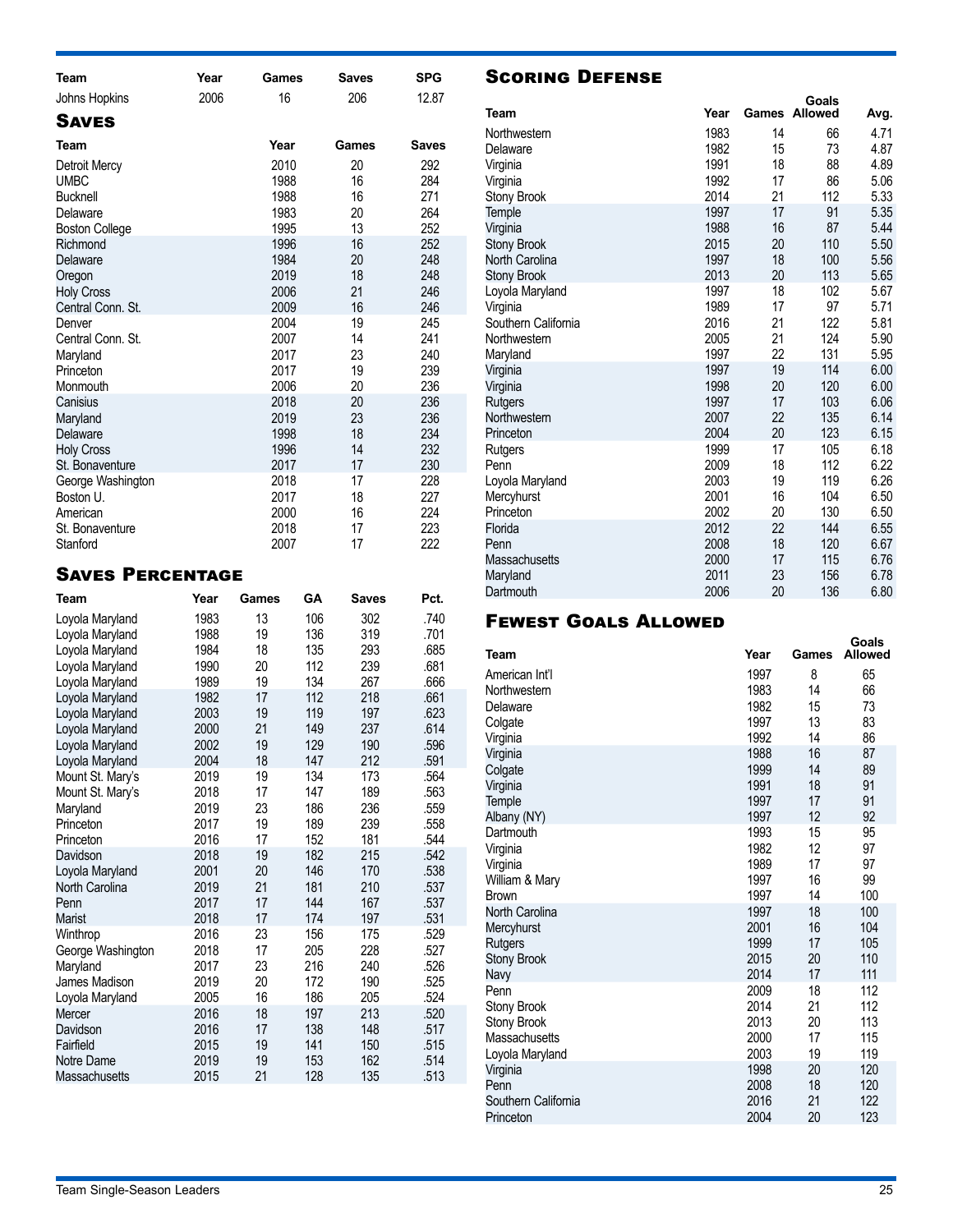| Team | Year | Games | Saves | SPG |
|---|---|---|---|---|
| Johns Hopkins | 2006 | 16 | 206 | 12.87 |

## Saves

| Team | Year | Games | Saves |
|---|---|---|---|
| Detroit Mercy | 2010 | 20 | 292 |
| UMBC | 1988 | 16 | 284 |
| Bucknell | 1988 | 16 | 271 |
| Delaware | 1983 | 20 | 264 |
| Boston College | 1995 | 13 | 252 |
| Richmond | 1996 | 16 | 252 |
| Delaware | 1984 | 20 | 248 |
| Oregon | 2019 | 18 | 248 |
| Holy Cross | 2006 | 21 | 246 |
| Central Conn. St. | 2009 | 16 | 246 |
| Denver | 2004 | 19 | 245 |
| Central Conn. St. | 2007 | 14 | 241 |
| Maryland | 2017 | 23 | 240 |
| Princeton | 2017 | 19 | 239 |
| Monmouth | 2006 | 20 | 236 |
| Canisius | 2018 | 20 | 236 |
| Maryland | 2019 | 23 | 236 |
| Delaware | 1998 | 18 | 234 |
| Holy Cross | 1996 | 14 | 232 |
| St. Bonaventure | 2017 | 17 | 230 |
| George Washington | 2018 | 17 | 228 |
| Boston U. | 2017 | 18 | 227 |
| American | 2000 | 16 | 224 |
| St. Bonaventure | 2018 | 17 | 223 |
| Stanford | 2007 | 17 | 222 |

## Saves Percentage

| Team | Year | Games | GA | Saves | Pct. |
|---|---|---|---|---|---|
| Loyola Maryland | 1983 | 13 | 106 | 302 | .740 |
| Loyola Maryland | 1988 | 19 | 136 | 319 | .701 |
| Loyola Maryland | 1984 | 18 | 135 | 293 | .685 |
| Loyola Maryland | 1990 | 20 | 112 | 239 | .681 |
| Loyola Maryland | 1989 | 19 | 134 | 267 | .666 |
| Loyola Maryland | 1982 | 17 | 112 | 218 | .661 |
| Loyola Maryland | 2003 | 19 | 119 | 197 | .623 |
| Loyola Maryland | 2000 | 21 | 149 | 237 | .614 |
| Loyola Maryland | 2002 | 19 | 129 | 190 | .596 |
| Loyola Maryland | 2004 | 18 | 147 | 212 | .591 |
| Mount St. Mary's | 2019 | 19 | 134 | 173 | .564 |
| Mount St. Mary's | 2018 | 17 | 147 | 189 | .563 |
| Maryland | 2019 | 23 | 186 | 236 | .559 |
| Princeton | 2017 | 19 | 189 | 239 | .558 |
| Princeton | 2016 | 17 | 152 | 181 | .544 |
| Davidson | 2018 | 19 | 182 | 215 | .542 |
| Loyola Maryland | 2001 | 20 | 146 | 170 | .538 |
| North Carolina | 2019 | 21 | 181 | 210 | .537 |
| Penn | 2017 | 17 | 144 | 167 | .537 |
| Marist | 2018 | 17 | 174 | 197 | .531 |
| Winthrop | 2016 | 23 | 156 | 175 | .529 |
| George Washington | 2018 | 17 | 205 | 228 | .527 |
| Maryland | 2017 | 23 | 216 | 240 | .526 |
| James Madison | 2019 | 20 | 172 | 190 | .525 |
| Loyola Maryland | 2005 | 16 | 186 | 205 | .524 |
| Mercer | 2016 | 18 | 197 | 213 | .520 |
| Davidson | 2016 | 17 | 138 | 148 | .517 |
| Fairfield | 2015 | 19 | 141 | 150 | .515 |
| Notre Dame | 2019 | 19 | 153 | 162 | .514 |
| Massachusetts | 2015 | 21 | 128 | 135 | .513 |

## Scoring Defense

| Team | Year | Games | Goals Allowed | Avg. |
|---|---|---|---|---|
| Northwestern | 1983 | 14 | 66 | 4.71 |
| Delaware | 1982 | 15 | 73 | 4.87 |
| Virginia | 1991 | 18 | 88 | 4.89 |
| Virginia | 1992 | 17 | 86 | 5.06 |
| Stony Brook | 2014 | 21 | 112 | 5.33 |
| Temple | 1997 | 17 | 91 | 5.35 |
| Virginia | 1988 | 16 | 87 | 5.44 |
| Stony Brook | 2015 | 20 | 110 | 5.50 |
| North Carolina | 1997 | 18 | 100 | 5.56 |
| Stony Brook | 2013 | 20 | 113 | 5.65 |
| Loyola Maryland | 1997 | 18 | 102 | 5.67 |
| Virginia | 1989 | 17 | 97 | 5.71 |
| Southern California | 2016 | 21 | 122 | 5.81 |
| Northwestern | 2005 | 21 | 124 | 5.90 |
| Maryland | 1997 | 22 | 131 | 5.95 |
| Virginia | 1997 | 19 | 114 | 6.00 |
| Virginia | 1998 | 20 | 120 | 6.00 |
| Rutgers | 1997 | 17 | 103 | 6.06 |
| Northwestern | 2007 | 22 | 135 | 6.14 |
| Princeton | 2004 | 20 | 123 | 6.15 |
| Rutgers | 1999 | 17 | 105 | 6.18 |
| Penn | 2009 | 18 | 112 | 6.22 |
| Loyola Maryland | 2003 | 19 | 119 | 6.26 |
| Mercyhurst | 2001 | 16 | 104 | 6.50 |
| Princeton | 2002 | 20 | 130 | 6.50 |
| Florida | 2012 | 22 | 144 | 6.55 |
| Penn | 2008 | 18 | 120 | 6.67 |
| Massachusetts | 2000 | 17 | 115 | 6.76 |
| Maryland | 2011 | 23 | 156 | 6.78 |
| Dartmouth | 2006 | 20 | 136 | 6.80 |

## Fewest Goals Allowed

| Team | Year | Games | Goals Allowed |
|---|---|---|---|
| American Int'l | 1997 | 8 | 65 |
| Northwestern | 1983 | 14 | 66 |
| Delaware | 1982 | 15 | 73 |
| Colgate | 1997 | 13 | 83 |
| Virginia | 1992 | 14 | 86 |
| Virginia | 1988 | 16 | 87 |
| Colgate | 1999 | 14 | 89 |
| Virginia | 1991 | 18 | 91 |
| Temple | 1997 | 17 | 91 |
| Albany (NY) | 1997 | 12 | 92 |
| Dartmouth | 1993 | 15 | 95 |
| Virginia | 1982 | 12 | 97 |
| Virginia | 1989 | 17 | 97 |
| William & Mary | 1997 | 16 | 99 |
| Brown | 1997 | 14 | 100 |
| North Carolina | 1997 | 18 | 100 |
| Mercyhurst | 2001 | 16 | 104 |
| Rutgers | 1999 | 17 | 105 |
| Stony Brook | 2015 | 20 | 110 |
| Navy | 2014 | 17 | 111 |
| Penn | 2009 | 18 | 112 |
| Stony Brook | 2014 | 21 | 112 |
| Stony Brook | 2013 | 20 | 113 |
| Massachusetts | 2000 | 17 | 115 |
| Loyola Maryland | 2003 | 19 | 119 |
| Virginia | 1998 | 20 | 120 |
| Penn | 2008 | 18 | 120 |
| Southern California | 2016 | 21 | 122 |
| Princeton | 2004 | 20 | 123 |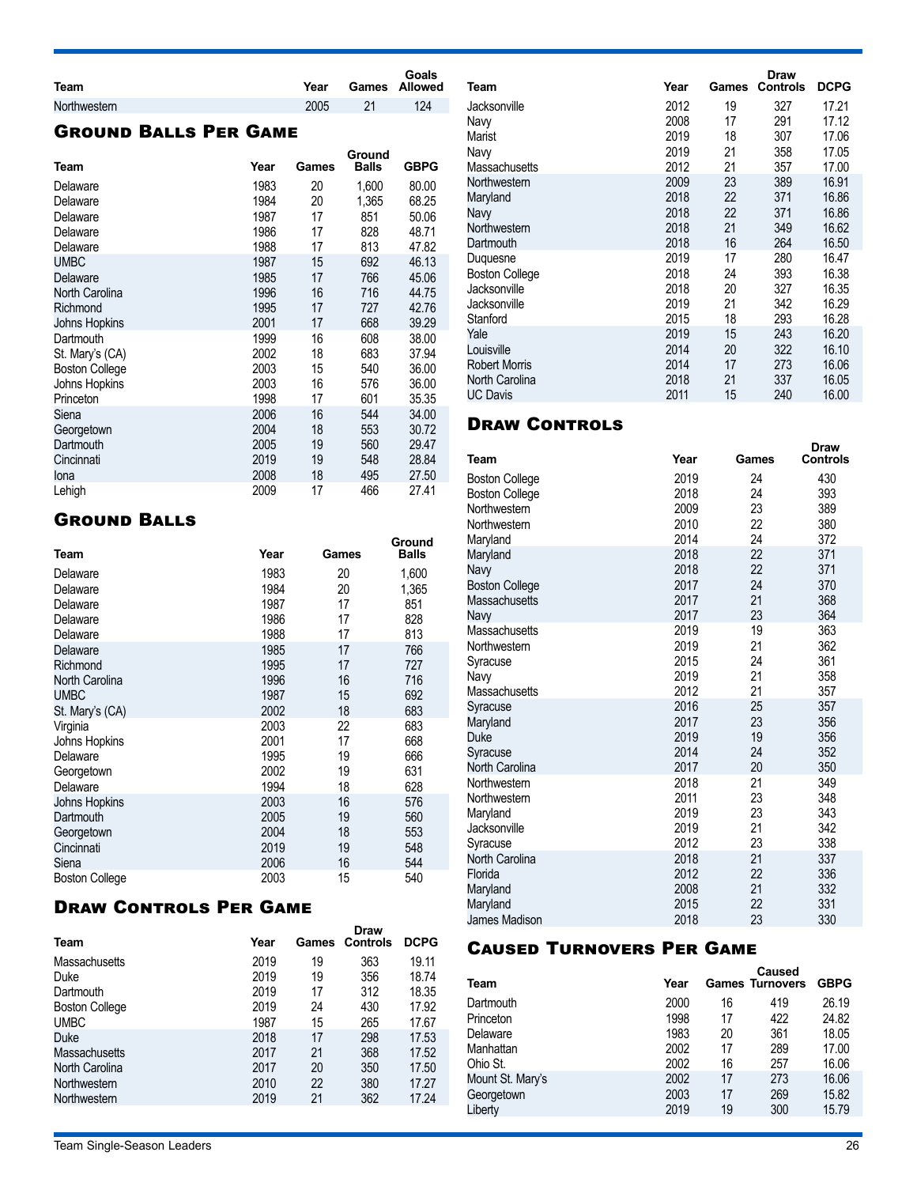| Team | Year | Games | Goals Allowed |
|---|---|---|---|
| Northwestern | 2005 | 21 | 124 |

## Ground Balls Per Game

| Team | Year | Games | Ground Balls | GBPG |
|---|---|---|---|---|
| Delaware | 1983 | 20 | 1,600 | 80.00 |
| Delaware | 1984 | 20 | 1,365 | 68.25 |
| Delaware | 1987 | 17 | 851 | 50.06 |
| Delaware | 1986 | 17 | 828 | 48.71 |
| Delaware | 1988 | 17 | 813 | 47.82 |
| UMBC | 1987 | 15 | 692 | 46.13 |
| Delaware | 1985 | 17 | 766 | 45.06 |
| North Carolina | 1996 | 16 | 716 | 44.75 |
| Richmond | 1995 | 17 | 727 | 42.76 |
| Johns Hopkins | 2001 | 17 | 668 | 39.29 |
| Dartmouth | 1999 | 16 | 608 | 38.00 |
| St. Mary's (CA) | 2002 | 18 | 683 | 37.94 |
| Boston College | 2003 | 15 | 540 | 36.00 |
| Johns Hopkins | 2003 | 16 | 576 | 36.00 |
| Princeton | 1998 | 17 | 601 | 35.35 |
| Siena | 2006 | 16 | 544 | 34.00 |
| Georgetown | 2004 | 18 | 553 | 30.72 |
| Dartmouth | 2005 | 19 | 560 | 29.47 |
| Cincinnati | 2019 | 19 | 548 | 28.84 |
| Iona | 2008 | 18 | 495 | 27.50 |
| Lehigh | 2009 | 17 | 466 | 27.41 |

## Ground Balls

| Team | Year | Games | Ground Balls |
|---|---|---|---|
| Delaware | 1983 | 20 | 1,600 |
| Delaware | 1984 | 20 | 1,365 |
| Delaware | 1987 | 17 | 851 |
| Delaware | 1986 | 17 | 828 |
| Delaware | 1988 | 17 | 813 |
| Delaware | 1985 | 17 | 766 |
| Richmond | 1995 | 17 | 727 |
| North Carolina | 1996 | 16 | 716 |
| UMBC | 1987 | 15 | 692 |
| St. Mary's (CA) | 2002 | 18 | 683 |
| Virginia | 2003 | 22 | 683 |
| Johns Hopkins | 2001 | 17 | 668 |
| Delaware | 1995 | 19 | 666 |
| Georgetown | 2002 | 19 | 631 |
| Delaware | 1994 | 18 | 628 |
| Johns Hopkins | 2003 | 16 | 576 |
| Dartmouth | 2005 | 19 | 560 |
| Georgetown | 2004 | 18 | 553 |
| Cincinnati | 2019 | 19 | 548 |
| Siena | 2006 | 16 | 544 |
| Boston College | 2003 | 15 | 540 |

## Draw Controls Per Game

| Team | Year | Games | Draw Controls | DCPG |
|---|---|---|---|---|
| Massachusetts | 2019 | 19 | 363 | 19.11 |
| Duke | 2019 | 19 | 356 | 18.74 |
| Dartmouth | 2019 | 17 | 312 | 18.35 |
| Boston College | 2019 | 24 | 430 | 17.92 |
| UMBC | 1987 | 15 | 265 | 17.67 |
| Duke | 2018 | 17 | 298 | 17.53 |
| Massachusetts | 2017 | 21 | 368 | 17.52 |
| North Carolina | 2017 | 20 | 350 | 17.50 |
| Northwestern | 2010 | 22 | 380 | 17.27 |
| Northwestern | 2019 | 21 | 362 | 17.24 |
| Jacksonville | 2012 | 19 | 327 | 17.21 |
| Navy | 2008 | 17 | 291 | 17.12 |
| Marist | 2019 | 18 | 307 | 17.06 |
| Navy | 2019 | 21 | 358 | 17.05 |
| Massachusetts | 2012 | 21 | 357 | 17.00 |
| Northwestern | 2009 | 23 | 389 | 16.91 |
| Maryland | 2018 | 22 | 371 | 16.86 |
| Navy | 2018 | 22 | 371 | 16.86 |
| Northwestern | 2018 | 21 | 349 | 16.62 |
| Dartmouth | 2018 | 16 | 264 | 16.50 |
| Duquesne | 2019 | 17 | 280 | 16.47 |
| Boston College | 2018 | 24 | 393 | 16.38 |
| Jacksonville | 2018 | 20 | 327 | 16.35 |
| Jacksonville | 2019 | 21 | 342 | 16.29 |
| Stanford | 2015 | 18 | 293 | 16.28 |
| Yale | 2019 | 15 | 243 | 16.20 |
| Louisville | 2014 | 20 | 322 | 16.10 |
| Robert Morris | 2014 | 17 | 273 | 16.06 |
| North Carolina | 2018 | 21 | 337 | 16.05 |
| UC Davis | 2011 | 15 | 240 | 16.00 |

## Draw Controls

| Team | Year | Games | Draw Controls |
|---|---|---|---|
| Boston College | 2019 | 24 | 430 |
| Boston College | 2018 | 24 | 393 |
| Northwestern | 2009 | 23 | 389 |
| Northwestern | 2010 | 22 | 380 |
| Maryland | 2014 | 24 | 372 |
| Maryland | 2018 | 22 | 371 |
| Navy | 2018 | 22 | 371 |
| Boston College | 2017 | 24 | 370 |
| Massachusetts | 2017 | 21 | 368 |
| Navy | 2017 | 23 | 364 |
| Massachusetts | 2019 | 19 | 363 |
| Northwestern | 2019 | 21 | 362 |
| Syracuse | 2015 | 24 | 361 |
| Navy | 2019 | 21 | 358 |
| Massachusetts | 2012 | 21 | 357 |
| Syracuse | 2016 | 25 | 357 |
| Maryland | 2017 | 23 | 356 |
| Duke | 2019 | 19 | 356 |
| Syracuse | 2014 | 24 | 352 |
| North Carolina | 2017 | 20 | 350 |
| Northwestern | 2018 | 21 | 349 |
| Northwestern | 2011 | 23 | 348 |
| Maryland | 2019 | 23 | 343 |
| Jacksonville | 2019 | 21 | 342 |
| Syracuse | 2012 | 23 | 338 |
| North Carolina | 2018 | 21 | 337 |
| Florida | 2012 | 22 | 336 |
| Maryland | 2008 | 21 | 332 |
| Maryland | 2015 | 22 | 331 |
| James Madison | 2018 | 23 | 330 |

## Caused Turnovers Per Game

| Team | Year | Games | Caused Turnovers | GBPG |
|---|---|---|---|---|
| Dartmouth | 2000 | 16 | 419 | 26.19 |
| Princeton | 1998 | 17 | 422 | 24.82 |
| Delaware | 1983 | 20 | 361 | 18.05 |
| Manhattan | 2002 | 17 | 289 | 17.00 |
| Ohio St. | 2002 | 16 | 257 | 16.06 |
| Mount St. Mary's | 2002 | 17 | 273 | 16.06 |
| Georgetown | 2003 | 17 | 269 | 15.82 |
| Liberty | 2019 | 19 | 300 | 15.79 |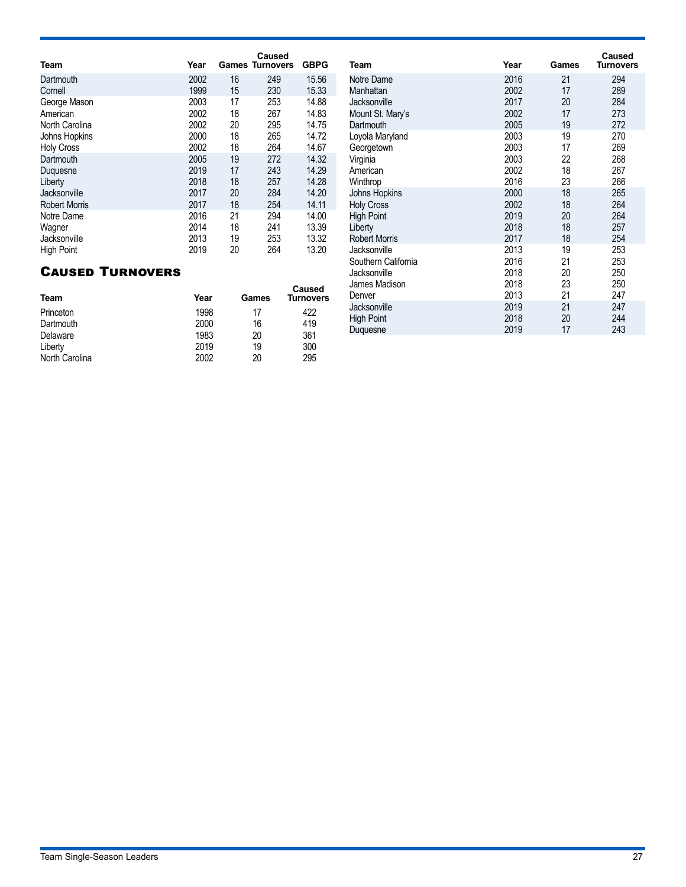| Team | Year | Games | Caused Turnovers | GBPG |
|---|---|---|---|---|
| Dartmouth | 2002 | 16 | 249 | 15.56 |
| Cornell | 1999 | 15 | 230 | 15.33 |
| George Mason | 2003 | 17 | 253 | 14.88 |
| American | 2002 | 18 | 267 | 14.83 |
| North Carolina | 2002 | 20 | 295 | 14.75 |
| Johns Hopkins | 2000 | 18 | 265 | 14.72 |
| Holy Cross | 2002 | 18 | 264 | 14.67 |
| Dartmouth | 2005 | 19 | 272 | 14.32 |
| Duquesne | 2019 | 17 | 243 | 14.29 |
| Liberty | 2018 | 18 | 257 | 14.28 |
| Jacksonville | 2017 | 20 | 284 | 14.20 |
| Robert Morris | 2017 | 18 | 254 | 14.11 |
| Notre Dame | 2016 | 21 | 294 | 14.00 |
| Wagner | 2014 | 18 | 241 | 13.39 |
| Jacksonville | 2013 | 19 | 253 | 13.32 |
| High Point | 2019 | 20 | 264 | 13.20 |

## Caused Turnovers

| Team | Year | Games | Caused Turnovers |
|---|---|---|---|
| Princeton | 1998 | 17 | 422 |
| Dartmouth | 2000 | 16 | 419 |
| Delaware | 1983 | 20 | 361 |
| Liberty | 2019 | 19 | 300 |
| North Carolina | 2002 | 20 | 295 |
| Notre Dame | 2016 | 21 | 294 |
| Manhattan | 2002 | 17 | 289 |
| Jacksonville | 2017 | 20 | 284 |
| Mount St. Mary's | 2002 | 17 | 273 |
| Dartmouth | 2005 | 19 | 272 |
| Loyola Maryland | 2003 | 19 | 270 |
| Georgetown | 2003 | 17 | 269 |
| Virginia | 2003 | 22 | 268 |
| American | 2002 | 18 | 267 |
| Winthrop | 2016 | 23 | 266 |
| Johns Hopkins | 2000 | 18 | 265 |
| Holy Cross | 2002 | 18 | 264 |
| High Point | 2019 | 20 | 264 |
| Liberty | 2018 | 18 | 257 |
| Robert Morris | 2017 | 18 | 254 |
| Jacksonville | 2013 | 19 | 253 |
| Southern California | 2016 | 21 | 253 |
| Jacksonville | 2018 | 20 | 250 |
| James Madison | 2018 | 23 | 250 |
| Denver | 2013 | 21 | 247 |
| Jacksonville | 2019 | 21 | 247 |
| High Point | 2018 | 20 | 244 |
| Duquesne | 2019 | 17 | 243 |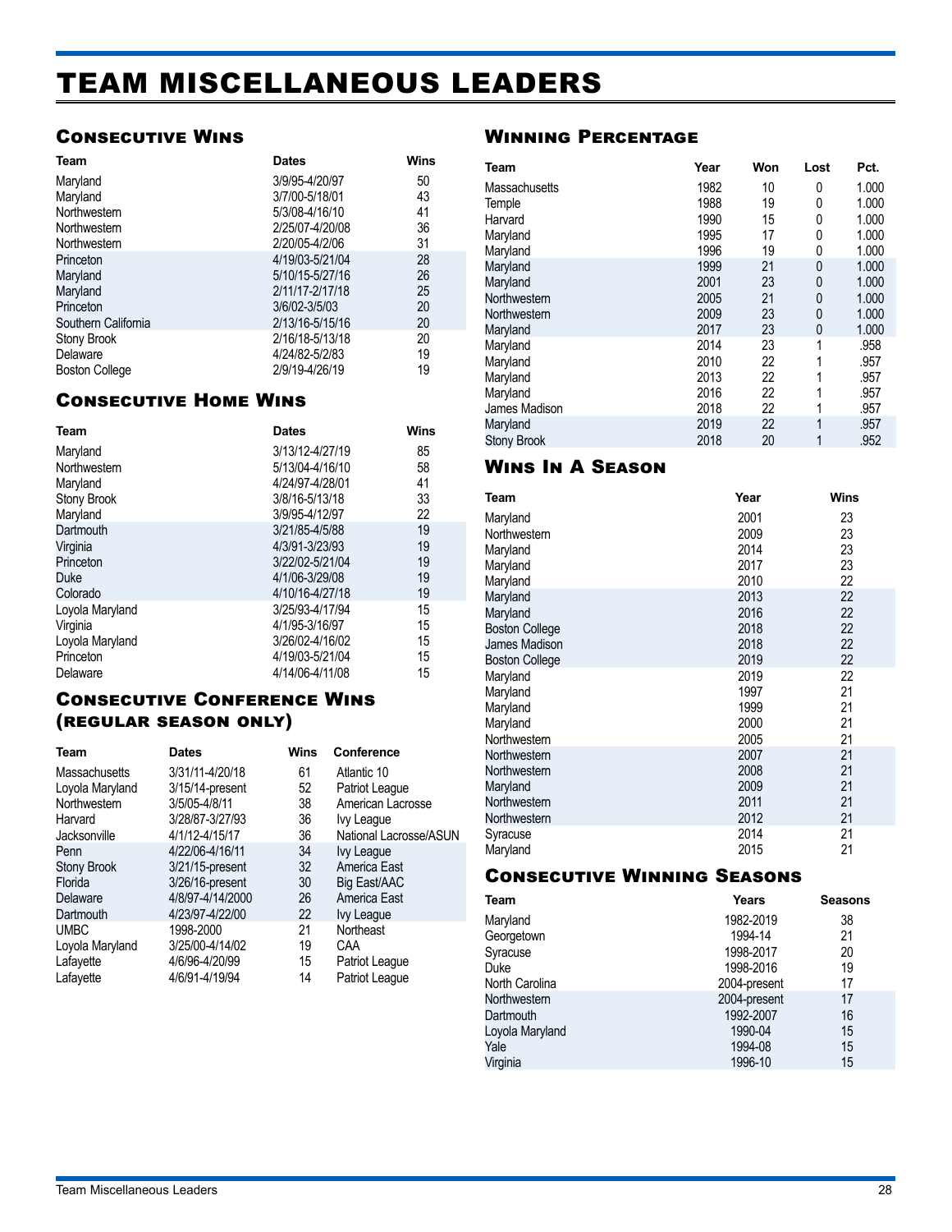# TEAM MISCELLANEOUS LEADERS

## Consecutive Wins

| Team | Dates | Wins |
|---|---|---|
| Maryland | 3/9/95-4/20/97 | 50 |
| Maryland | 3/7/00-5/18/01 | 43 |
| Northwestern | 5/3/08-4/16/10 | 41 |
| Northwestern | 2/25/07-4/20/08 | 36 |
| Northwestern | 2/20/05-4/2/06 | 31 |
| Princeton | 4/19/03-5/21/04 | 28 |
| Maryland | 5/10/15-5/27/16 | 26 |
| Maryland | 2/11/17-2/17/18 | 25 |
| Princeton | 3/6/02-3/5/03 | 20 |
| Southern California | 2/13/16-5/15/16 | 20 |
| Stony Brook | 2/16/18-5/13/18 | 20 |
| Delaware | 4/24/82-5/2/83 | 19 |
| Boston College | 2/9/19-4/26/19 | 19 |

## Consecutive Home Wins

| Team | Dates | Wins |
|---|---|---|
| Maryland | 3/13/12-4/27/19 | 85 |
| Northwestern | 5/13/04-4/16/10 | 58 |
| Maryland | 4/24/97-4/28/01 | 41 |
| Stony Brook | 3/8/16-5/13/18 | 33 |
| Maryland | 3/9/95-4/12/97 | 22 |
| Dartmouth | 3/21/85-4/5/88 | 19 |
| Virginia | 4/3/91-3/23/93 | 19 |
| Princeton | 3/22/02-5/21/04 | 19 |
| Duke | 4/1/06-3/29/08 | 19 |
| Colorado | 4/10/16-4/27/18 | 19 |
| Loyola Maryland | 3/25/93-4/17/94 | 15 |
| Virginia | 4/1/95-3/16/97 | 15 |
| Loyola Maryland | 3/26/02-4/16/02 | 15 |
| Princeton | 4/19/03-5/21/04 | 15 |
| Delaware | 4/14/06-4/11/08 | 15 |

## Consecutive Conference Wins (regular season only)

| Team | Dates | Wins | Conference |
|---|---|---|---|
| Massachusetts | 3/31/11-4/20/18 | 61 | Atlantic 10 |
| Loyola Maryland | 3/15/14-present | 52 | Patriot League |
| Northwestern | 3/5/05-4/8/11 | 38 | American Lacrosse |
| Harvard | 3/28/87-3/27/93 | 36 | Ivy League |
| Jacksonville | 4/1/12-4/15/17 | 36 | National Lacrosse/ASUN |
| Penn | 4/22/06-4/16/11 | 34 | Ivy League |
| Stony Brook | 3/21/15-present | 32 | America East |
| Florida | 3/26/16-present | 30 | Big East/AAC |
| Delaware | 4/8/97-4/14/2000 | 26 | America East |
| Dartmouth | 4/23/97-4/22/00 | 22 | Ivy League |
| UMBC | 1998-2000 | 21 | Northeast |
| Loyola Maryland | 3/25/00-4/14/02 | 19 | CAA |
| Lafayette | 4/6/96-4/20/99 | 15 | Patriot League |
| Lafayette | 4/6/91-4/19/94 | 14 | Patriot League |

## Winning Percentage

| Team | Year | Won | Lost | Pct. |
|---|---|---|---|---|
| Massachusetts | 1982 | 10 | 0 | 1.000 |
| Temple | 1988 | 19 | 0 | 1.000 |
| Harvard | 1990 | 15 | 0 | 1.000 |
| Maryland | 1995 | 17 | 0 | 1.000 |
| Maryland | 1996 | 19 | 0 | 1.000 |
| Maryland | 1999 | 21 | 0 | 1.000 |
| Maryland | 2001 | 23 | 0 | 1.000 |
| Northwestern | 2005 | 21 | 0 | 1.000 |
| Northwestern | 2009 | 23 | 0 | 1.000 |
| Maryland | 2017 | 23 | 0 | 1.000 |
| Maryland | 2014 | 23 | 1 | .958 |
| Maryland | 2010 | 22 | 1 | .957 |
| Maryland | 2013 | 22 | 1 | .957 |
| Maryland | 2016 | 22 | 1 | .957 |
| James Madison | 2018 | 22 | 1 | .957 |
| Maryland | 2019 | 22 | 1 | .957 |
| Stony Brook | 2018 | 20 | 1 | .952 |

## Wins In A Season

| Team | Year | Wins |
|---|---|---|
| Maryland | 2001 | 23 |
| Northwestern | 2009 | 23 |
| Maryland | 2014 | 23 |
| Maryland | 2017 | 23 |
| Maryland | 2010 | 22 |
| Maryland | 2013 | 22 |
| Maryland | 2016 | 22 |
| Boston College | 2018 | 22 |
| James Madison | 2018 | 22 |
| Boston College | 2019 | 22 |
| Maryland | 2019 | 22 |
| Maryland | 1997 | 21 |
| Maryland | 1999 | 21 |
| Maryland | 2000 | 21 |
| Northwestern | 2005 | 21 |
| Northwestern | 2007 | 21 |
| Northwestern | 2008 | 21 |
| Maryland | 2009 | 21 |
| Northwestern | 2011 | 21 |
| Northwestern | 2012 | 21 |
| Syracuse | 2014 | 21 |
| Maryland | 2015 | 21 |

## Consecutive Winning Seasons

| Team | Years | Seasons |
|---|---|---|
| Maryland | 1982-2019 | 38 |
| Georgetown | 1994-14 | 21 |
| Syracuse | 1998-2017 | 20 |
| Duke | 1998-2016 | 19 |
| North Carolina | 2004-present | 17 |
| Northwestern | 2004-present | 17 |
| Dartmouth | 1992-2007 | 16 |
| Loyola Maryland | 1990-04 | 15 |
| Yale | 1994-08 | 15 |
| Virginia | 1996-10 | 15 |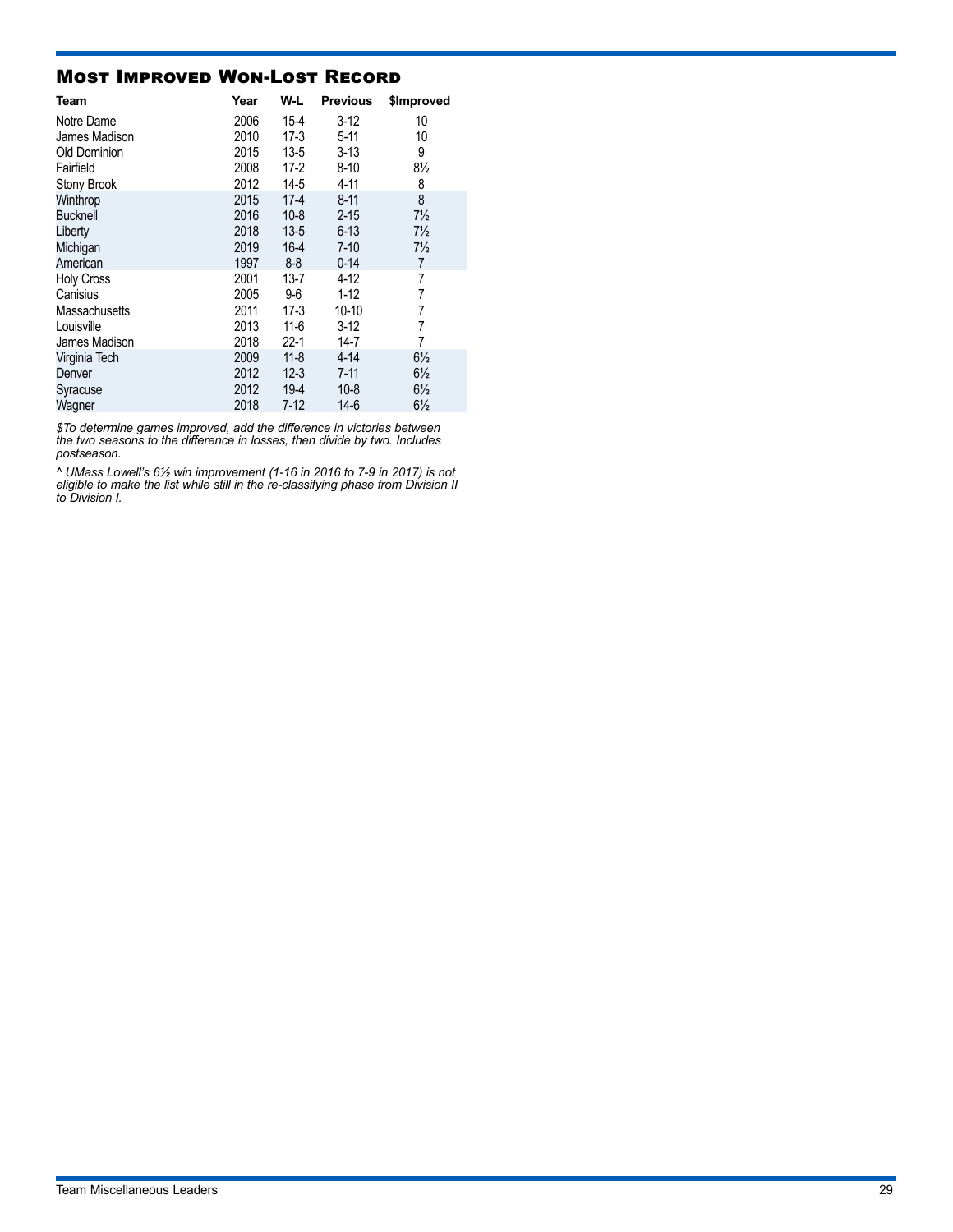## Most Improved Won-Lost Record

| Team | Year | W-L | Previous | $Improved |
|---|---|---|---|---|
| Notre Dame | 2006 | 15-4 | 3-12 | 10 |
| James Madison | 2010 | 17-3 | 5-11 | 10 |
| Old Dominion | 2015 | 13-5 | 3-13 | 9 |
| Fairfield | 2008 | 17-2 | 8-10 | 8½ |
| Stony Brook | 2012 | 14-5 | 4-11 | 8 |
| Winthrop | 2015 | 17-4 | 8-11 | 8 |
| Bucknell | 2016 | 10-8 | 2-15 | 7½ |
| Liberty | 2018 | 13-5 | 6-13 | 7½ |
| Michigan | 2019 | 16-4 | 7-10 | 7½ |
| American | 1997 | 8-8 | 0-14 | 7 |
| Holy Cross | 2001 | 13-7 | 4-12 | 7 |
| Canisius | 2005 | 9-6 | 1-12 | 7 |
| Massachusetts | 2011 | 17-3 | 10-10 | 7 |
| Louisville | 2013 | 11-6 | 3-12 | 7 |
| James Madison | 2018 | 22-1 | 14-7 | 7 |
| Virginia Tech | 2009 | 11-8 | 4-14 | 6½ |
| Denver | 2012 | 12-3 | 7-11 | 6½ |
| Syracuse | 2012 | 19-4 | 10-8 | 6½ |
| Wagner | 2018 | 7-12 | 14-6 | 6½ |

*$To determine games improved, add the difference in victories between the two seasons to the difference in losses, then divide by two. Includes postseason.*

*^ UMass Lowell's 6½ win improvement (1-16 in 2016 to 7-9 in 2017) is not eligible to make the list while still in the re-classifying phase from Division II to Division I.*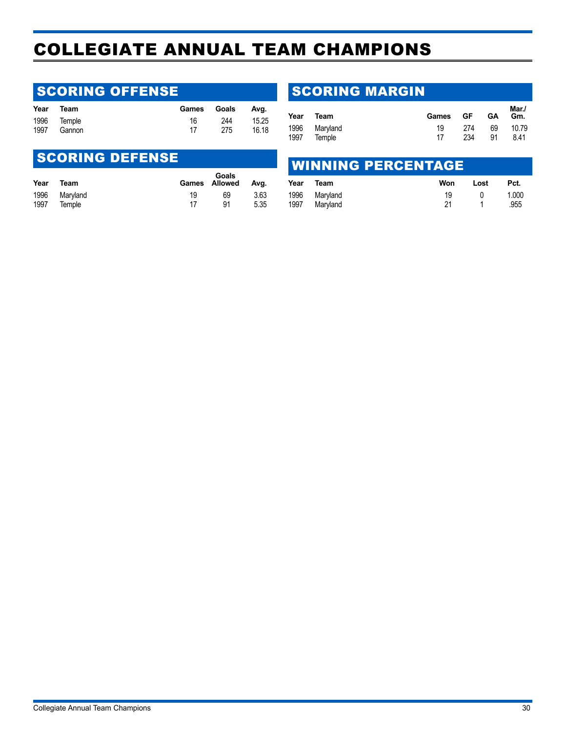# COLLEGIATE ANNUAL TEAM CHAMPIONS

## SCORING OFFENSE

| Year | Team | Games | Goals | Avg. |
|---|---|---|---|---|
| 1996 | Temple | 16 | 244 | 15.25 |
| 1997 | Gannon | 17 | 275 | 16.18 |

## SCORING DEFENSE

| Year | Team | Games | Goals Allowed | Avg. |
|---|---|---|---|---|
| 1996 | Maryland | 19 | 69 | 3.63 |
| 1997 | Temple | 17 | 91 | 5.35 |

## SCORING MARGIN

| Year | Team | Games | GF | GA | Mar./ Gm. |
|---|---|---|---|---|---|
| 1996 | Maryland | 19 | 274 | 69 | 10.79 |
| 1997 | Temple | 17 | 234 | 91 | 8.41 |

## WINNING PERCENTAGE

| Year | Team | Won | Lost | Pct. |
|---|---|---|---|---|
| 1996 | Maryland | 19 | 0 | 1.000 |
| 1997 | Maryland | 21 | 1 | .955 |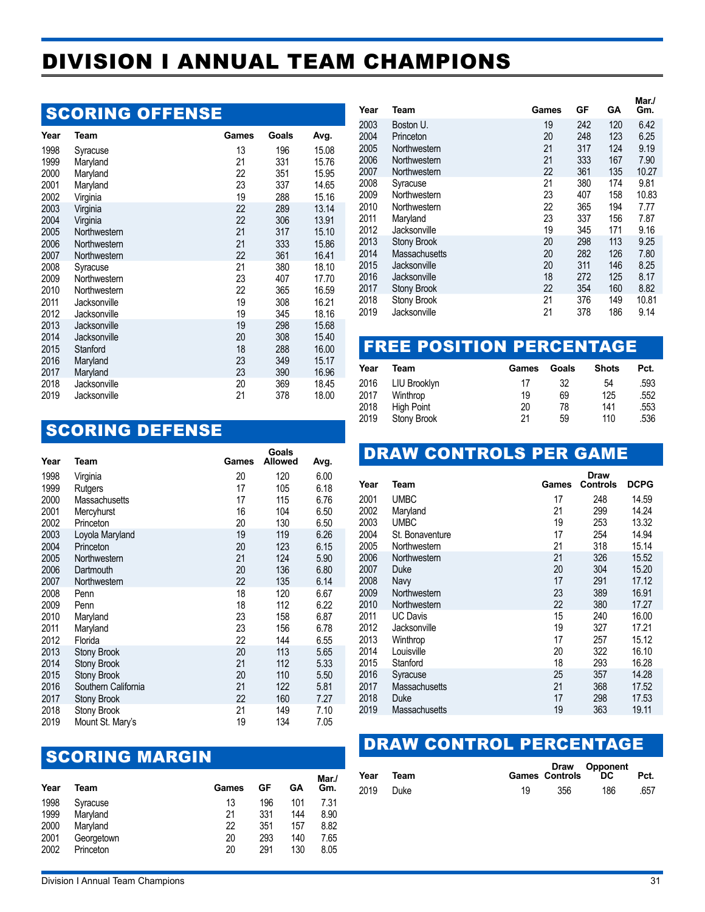# DIVISION I ANNUAL TEAM CHAMPIONS

## SCORING OFFENSE

| Year | Team | Games | Goals | Avg. |
|---|---|---|---|---|
| 1998 | Syracuse | 13 | 196 | 15.08 |
| 1999 | Maryland | 21 | 331 | 15.76 |
| 2000 | Maryland | 22 | 351 | 15.95 |
| 2001 | Maryland | 23 | 337 | 14.65 |
| 2002 | Virginia | 19 | 288 | 15.16 |
| 2003 | Virginia | 22 | 289 | 13.14 |
| 2004 | Virginia | 22 | 306 | 13.91 |
| 2005 | Northwestern | 21 | 317 | 15.10 |
| 2006 | Northwestern | 21 | 333 | 15.86 |
| 2007 | Northwestern | 22 | 361 | 16.41 |
| 2008 | Syracuse | 21 | 380 | 18.10 |
| 2009 | Northwestern | 23 | 407 | 17.70 |
| 2010 | Northwestern | 22 | 365 | 16.59 |
| 2011 | Jacksonville | 19 | 308 | 16.21 |
| 2012 | Jacksonville | 19 | 345 | 18.16 |
| 2013 | Jacksonville | 19 | 298 | 15.68 |
| 2014 | Jacksonville | 20 | 308 | 15.40 |
| 2015 | Stanford | 18 | 288 | 16.00 |
| 2016 | Maryland | 23 | 349 | 15.17 |
| 2017 | Maryland | 23 | 390 | 16.96 |
| 2018 | Jacksonville | 20 | 369 | 18.45 |
| 2019 | Jacksonville | 21 | 378 | 18.00 |

## SCORING DEFENSE

| Year | Team | Games | Goals Allowed | Avg. |
|---|---|---|---|---|
| 1998 | Virginia | 20 | 120 | 6.00 |
| 1999 | Rutgers | 17 | 105 | 6.18 |
| 2000 | Massachusetts | 17 | 115 | 6.76 |
| 2001 | Mercyhurst | 16 | 104 | 6.50 |
| 2002 | Princeton | 20 | 130 | 6.50 |
| 2003 | Loyola Maryland | 19 | 119 | 6.26 |
| 2004 | Princeton | 20 | 123 | 6.15 |
| 2005 | Northwestern | 21 | 124 | 5.90 |
| 2006 | Dartmouth | 20 | 136 | 6.80 |
| 2007 | Northwestern | 22 | 135 | 6.14 |
| 2008 | Penn | 18 | 120 | 6.67 |
| 2009 | Penn | 18 | 112 | 6.22 |
| 2010 | Maryland | 23 | 158 | 6.87 |
| 2011 | Maryland | 23 | 156 | 6.78 |
| 2012 | Florida | 22 | 144 | 6.55 |
| 2013 | Stony Brook | 20 | 113 | 5.65 |
| 2014 | Stony Brook | 21 | 112 | 5.33 |
| 2015 | Stony Brook | 20 | 110 | 5.50 |
| 2016 | Southern California | 21 | 122 | 5.81 |
| 2017 | Stony Brook | 22 | 160 | 7.27 |
| 2018 | Stony Brook | 21 | 149 | 7.10 |
| 2019 | Mount St. Mary's | 19 | 134 | 7.05 |

## SCORING MARGIN

| Year | Team | Games | GF | GA | Mar./ Gm. |
|---|---|---|---|---|---|
| 1998 | Syracuse | 13 | 196 | 101 | 7.31 |
| 1999 | Maryland | 21 | 331 | 144 | 8.90 |
| 2000 | Maryland | 22 | 351 | 157 | 8.82 |
| 2001 | Georgetown | 20 | 293 | 140 | 7.65 |
| 2002 | Princeton | 20 | 291 | 130 | 8.05 |
| 2003 | Boston U. | 19 | 242 | 120 | 6.42 |
| 2004 | Princeton | 20 | 248 | 123 | 6.25 |
| 2005 | Northwestern | 21 | 317 | 124 | 9.19 |
| 2006 | Northwestern | 21 | 333 | 167 | 7.90 |
| 2007 | Northwestern | 22 | 361 | 135 | 10.27 |
| 2008 | Syracuse | 21 | 380 | 174 | 9.81 |
| 2009 | Northwestern | 23 | 407 | 158 | 10.83 |
| 2010 | Northwestern | 22 | 365 | 194 | 7.77 |
| 2011 | Maryland | 23 | 337 | 156 | 7.87 |
| 2012 | Jacksonville | 19 | 345 | 171 | 9.16 |
| 2013 | Stony Brook | 20 | 298 | 113 | 9.25 |
| 2014 | Massachusetts | 20 | 282 | 126 | 7.80 |
| 2015 | Jacksonville | 20 | 311 | 146 | 8.25 |
| 2016 | Jacksonville | 18 | 272 | 125 | 8.17 |
| 2017 | Stony Brook | 22 | 354 | 160 | 8.82 |
| 2018 | Stony Brook | 21 | 376 | 149 | 10.81 |
| 2019 | Jacksonville | 21 | 378 | 186 | 9.14 |

## FREE POSITION PERCENTAGE

| Year | Team | Games | Goals | Shots | Pct. |
|---|---|---|---|---|---|
| 2016 | LIU Brooklyn | 17 | 32 | 54 | .593 |
| 2017 | Winthrop | 19 | 69 | 125 | .552 |
| 2018 | High Point | 20 | 78 | 141 | .553 |
| 2019 | Stony Brook | 21 | 59 | 110 | .536 |

## DRAW CONTROLS PER GAME

| Year | Team | Games | Draw Controls | DCPG |
|---|---|---|---|---|
| 2001 | UMBC | 17 | 248 | 14.59 |
| 2002 | Maryland | 21 | 299 | 14.24 |
| 2003 | UMBC | 19 | 253 | 13.32 |
| 2004 | St. Bonaventure | 17 | 254 | 14.94 |
| 2005 | Northwestern | 21 | 318 | 15.14 |
| 2006 | Northwestern | 21 | 326 | 15.52 |
| 2007 | Duke | 20 | 304 | 15.20 |
| 2008 | Navy | 17 | 291 | 17.12 |
| 2009 | Northwestern | 23 | 389 | 16.91 |
| 2010 | Northwestern | 22 | 380 | 17.27 |
| 2011 | UC Davis | 15 | 240 | 16.00 |
| 2012 | Jacksonville | 19 | 327 | 17.21 |
| 2013 | Winthrop | 17 | 257 | 15.12 |
| 2014 | Louisville | 20 | 322 | 16.10 |
| 2015 | Stanford | 18 | 293 | 16.28 |
| 2016 | Syracuse | 25 | 357 | 14.28 |
| 2017 | Massachusetts | 21 | 368 | 17.52 |
| 2018 | Duke | 17 | 298 | 17.53 |
| 2019 | Massachusetts | 19 | 363 | 19.11 |

## DRAW CONTROL PERCENTAGE

| Year | Team | Games | Draw Controls | Opponent DC | Pct. |
|---|---|---|---|---|---|
| 2019 | Duke | 19 | 356 | 186 | .657 |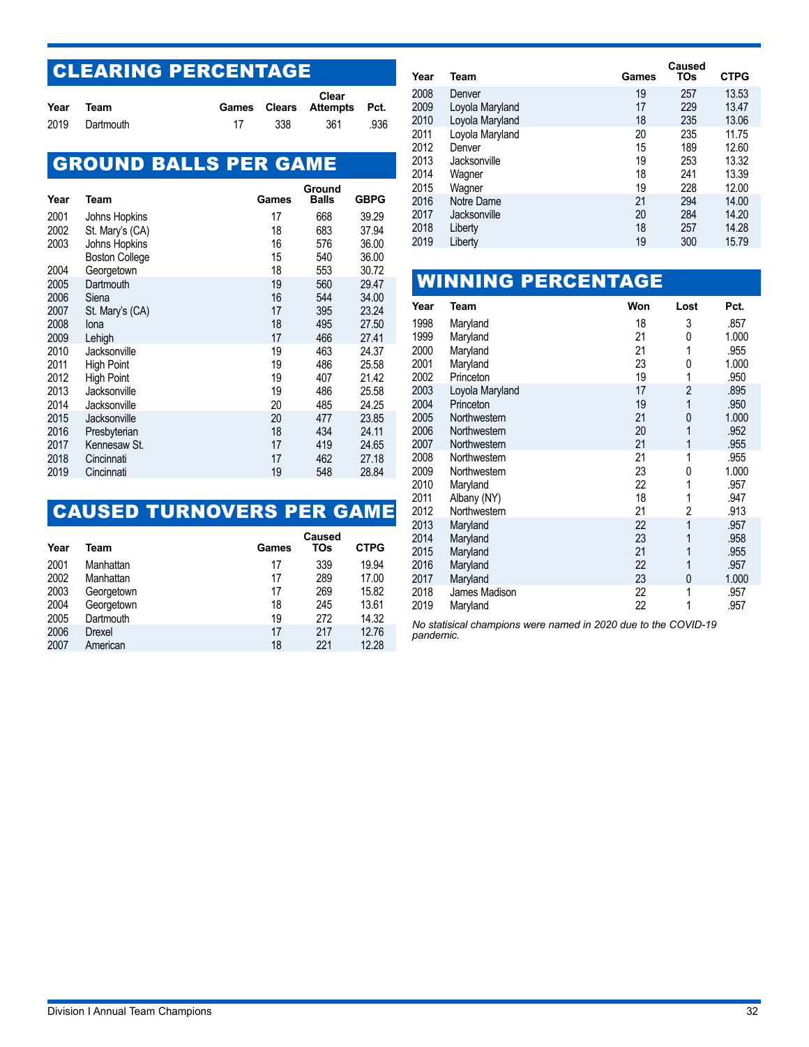## CLEARING PERCENTAGE

| Year | Team | Games | Clears | Clear Attempts | Pct. |
|---|---|---|---|---|---|
| 2019 | Dartmouth | 17 | 338 | 361 | .936 |

## GROUND BALLS PER GAME

| Year | Team | Games | Ground Balls | GBPG |
|---|---|---|---|---|
| 2001 | Johns Hopkins | 17 | 668 | 39.29 |
| 2002 | St. Mary's (CA) | 18 | 683 | 37.94 |
| 2003 | Johns Hopkins | 16 | 576 | 36.00 |
| | Boston College | 15 | 540 | 36.00 |
| 2004 | Georgetown | 18 | 553 | 30.72 |
| 2005 | Dartmouth | 19 | 560 | 29.47 |
| 2006 | Siena | 16 | 544 | 34.00 |
| 2007 | St. Mary's (CA) | 17 | 395 | 23.24 |
| 2008 | Iona | 18 | 495 | 27.50 |
| 2009 | Lehigh | 17 | 466 | 27.41 |
| 2010 | Jacksonville | 19 | 463 | 24.37 |
| 2011 | High Point | 19 | 486 | 25.58 |
| 2012 | High Point | 19 | 407 | 21.42 |
| 2013 | Jacksonville | 19 | 486 | 25.58 |
| 2014 | Jacksonville | 20 | 485 | 24.25 |
| 2015 | Jacksonville | 20 | 477 | 23.85 |
| 2016 | Presbyterian | 18 | 434 | 24.11 |
| 2017 | Kennesaw St. | 17 | 419 | 24.65 |
| 2018 | Cincinnati | 17 | 462 | 27.18 |
| 2019 | Cincinnati | 19 | 548 | 28.84 |

## CAUSED TURNOVERS PER GAME

| Year | Team | Games | Caused TOs | CTPG |
|---|---|---|---|---|
| 2001 | Manhattan | 17 | 339 | 19.94 |
| 2002 | Manhattan | 17 | 289 | 17.00 |
| 2003 | Georgetown | 17 | 269 | 15.82 |
| 2004 | Georgetown | 18 | 245 | 13.61 |
| 2005 | Dartmouth | 19 | 272 | 14.32 |
| 2006 | Drexel | 17 | 217 | 12.76 |
| 2007 | American | 18 | 221 | 12.28 |
| 2008 | Denver | 19 | 257 | 13.53 |
| 2009 | Loyola Maryland | 17 | 229 | 13.47 |
| 2010 | Loyola Maryland | 18 | 235 | 13.06 |
| 2011 | Loyola Maryland | 20 | 235 | 11.75 |
| 2012 | Denver | 15 | 189 | 12.60 |
| 2013 | Jacksonville | 19 | 253 | 13.32 |
| 2014 | Wagner | 18 | 241 | 13.39 |
| 2015 | Wagner | 19 | 228 | 12.00 |
| 2016 | Notre Dame | 21 | 294 | 14.00 |
| 2017 | Jacksonville | 20 | 284 | 14.20 |
| 2018 | Liberty | 18 | 257 | 14.28 |
| 2019 | Liberty | 19 | 300 | 15.79 |

## WINNING PERCENTAGE

| Year | Team | Won | Lost | Pct. |
|---|---|---|---|---|
| 1998 | Maryland | 18 | 3 | .857 |
| 1999 | Maryland | 21 | 0 | 1.000 |
| 2000 | Maryland | 21 | 1 | .955 |
| 2001 | Maryland | 23 | 0 | 1.000 |
| 2002 | Princeton | 19 | 1 | .950 |
| 2003 | Loyola Maryland | 17 | 2 | .895 |
| 2004 | Princeton | 19 | 1 | .950 |
| 2005 | Northwestern | 21 | 0 | 1.000 |
| 2006 | Northwestern | 20 | 1 | .952 |
| 2007 | Northwestern | 21 | 1 | .955 |
| 2008 | Northwestern | 21 | 1 | .955 |
| 2009 | Northwestern | 23 | 0 | 1.000 |
| 2010 | Maryland | 22 | 1 | .957 |
| 2011 | Albany (NY) | 18 | 1 | .947 |
| 2012 | Northwestern | 21 | 2 | .913 |
| 2013 | Maryland | 22 | 1 | .957 |
| 2014 | Maryland | 23 | 1 | .958 |
| 2015 | Maryland | 21 | 1 | .955 |
| 2016 | Maryland | 22 | 1 | .957 |
| 2017 | Maryland | 23 | 0 | 1.000 |
| 2018 | James Madison | 22 | 1 | .957 |
| 2019 | Maryland | 22 | 1 | .957 |

*No statisical champions were named in 2020 due to the COVID-19 pandemic.*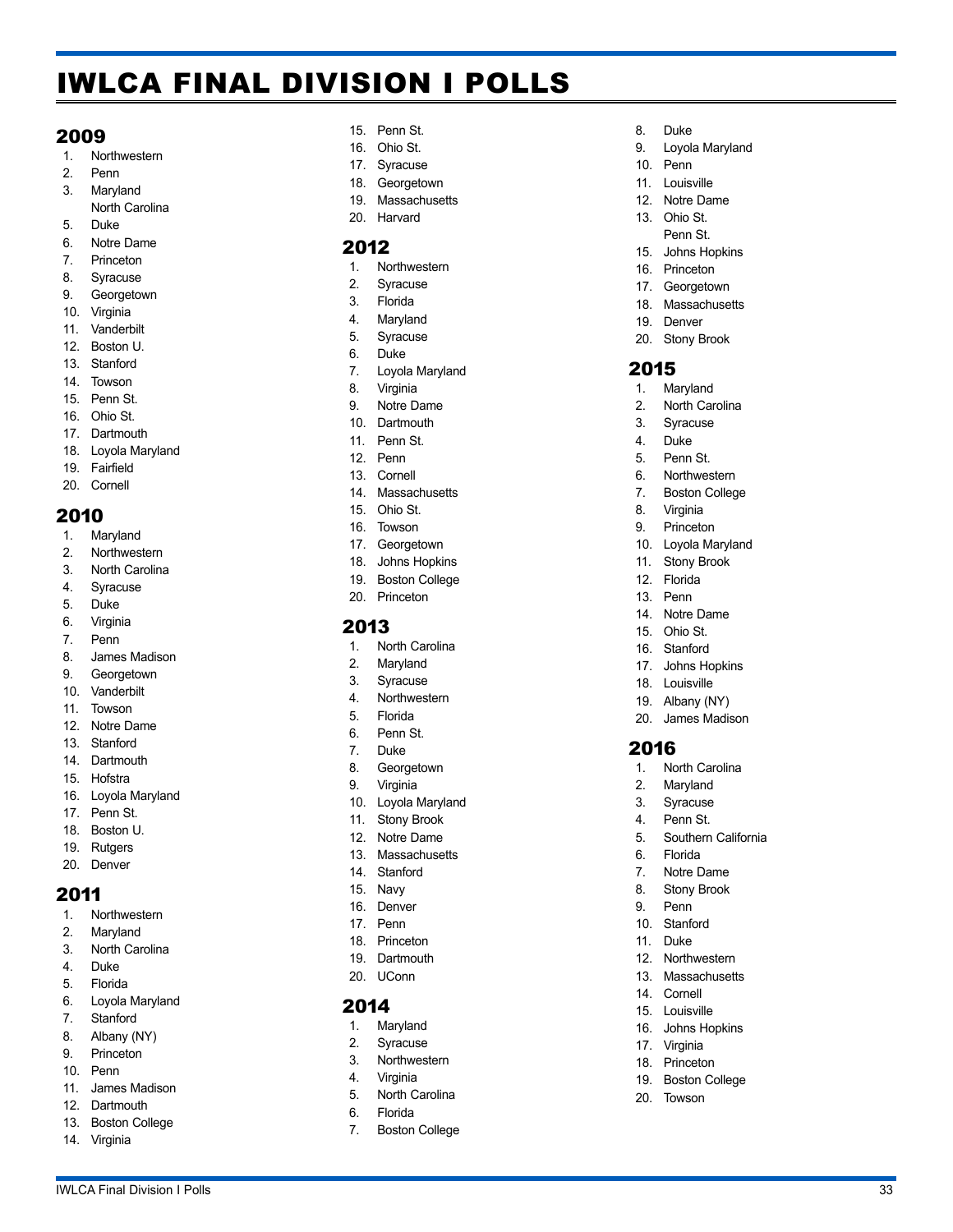# IWLCA FINAL DIVISION I POLLS

## 2009

1. Northwestern
2. Penn
3. Maryland
   North Carolina
5. Duke
6. Notre Dame
7. Princeton
8. Syracuse
9. Georgetown
10. Virginia
11. Vanderbilt
12. Boston U.
13. Stanford
14. Towson
15. Penn St.
16. Ohio St.
17. Dartmouth
18. Loyola Maryland
19. Fairfield
20. Cornell

## 2010

1. Maryland
2. Northwestern
3. North Carolina
4. Syracuse
5. Duke
6. Virginia
7. Penn
8. James Madison
9. Georgetown
10. Vanderbilt
11. Towson
12. Notre Dame
13. Stanford
14. Dartmouth
15. Hofstra
16. Loyola Maryland
17. Penn St.
18. Boston U.
19. Rutgers
20. Denver

## 2011

1. Northwestern
2. Maryland
3. North Carolina
4. Duke
5. Florida
6. Loyola Maryland
7. Stanford
8. Albany (NY)
9. Princeton
10. Penn
11. James Madison
12. Dartmouth
13. Boston College
14. Virginia
15. Penn St.
16. Ohio St.
17. Syracuse
18. Georgetown
19. Massachusetts
20. Harvard

## 2012

1. Northwestern
2. Syracuse
3. Florida
4. Maryland
5. Syracuse
6. Duke
7. Loyola Maryland
8. Virginia
9. Notre Dame
10. Dartmouth
11. Penn St.
12. Penn
13. Cornell
14. Massachusetts
15. Ohio St.
16. Towson
17. Georgetown
18. Johns Hopkins
19. Boston College
20. Princeton

## 2013

1. North Carolina
2. Maryland
3. Syracuse
4. Northwestern
5. Florida
6. Penn St.
7. Duke
8. Georgetown
9. Virginia
10. Loyola Maryland
11. Stony Brook
12. Notre Dame
13. Massachusetts
14. Stanford
15. Navy
16. Denver
17. Penn
18. Princeton
19. Dartmouth
20. UConn

## 2014

1. Maryland
2. Syracuse
3. Northwestern
4. Virginia
5. North Carolina
6. Florida
7. Boston College
8. Duke
9. Loyola Maryland
10. Penn
11. Louisville
12. Notre Dame
13. Ohio St.
    Penn St.
15. Johns Hopkins
16. Princeton
17. Georgetown
18. Massachusetts
19. Denver
20. Stony Brook

## 2015

1. Maryland
2. North Carolina
3. Syracuse
4. Duke
5. Penn St.
6. Northwestern
7. Boston College
8. Virginia
9. Princeton
10. Loyola Maryland
11. Stony Brook
12. Florida
13. Penn
14. Notre Dame
15. Ohio St.
16. Stanford
17. Johns Hopkins
18. Louisville
19. Albany (NY)
20. James Madison

## 2016

1. North Carolina
2. Maryland
3. Syracuse
4. Penn St.
5. Southern California
6. Florida
7. Notre Dame
8. Stony Brook
9. Penn
10. Stanford
11. Duke
12. Northwestern
13. Massachusetts
14. Cornell
15. Louisville
16. Johns Hopkins
17. Virginia
18. Princeton
19. Boston College
20. Towson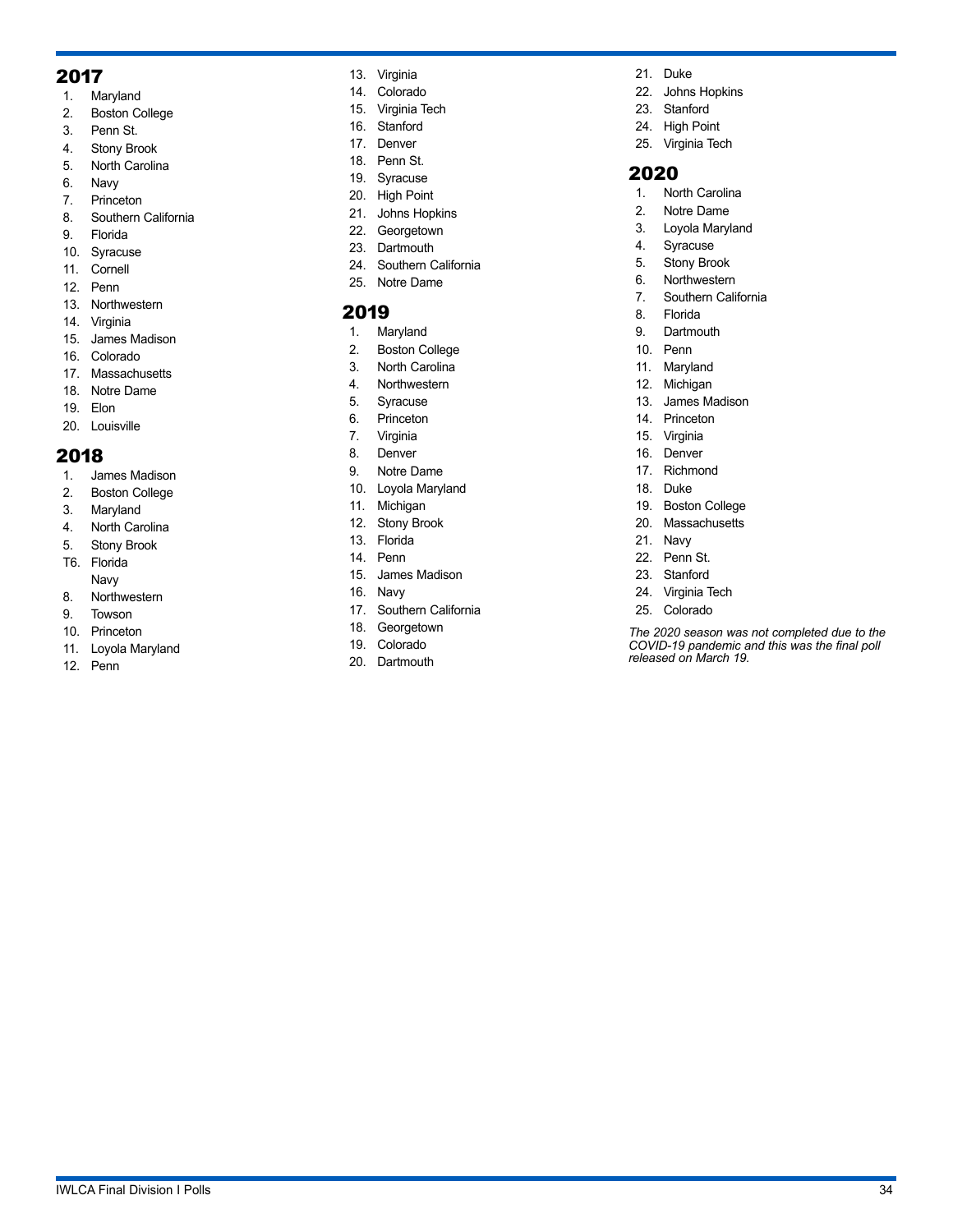## 2017

1. Maryland
2. Boston College
3. Penn St.
4. Stony Brook
5. North Carolina
6. Navy
7. Princeton
8. Southern California
9. Florida
10. Syracuse
11. Cornell
12. Penn
13. Northwestern
14. Virginia
15. James Madison
16. Colorado
17. Massachusetts
18. Notre Dame
19. Elon
20. Louisville

## 2018

1. James Madison
2. Boston College
3. Maryland
4. North Carolina
5. Stony Brook

T6. Florida
    Navy

8. Northwestern
9. Towson
10. Princeton
11. Loyola Maryland
12. Penn
13. Virginia
14. Colorado
15. Virginia Tech
16. Stanford
17. Denver
18. Penn St.
19. Syracuse
20. High Point
21. Johns Hopkins
22. Georgetown
23. Dartmouth
24. Southern California
25. Notre Dame

## 2019

1. Maryland
2. Boston College
3. North Carolina
4. Northwestern
5. Syracuse
6. Princeton
7. Virginia
8. Denver
9. Notre Dame
10. Loyola Maryland
11. Michigan
12. Stony Brook
13. Florida
14. Penn
15. James Madison
16. Navy
17. Southern California
18. Georgetown
19. Colorado
20. Dartmouth
21. Duke
22. Johns Hopkins
23. Stanford
24. High Point
25. Virginia Tech

## 2020

1. North Carolina
2. Notre Dame
3. Loyola Maryland
4. Syracuse
5. Stony Brook
6. Northwestern
7. Southern California
8. Florida
9. Dartmouth
10. Penn
11. Maryland
12. Michigan
13. James Madison
14. Princeton
15. Virginia
16. Denver
17. Richmond
18. Duke
19. Boston College
20. Massachusetts
21. Navy
22. Penn St.
23. Stanford
24. Virginia Tech
25. Colorado

*The 2020 season was not completed due to the COVID-19 pandemic and this was the final poll released on March 19.*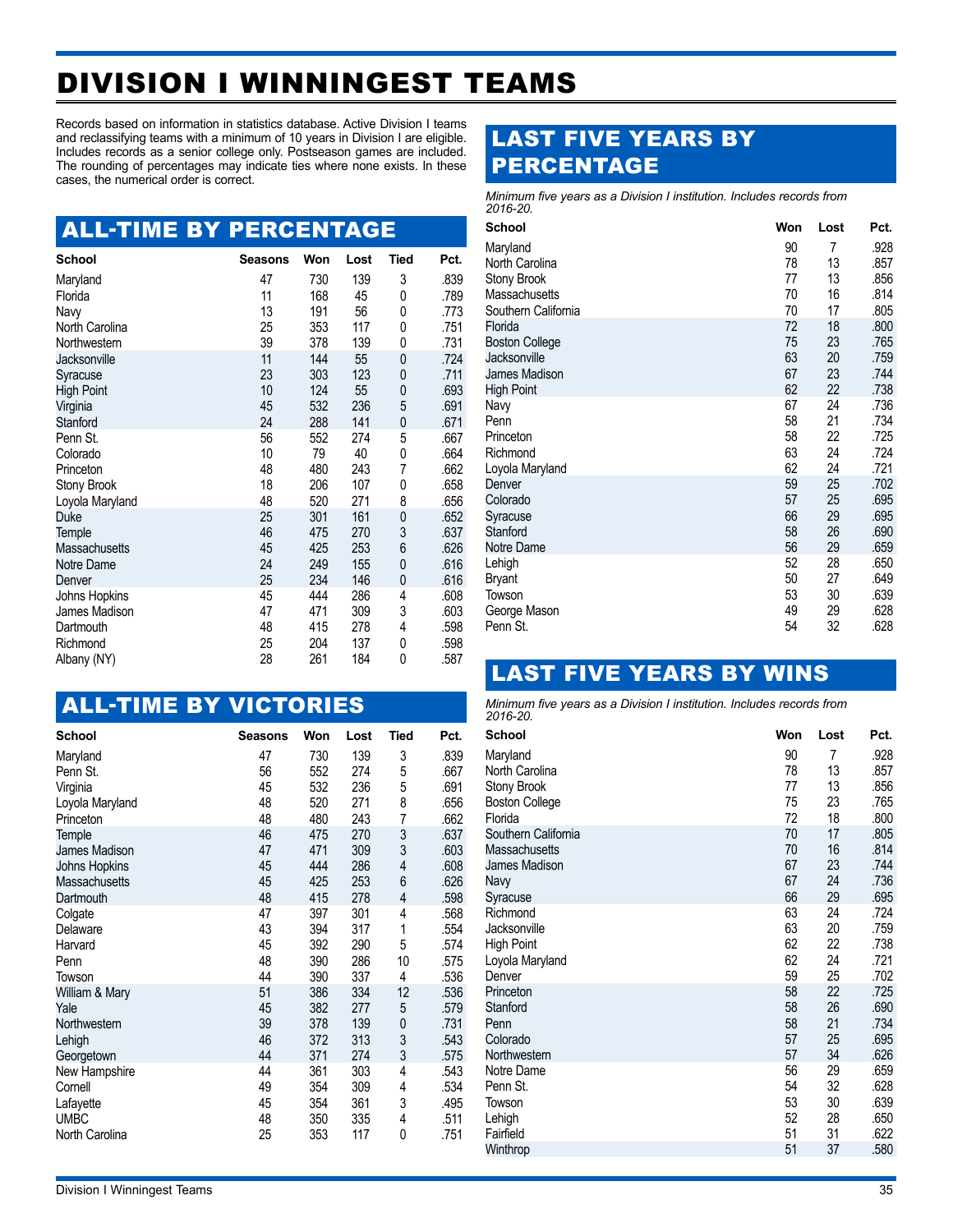# DIVISION I WINNINGEST TEAMS

Records based on information in statistics database. Active Division I teams and reclassifying teams with a minimum of 10 years in Division I are eligible. Includes records as a senior college only. Postseason games are included. The rounding of percentages may indicate ties where none exists. In these cases, the numerical order is correct.

## ALL-TIME BY PERCENTAGE

| School | Seasons | Won | Lost | Tied | Pct. |
|---|---|---|---|---|---|
| Maryland | 47 | 730 | 139 | 3 | .839 |
| Florida | 11 | 168 | 45 | 0 | .789 |
| Navy | 13 | 191 | 56 | 0 | .773 |
| North Carolina | 25 | 353 | 117 | 0 | .751 |
| Northwestern | 39 | 378 | 139 | 0 | .731 |
| Jacksonville | 11 | 144 | 55 | 0 | .724 |
| Syracuse | 23 | 303 | 123 | 0 | .711 |
| High Point | 10 | 124 | 55 | 0 | .693 |
| Virginia | 45 | 532 | 236 | 5 | .691 |
| Stanford | 24 | 288 | 141 | 0 | .671 |
| Penn St. | 56 | 552 | 274 | 5 | .667 |
| Colorado | 10 | 79 | 40 | 0 | .664 |
| Princeton | 48 | 480 | 243 | 7 | .662 |
| Stony Brook | 18 | 206 | 107 | 0 | .658 |
| Loyola Maryland | 48 | 520 | 271 | 8 | .656 |
| Duke | 25 | 301 | 161 | 0 | .652 |
| Temple | 46 | 475 | 270 | 3 | .637 |
| Massachusetts | 45 | 425 | 253 | 6 | .626 |
| Notre Dame | 24 | 249 | 155 | 0 | .616 |
| Denver | 25 | 234 | 146 | 0 | .616 |
| Johns Hopkins | 45 | 444 | 286 | 4 | .608 |
| James Madison | 47 | 471 | 309 | 3 | .603 |
| Dartmouth | 48 | 415 | 278 | 4 | .598 |
| Richmond | 25 | 204 | 137 | 0 | .598 |
| Albany (NY) | 28 | 261 | 184 | 0 | .587 |

## ALL-TIME BY VICTORIES

| School | Seasons | Won | Lost | Tied | Pct. |
|---|---|---|---|---|---|
| Maryland | 47 | 730 | 139 | 3 | .839 |
| Penn St. | 56 | 552 | 274 | 5 | .667 |
| Virginia | 45 | 532 | 236 | 5 | .691 |
| Loyola Maryland | 48 | 520 | 271 | 8 | .656 |
| Princeton | 48 | 480 | 243 | 7 | .662 |
| Temple | 46 | 475 | 270 | 3 | .637 |
| James Madison | 47 | 471 | 309 | 3 | .603 |
| Johns Hopkins | 45 | 444 | 286 | 4 | .608 |
| Massachusetts | 45 | 425 | 253 | 6 | .626 |
| Dartmouth | 48 | 415 | 278 | 4 | .598 |
| Colgate | 47 | 397 | 301 | 4 | .568 |
| Delaware | 43 | 394 | 317 | 1 | .554 |
| Harvard | 45 | 392 | 290 | 5 | .574 |
| Penn | 48 | 390 | 286 | 10 | .575 |
| Towson | 44 | 390 | 337 | 4 | .536 |
| William & Mary | 51 | 386 | 334 | 12 | .536 |
| Yale | 45 | 382 | 277 | 5 | .579 |
| Northwestern | 39 | 378 | 139 | 0 | .731 |
| Lehigh | 46 | 372 | 313 | 3 | .543 |
| Georgetown | 44 | 371 | 274 | 3 | .575 |
| New Hampshire | 44 | 361 | 303 | 4 | .543 |
| Cornell | 49 | 354 | 309 | 4 | .534 |
| Lafayette | 45 | 354 | 361 | 3 | .495 |
| UMBC | 48 | 350 | 335 | 4 | .511 |
| North Carolina | 25 | 353 | 117 | 0 | .751 |

## LAST FIVE YEARS BY PERCENTAGE

*Minimum five years as a Division I institution. Includes records from 2016-20.*

| School | Won | Lost | Pct. |
|---|---|---|---|
| Maryland | 90 | 7 | .928 |
| North Carolina | 78 | 13 | .857 |
| Stony Brook | 77 | 13 | .856 |
| Massachusetts | 70 | 16 | .814 |
| Southern California | 70 | 17 | .805 |
| Florida | 72 | 18 | .800 |
| Boston College | 75 | 23 | .765 |
| Jacksonville | 63 | 20 | .759 |
| James Madison | 67 | 23 | .744 |
| High Point | 62 | 22 | .738 |
| Navy | 67 | 24 | .736 |
| Penn | 58 | 21 | .734 |
| Princeton | 58 | 22 | .725 |
| Richmond | 63 | 24 | .724 |
| Loyola Maryland | 62 | 24 | .721 |
| Denver | 59 | 25 | .702 |
| Colorado | 57 | 25 | .695 |
| Syracuse | 66 | 29 | .695 |
| Stanford | 58 | 26 | .690 |
| Notre Dame | 56 | 29 | .659 |
| Lehigh | 52 | 28 | .650 |
| Bryant | 50 | 27 | .649 |
| Towson | 53 | 30 | .639 |
| George Mason | 49 | 29 | .628 |
| Penn St. | 54 | 32 | .628 |

## LAST FIVE YEARS BY WINS

*Minimum five years as a Division I institution. Includes records from 2016-20.*

| School | Won | Lost | Pct. |
|---|---|---|---|
| Maryland | 90 | 7 | .928 |
| North Carolina | 78 | 13 | .857 |
| Stony Brook | 77 | 13 | .856 |
| Boston College | 75 | 23 | .765 |
| Florida | 72 | 18 | .800 |
| Southern California | 70 | 17 | .805 |
| Massachusetts | 70 | 16 | .814 |
| James Madison | 67 | 23 | .744 |
| Navy | 67 | 24 | .736 |
| Syracuse | 66 | 29 | .695 |
| Richmond | 63 | 24 | .724 |
| Jacksonville | 63 | 20 | .759 |
| High Point | 62 | 22 | .738 |
| Loyola Maryland | 62 | 24 | .721 |
| Denver | 59 | 25 | .702 |
| Princeton | 58 | 22 | .725 |
| Stanford | 58 | 26 | .690 |
| Penn | 58 | 21 | .734 |
| Colorado | 57 | 25 | .695 |
| Northwestern | 57 | 34 | .626 |
| Notre Dame | 56 | 29 | .659 |
| Penn St. | 54 | 32 | .628 |
| Towson | 53 | 30 | .639 |
| Lehigh | 52 | 28 | .650 |
| Fairfield | 51 | 31 | .622 |
| Winthrop | 51 | 37 | .580 |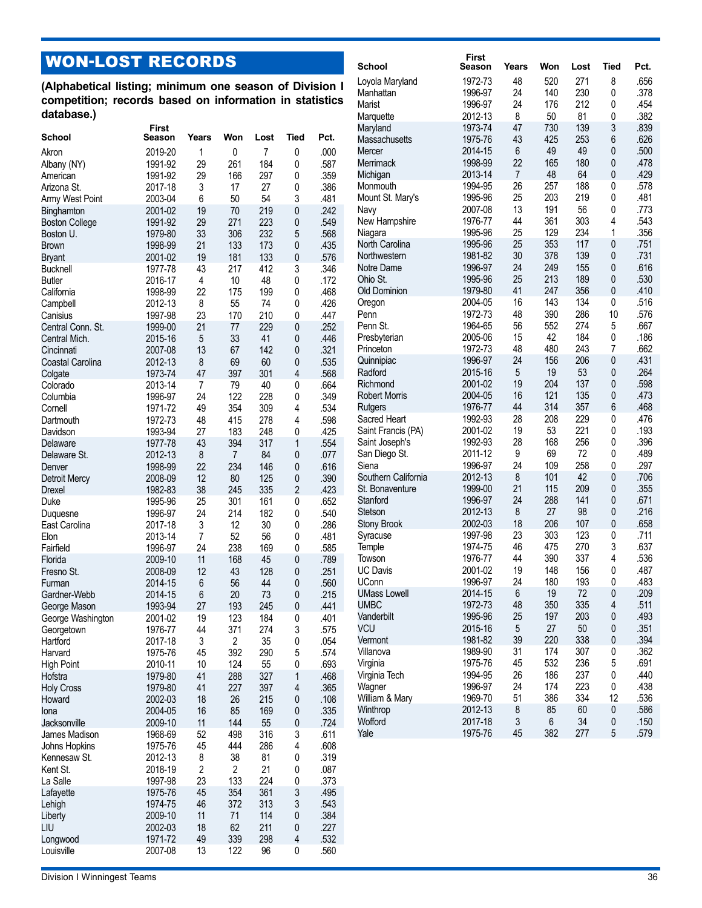# WON-LOST RECORDS

**(Alphabetical listing; minimum one season of Division I competition; records based on information in statistics database.)**

| School | First Season | Years | Won | Lost | Tied | Pct. |
|---|---|---|---|---|---|---|
| Akron | 2019-20 | 1 | 0 | 7 | 0 | .000 |
| Albany (NY) | 1991-92 | 29 | 261 | 184 | 0 | .587 |
| American | 1991-92 | 29 | 166 | 297 | 0 | .359 |
| Arizona St. | 2017-18 | 3 | 17 | 27 | 0 | .386 |
| Army West Point | 2003-04 | 6 | 50 | 54 | 3 | .481 |
| Binghamton | 2001-02 | 19 | 70 | 219 | 0 | .242 |
| Boston College | 1991-92 | 29 | 271 | 223 | 0 | .549 |
| Boston U. | 1979-80 | 33 | 306 | 232 | 5 | .568 |
| Brown | 1998-99 | 21 | 133 | 173 | 0 | .435 |
| Bryant | 2001-02 | 19 | 181 | 133 | 0 | .576 |
| Bucknell | 1977-78 | 43 | 217 | 412 | 3 | .346 |
| Butler | 2016-17 | 4 | 10 | 48 | 0 | .172 |
| California | 1998-99 | 22 | 175 | 199 | 0 | .468 |
| Campbell | 2012-13 | 8 | 55 | 74 | 0 | .426 |
| Canisius | 1997-98 | 23 | 170 | 210 | 0 | .447 |
| Central Conn. St. | 1999-00 | 21 | 77 | 229 | 0 | .252 |
| Central Mich. | 2015-16 | 5 | 33 | 41 | 0 | .446 |
| Cincinnati | 2007-08 | 13 | 67 | 142 | 0 | .321 |
| Coastal Carolina | 2012-13 | 8 | 69 | 60 | 0 | .535 |
| Colgate | 1973-74 | 47 | 397 | 301 | 4 | .568 |
| Colorado | 2013-14 | 7 | 79 | 40 | 0 | .664 |
| Columbia | 1996-97 | 24 | 122 | 228 | 0 | .349 |
| Cornell | 1971-72 | 49 | 354 | 309 | 4 | .534 |
| Dartmouth | 1972-73 | 48 | 415 | 278 | 4 | .598 |
| Davidson | 1993-94 | 27 | 183 | 248 | 0 | .425 |
| Delaware | 1977-78 | 43 | 394 | 317 | 1 | .554 |
| Delaware St. | 2012-13 | 8 | 7 | 84 | 0 | .077 |
| Denver | 1998-99 | 22 | 234 | 146 | 0 | .616 |
| Detroit Mercy | 2008-09 | 12 | 80 | 125 | 0 | .390 |
| Drexel | 1982-83 | 38 | 245 | 335 | 2 | .423 |
| Duke | 1995-96 | 25 | 301 | 161 | 0 | .652 |
| Duquesne | 1996-97 | 24 | 214 | 182 | 0 | .540 |
| East Carolina | 2017-18 | 3 | 12 | 30 | 0 | .286 |
| Elon | 2013-14 | 7 | 52 | 56 | 0 | .481 |
| Fairfield | 1996-97 | 24 | 238 | 169 | 0 | .585 |
| Florida | 2009-10 | 11 | 168 | 45 | 0 | .789 |
| Fresno St. | 2008-09 | 12 | 43 | 128 | 0 | .251 |
| Furman | 2014-15 | 6 | 56 | 44 | 0 | .560 |
| Gardner-Webb | 2014-15 | 6 | 20 | 73 | 0 | .215 |
| George Mason | 1993-94 | 27 | 193 | 245 | 0 | .441 |
| George Washington | 2001-02 | 19 | 123 | 184 | 0 | .401 |
| Georgetown | 1976-77 | 44 | 371 | 274 | 3 | .575 |
| Hartford | 2017-18 | 3 | 2 | 35 | 0 | .054 |
| Harvard | 1975-76 | 45 | 392 | 290 | 5 | .574 |
| High Point | 2010-11 | 10 | 124 | 55 | 0 | .693 |
| Hofstra | 1979-80 | 41 | 288 | 327 | 1 | .468 |
| Holy Cross | 1979-80 | 41 | 227 | 397 | 4 | .365 |
| Howard | 2002-03 | 18 | 26 | 215 | 0 | .108 |
| Iona | 2004-05 | 16 | 85 | 169 | 0 | .335 |
| Jacksonville | 2009-10 | 11 | 144 | 55 | 0 | .724 |
| James Madison | 1968-69 | 52 | 498 | 316 | 3 | .611 |
| Johns Hopkins | 1975-76 | 45 | 444 | 286 | 4 | .608 |
| Kennesaw St. | 2012-13 | 8 | 38 | 81 | 0 | .319 |
| Kent St. | 2018-19 | 2 | 2 | 21 | 0 | .087 |
| La Salle | 1997-98 | 23 | 133 | 224 | 0 | .373 |
| Lafayette | 1975-76 | 45 | 354 | 361 | 3 | .495 |
| Lehigh | 1974-75 | 46 | 372 | 313 | 3 | .543 |
| Liberty | 2009-10 | 11 | 71 | 114 | 0 | .384 |
| LIU | 2002-03 | 18 | 62 | 211 | 0 | .227 |
| Longwood | 1971-72 | 49 | 339 | 298 | 4 | .532 |
| Louisville | 2007-08 | 13 | 122 | 96 | 0 | .560 |
| Loyola Maryland | 1972-73 | 48 | 520 | 271 | 8 | .656 |
| Manhattan | 1996-97 | 24 | 140 | 230 | 0 | .378 |
| Marist | 1996-97 | 24 | 176 | 212 | 0 | .454 |
| Marquette | 2012-13 | 8 | 50 | 81 | 0 | .382 |
| Maryland | 1973-74 | 47 | 730 | 139 | 3 | .839 |
| Massachusetts | 1975-76 | 43 | 425 | 253 | 6 | .626 |
| Mercer | 2014-15 | 6 | 49 | 49 | 0 | .500 |
| Merrimack | 1998-99 | 22 | 165 | 180 | 0 | .478 |
| Michigan | 2013-14 | 7 | 48 | 64 | 0 | .429 |
| Monmouth | 1994-95 | 26 | 257 | 188 | 0 | .578 |
| Mount St. Mary's | 1995-96 | 25 | 203 | 219 | 0 | .481 |
| Navy | 2007-08 | 13 | 191 | 56 | 0 | .773 |
| New Hampshire | 1976-77 | 44 | 361 | 303 | 4 | .543 |
| Niagara | 1995-96 | 25 | 129 | 234 | 1 | .356 |
| North Carolina | 1995-96 | 25 | 353 | 117 | 0 | .751 |
| Northwestern | 1981-82 | 30 | 378 | 139 | 0 | .731 |
| Notre Dame | 1996-97 | 24 | 249 | 155 | 0 | .616 |
| Ohio St. | 1995-96 | 25 | 213 | 189 | 0 | .530 |
| Old Dominion | 1979-80 | 41 | 247 | 356 | 0 | .410 |
| Oregon | 2004-05 | 16 | 143 | 134 | 0 | .516 |
| Penn | 1972-73 | 48 | 390 | 286 | 10 | .576 |
| Penn St. | 1964-65 | 56 | 552 | 274 | 5 | .667 |
| Presbyterian | 2005-06 | 15 | 42 | 184 | 0 | .186 |
| Princeton | 1972-73 | 48 | 480 | 243 | 7 | .662 |
| Quinnipiac | 1996-97 | 24 | 156 | 206 | 0 | .431 |
| Radford | 2015-16 | 5 | 19 | 53 | 0 | .264 |
| Richmond | 2001-02 | 19 | 204 | 137 | 0 | .598 |
| Robert Morris | 2004-05 | 16 | 121 | 135 | 0 | .473 |
| Rutgers | 1976-77 | 44 | 314 | 357 | 6 | .468 |
| Sacred Heart | 1992-93 | 28 | 208 | 229 | 0 | .476 |
| Saint Francis (PA) | 2001-02 | 19 | 53 | 221 | 0 | .193 |
| Saint Joseph's | 1992-93 | 28 | 168 | 256 | 0 | .396 |
| San Diego St. | 2011-12 | 9 | 69 | 72 | 0 | .489 |
| Siena | 1996-97 | 24 | 109 | 258 | 0 | .297 |
| Southern California | 2012-13 | 8 | 101 | 42 | 0 | .706 |
| St. Bonaventure | 1999-00 | 21 | 115 | 209 | 0 | .355 |
| Stanford | 1996-97 | 24 | 288 | 141 | 0 | .671 |
| Stetson | 2012-13 | 8 | 27 | 98 | 0 | .216 |
| Stony Brook | 2002-03 | 18 | 206 | 107 | 0 | .658 |
| Syracuse | 1997-98 | 23 | 303 | 123 | 0 | .711 |
| Temple | 1974-75 | 46 | 475 | 270 | 3 | .637 |
| Towson | 1976-77 | 44 | 390 | 337 | 4 | .536 |
| UC Davis | 2001-02 | 19 | 148 | 156 | 0 | .487 |
| UConn | 1996-97 | 24 | 180 | 193 | 0 | .483 |
| UMass Lowell | 2014-15 | 6 | 19 | 72 | 0 | .209 |
| UMBC | 1972-73 | 48 | 350 | 335 | 4 | .511 |
| Vanderbilt | 1995-96 | 25 | 197 | 203 | 0 | .493 |
| VCU | 2015-16 | 5 | 27 | 50 | 0 | .351 |
| Vermont | 1981-82 | 39 | 220 | 338 | 0 | .394 |
| Villanova | 1989-90 | 31 | 174 | 307 | 0 | .362 |
| Virginia | 1975-76 | 45 | 532 | 236 | 5 | .691 |
| Virginia Tech | 1994-95 | 26 | 186 | 237 | 0 | .440 |
| Wagner | 1996-97 | 24 | 174 | 223 | 0 | .438 |
| William & Mary | 1969-70 | 51 | 386 | 334 | 12 | .536 |
| Winthrop | 2012-13 | 8 | 85 | 60 | 0 | .586 |
| Wofford | 2017-18 | 3 | 6 | 34 | 0 | .150 |
| Yale | 1975-76 | 45 | 382 | 277 | 5 | .579 |